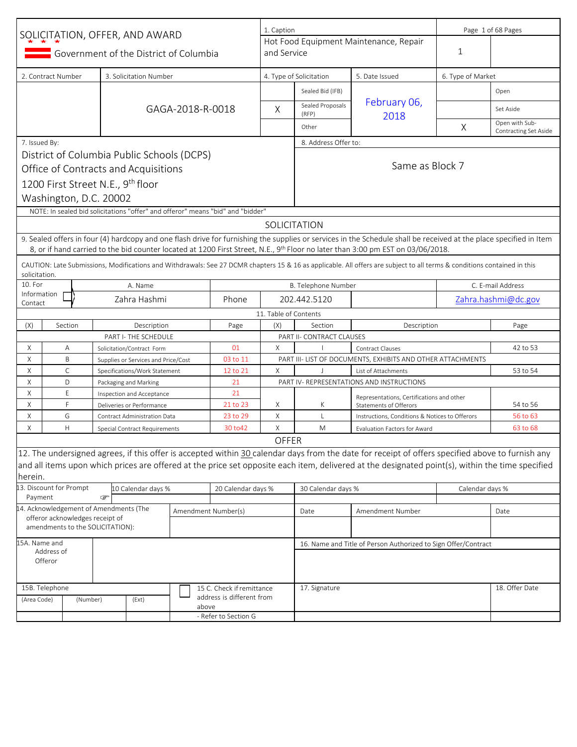# SOLICITATION, OFFER, AND AWARD

Government of the District of Columbia

| 1. Caption | Page 1 of 68 Pages |
|---|---|
| Hot Food Equipment Maintenance, Repair and Service | 1 |

| 2. Contract Number | 3. Solicitation Number | 4. Type of Solicitation | | 5. Date Issued | 6. Type of Market | |
|---|---|---|---|---|---|---|
| | GAGA-2018-R-0018 | | Sealed Bid (IFB) | February 06, 2018 | | Open |
| | | X | Sealed Proposals (RFP) | | | Set Aside |
| | | | Other | | X | Open with Sub-Contracting Set Aside |

**7. Issued By:**
District of Columbia Public Schools (DCPS)
Office of Contracts and Acquisitions
1200 First Street N.E., 9th floor
Washington, D.C. 20002

**8. Address Offer to:**
Same as Block 7

NOTE: In sealed bid solicitations "offer" and offeror" means "bid" and "bidder"

## SOLICITATION

9. Sealed offers in four (4) hardcopy and one flash drive for furnishing the supplies or services in the Schedule shall be received at the place specified in Item 8, or if hand carried to the bid counter located at 1200 First Street, N.E., 9th Floor no later than 3:00 pm EST on 03/06/2018.

CAUTION: Late Submissions, Modifications and Withdrawals: See 27 DCMR chapters 15 & 16 as applicable. All offers are subject to all terms & conditions contained in this solicitation.

| 10. For Information Contact | A. Name | B. Telephone Number | | C. E-mail Address |
|---|---|---|---|---|
| | Zahra Hashmi | Phone | 202.442.5120 | Zahra.hashmi@dc.gov |

### 11. Table of Contents

| (X) | Section | Description | Page | (X) | Section | Description | Page |
|---|---|---|---|---|---|---|---|
| | | PART I- THE SCHEDULE | | | | PART II- CONTRACT CLAUSES | |
| X | A | Solicitation/Contract Form | 01 | X | I | Contract Clauses | 42 to 53 |
| X | B | Supplies or Services and Price/Cost | 03 to 11 | | | PART III- LIST OF DOCUMENTS, EXHIBITS AND OTHER ATTACHMENTS | |
| X | C | Specifications/Work Statement | 12 to 21 | X | J | List of Attachments | 53 to 54 |
| X | D | Packaging and Marking | 21 | | | PART IV- REPRESENTATIONS AND INSTRUCTIONS | |
| X | E | Inspection and Acceptance | 21 | | | | |
| X | F | Deliveries or Performance | 21 to 23 | X | K | Representations, Certifications and other Statements of Offerors | 54 to 56 |
| X | G | Contract Administration Data | 23 to 29 | X | L | Instructions, Conditions & Notices to Offerors | 56 to 63 |
| X | H | Special Contract Requirements | 30 to42 | X | M | Evaluation Factors for Award | 63 to 68 |

## OFFER

12. The undersigned agrees, if this offer is accepted within 30 calendar days from the date for receipt of offers specified above to furnish any and all items upon which prices are offered at the price set opposite each item, delivered at the designated point(s), within the time specified herein.

| 13. Discount for Prompt Payment | 10 Calendar days % | 20 Calendar days % | 30 Calendar days % | Calendar days % |
|---|---|---|---|---|
| | | | | |

| 14. Acknowledgement of Amendments (The offeror acknowledges receipt of amendments to the SOLICITATION): | Amendment Number(s) | Date | Amendment Number | Date |
|---|---|---|---|---|
| | | | | |

| 15A. Name and Address of Offeror | | 16. Name and Title of Person Authorized to Sign Offer/Contract |
|---|---|---|
| | | |

| 15B. Telephone | | | 15 C. Check if remittance address is different from above - Refer to Section G | 17. Signature | 18. Offer Date |
|---|---|---|---|---|---|
| (Area Code) | (Number) | (Ext) | | | |
| | | | | | |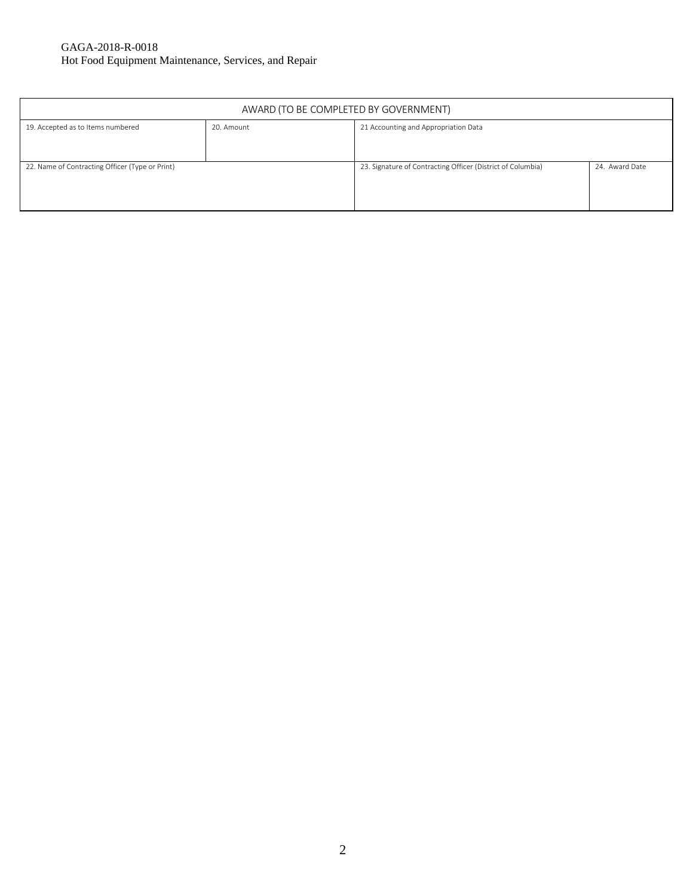| AWARD (TO BE COMPLETED BY GOVERNMENT) | | | |
|---|---|---|---|
| 19. Accepted as to Items numbered | 20. Amount | 21 Accounting and Appropriation Data | |
| 22. Name of Contracting Officer (Type or Print) | | 23. Signature of Contracting Officer (District of Columbia) | 24. Award Date |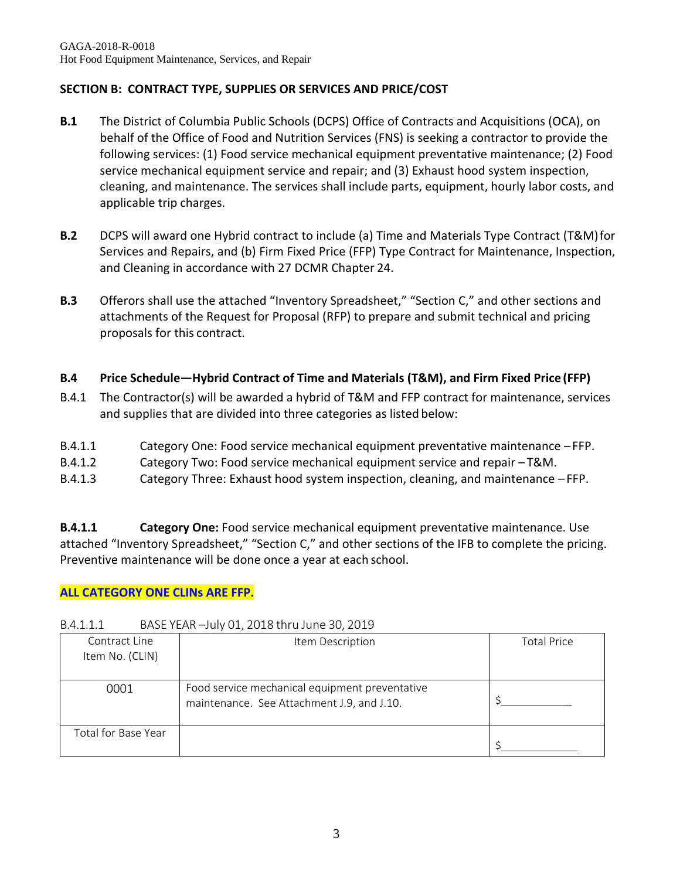## SECTION B: CONTRACT TYPE, SUPPLIES OR SERVICES AND PRICE/COST

**B.1** The District of Columbia Public Schools (DCPS) Office of Contracts and Acquisitions (OCA), on behalf of the Office of Food and Nutrition Services (FNS) is seeking a contractor to provide the following services: (1) Food service mechanical equipment preventative maintenance; (2) Food service mechanical equipment service and repair; and (3) Exhaust hood system inspection, cleaning, and maintenance. The services shall include parts, equipment, hourly labor costs, and applicable trip charges.

**B.2** DCPS will award one Hybrid contract to include (a) Time and Materials Type Contract (T&M) for Services and Repairs, and (b) Firm Fixed Price (FFP) Type Contract for Maintenance, Inspection, and Cleaning in accordance with 27 DCMR Chapter 24.

**B.3** Offerors shall use the attached "Inventory Spreadsheet," "Section C," and other sections and attachments of the Request for Proposal (RFP) to prepare and submit technical and pricing proposals for this contract.

### B.4 Price Schedule—Hybrid Contract of Time and Materials (T&M), and Firm Fixed Price (FFP)

B.4.1 The Contractor(s) will be awarded a hybrid of T&M and FFP contract for maintenance, services and supplies that are divided into three categories as listed below:

B.4.1.1 Category One: Food service mechanical equipment preventative maintenance – FFP.

B.4.1.2 Category Two: Food service mechanical equipment service and repair – T&M.

B.4.1.3 Category Three: Exhaust hood system inspection, cleaning, and maintenance – FFP.

**B.4.1.1 Category One:** Food service mechanical equipment preventative maintenance. Use attached "Inventory Spreadsheet," "Section C," and other sections of the IFB to complete the pricing. Preventive maintenance will be done once a year at each school.

**ALL CATEGORY ONE CLINs ARE FFP.**

B.4.1.1.1 BASE YEAR – July 01, 2018 thru June 30, 2019

| Contract Line Item No. (CLIN) | Item Description | Total Price |
|---|---|---|
| 0001 | Food service mechanical equipment preventative maintenance. See Attachment J.9, and J.10. | $\_\_\_\_\_\_\_\_\_\_ |
| Total for Base Year | | $\_\_\_\_\_\_\_\_\_\_ |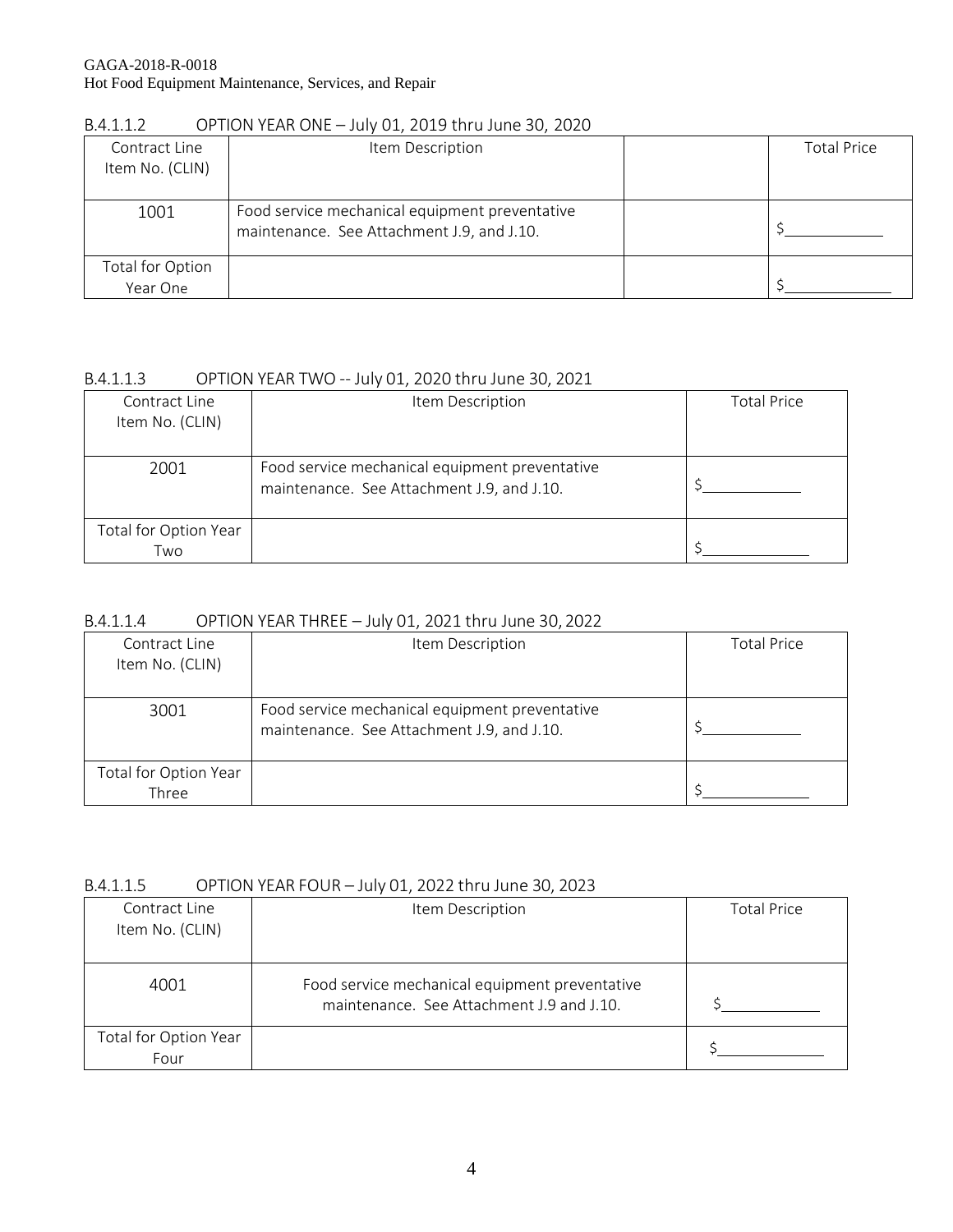GAGA-2018-R-0018
Hot Food Equipment Maintenance, Services, and Repair

B.4.1.1.2 OPTION YEAR ONE – July 01, 2019 thru June 30, 2020

| Contract Line Item No. (CLIN) | Item Description | | Total Price |
|---|---|---|---|
| 1001 | Food service mechanical equipment preventative maintenance. See Attachment J.9, and J.10. | | $\_\_\_\_\_\_\_\_\_\_\_\_ |
| Total for Option Year One | | | $\_\_\_\_\_\_\_\_\_\_\_\_ |

B.4.1.1.3 OPTION YEAR TWO -- July 01, 2020 thru June 30, 2021

| Contract Line Item No. (CLIN) | Item Description | Total Price |
|---|---|---|
| 2001 | Food service mechanical equipment preventative maintenance. See Attachment J.9, and J.10. | $\_\_\_\_\_\_\_\_\_\_\_\_ |
| Total for Option Year Two | | $\_\_\_\_\_\_\_\_\_\_\_\_ |

B.4.1.1.4 OPTION YEAR THREE – July 01, 2021 thru June 30, 2022

| Contract Line Item No. (CLIN) | Item Description | Total Price |
|---|---|---|
| 3001 | Food service mechanical equipment preventative maintenance. See Attachment J.9, and J.10. | $\_\_\_\_\_\_\_\_\_\_\_\_ |
| Total for Option Year Three | | $\_\_\_\_\_\_\_\_\_\_\_\_ |

B.4.1.1.5 OPTION YEAR FOUR – July 01, 2022 thru June 30, 2023

| Contract Line Item No. (CLIN) | Item Description | Total Price |
|---|---|---|
| 4001 | Food service mechanical equipment preventative maintenance. See Attachment J.9 and J.10. | $\_\_\_\_\_\_\_\_\_\_\_\_ |
| Total for Option Year Four | | $\_\_\_\_\_\_\_\_\_\_\_\_ |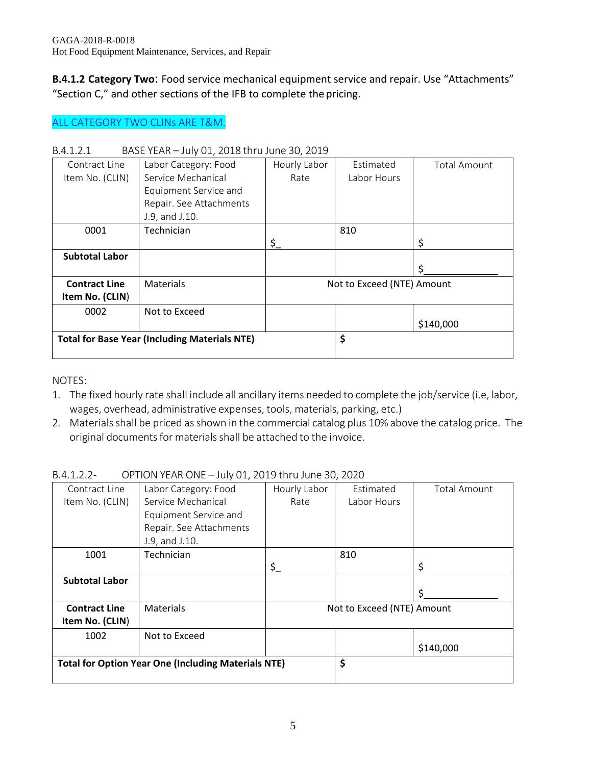**B.4.1.2 Category Two**: Food service mechanical equipment service and repair. Use "Attachments" "Section C," and other sections of the IFB to complete the pricing.

ALL CATEGORY TWO CLINs ARE T&M.

B.4.1.2.1 BASE YEAR – July 01, 2018 thru June 30, 2019

| Contract Line Item No. (CLIN) | Labor Category: Food Service Mechanical Equipment Service and Repair. See Attachments J.9, and J.10. | Hourly Labor Rate | Estimated Labor Hours | Total Amount |
|---|---|---|---|---|
| 0001 | Technician | $_ | 810 | $ |
| **Subtotal Labor** | | | | $______________ |
| **Contract Line Item No. (CLIN)** | Materials | Not to Exceed (NTE) Amount | | |
| 0002 | Not to Exceed | | | $140,000 |
| **Total for Base Year (Including Materials NTE)** | | | **$** | |

NOTES:

1. The fixed hourly rate shall include all ancillary items needed to complete the job/service (i.e, labor, wages, overhead, administrative expenses, tools, materials, parking, etc.)
2. Materials shall be priced as shown in the commercial catalog plus 10% above the catalog price. The original documents for materials shall be attached to the invoice.

B.4.1.2.2- OPTION YEAR ONE – July 01, 2019 thru June 30, 2020

| Contract Line Item No. (CLIN) | Labor Category: Food Service Mechanical Equipment Service and Repair. See Attachments J.9, and J.10. | Hourly Labor Rate | Estimated Labor Hours | Total Amount |
|---|---|---|---|---|
| 1001 | Technician | $_ | 810 | $ |
| **Subtotal Labor** | | | | $______________ |
| **Contract Line Item No. (CLIN)** | Materials | Not to Exceed (NTE) Amount | | |
| 1002 | Not to Exceed | | | $140,000 |
| **Total for Option Year One (Including Materials NTE)** | | | **$** | |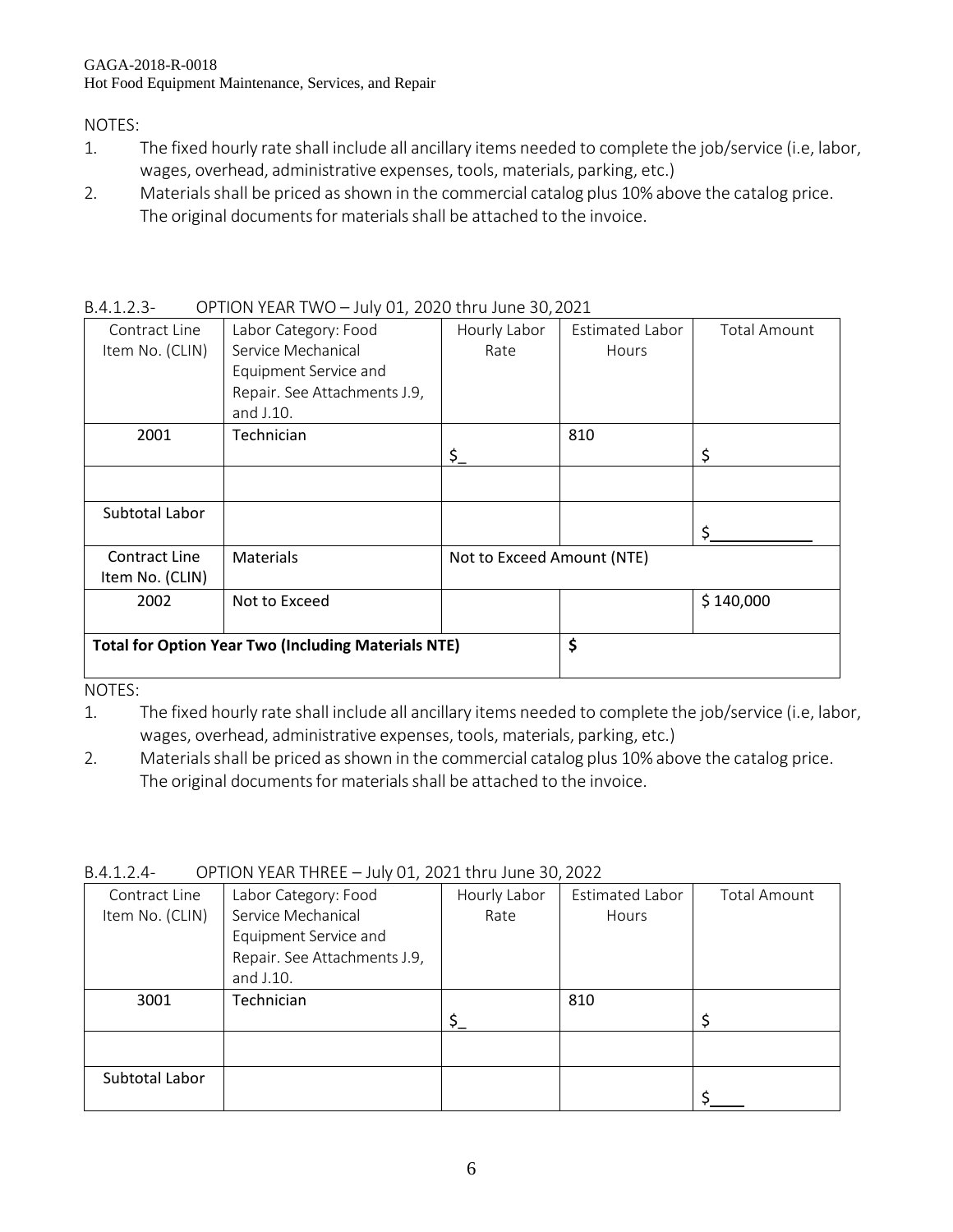NOTES:

1. The fixed hourly rate shall include all ancillary items needed to complete the job/service (i.e, labor, wages, overhead, administrative expenses, tools, materials, parking, etc.)
2. Materials shall be priced as shown in the commercial catalog plus 10% above the catalog price. The original documents for materials shall be attached to the invoice.

B.4.1.2.3- OPTION YEAR TWO – July 01, 2020 thru June 30, 2021

| Contract Line Item No. (CLIN) | Labor Category: Food Service Mechanical Equipment Service and Repair. See Attachments J.9, and J.10. | Hourly Labor Rate | Estimated Labor Hours | Total Amount |
|---|---|---|---|---|
| 2001 | Technician | $_ | 810 | $ |
| | | | | |
| Subtotal Labor | | | | $___________ |
| Contract Line Item No. (CLIN) | Materials | Not to Exceed Amount (NTE) | | |
| 2002 | Not to Exceed | | | $ 140,000 |
| **Total for Option Year Two (Including Materials NTE)** | | | **$** | |

NOTES:

1. The fixed hourly rate shall include all ancillary items needed to complete the job/service (i.e, labor, wages, overhead, administrative expenses, tools, materials, parking, etc.)
2. Materials shall be priced as shown in the commercial catalog plus 10% above the catalog price. The original documents for materials shall be attached to the invoice.

B.4.1.2.4- OPTION YEAR THREE – July 01, 2021 thru June 30, 2022

| Contract Line Item No. (CLIN) | Labor Category: Food Service Mechanical Equipment Service and Repair. See Attachments J.9, and J.10. | Hourly Labor Rate | Estimated Labor Hours | Total Amount |
|---|---|---|---|---|
| 3001 | Technician | $_ | 810 | $ |
| | | | | |
| Subtotal Labor | | | | $____ |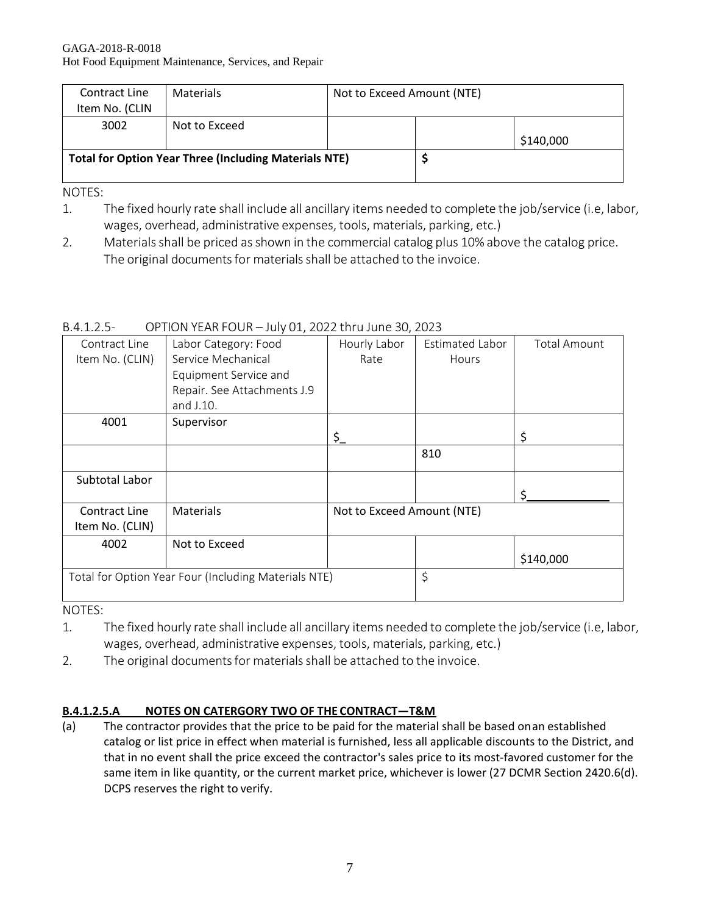| Contract Line Item No. (CLIN | Materials | Not to Exceed Amount (NTE) | | |
|---|---|---|---|---|
| 3002 | Not to Exceed | | | $140,000 |
| **Total for Option Year Three (Including Materials NTE)** | | | **$** | |

NOTES:

1. The fixed hourly rate shall include all ancillary items needed to complete the job/service (i.e, labor, wages, overhead, administrative expenses, tools, materials, parking, etc.)
2. Materials shall be priced as shown in the commercial catalog plus 10% above the catalog price. The original documents for materials shall be attached to the invoice.

B.4.1.2.5- OPTION YEAR FOUR – July 01, 2022 thru June 30, 2023

| Contract Line Item No. (CLIN) | Labor Category: Food Service Mechanical Equipment Service and Repair. See Attachments J.9 and J.10. | Hourly Labor Rate | Estimated Labor Hours | Total Amount |
|---|---|---|---|---|
| 4001 | Supervisor | $_ | | $ |
| | | | 810 | |
| Subtotal Labor | | | | $____________ |
| Contract Line Item No. (CLIN) | Materials | Not to Exceed Amount (NTE) | | |
| 4002 | Not to Exceed | | | $140,000 |
| Total for Option Year Four (Including Materials NTE) | | | $ | |

NOTES:

1. The fixed hourly rate shall include all ancillary items needed to complete the job/service (i.e, labor, wages, overhead, administrative expenses, tools, materials, parking, etc.)
2. The original documents for materials shall be attached to the invoice.

**B.4.1.2.5.A NOTES ON CATERGORY TWO OF THE CONTRACT—T&M**

(a) The contractor provides that the price to be paid for the material shall be based on an established catalog or list price in effect when material is furnished, less all applicable discounts to the District, and that in no event shall the price exceed the contractor's sales price to its most-favored customer for the same item in like quantity, or the current market price, whichever is lower (27 DCMR Section 2420.6(d). DCPS reserves the right to verify.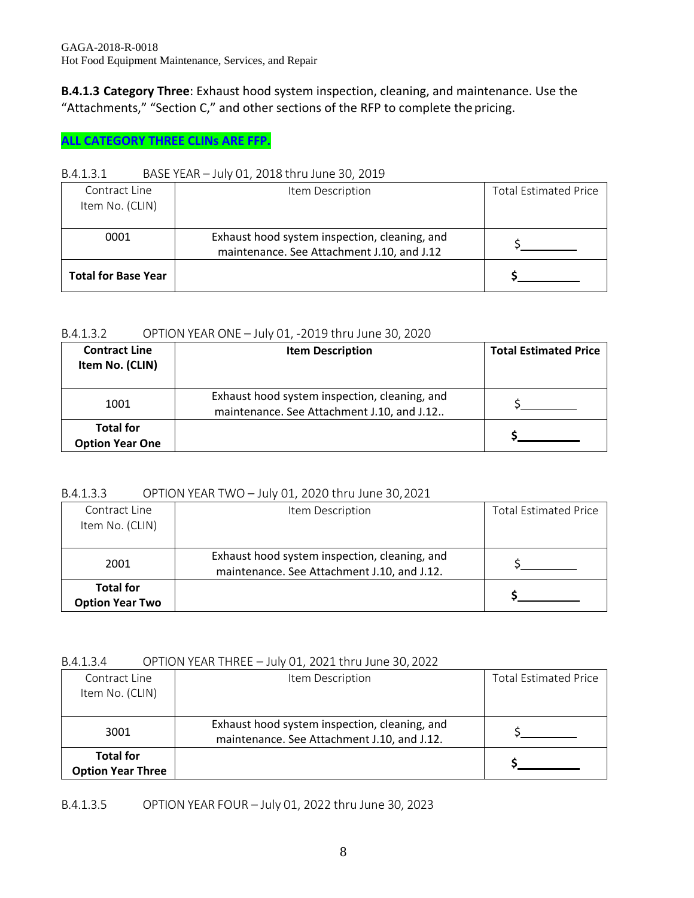**B.4.1.3 Category Three**: Exhaust hood system inspection, cleaning, and maintenance. Use the "Attachments," "Section C," and other sections of the RFP to complete the pricing.

**ALL CATEGORY THREE CLINs ARE FFP.**

B.4.1.3.1 BASE YEAR – July 01, 2018 thru June 30, 2019

| Contract Line Item No. (CLIN) | Item Description | Total Estimated Price |
|---|---|---|
| 0001 | Exhaust hood system inspection, cleaning, and maintenance. See Attachment J.10, and J.12 | $________ |
| **Total for Base Year** | | **$________** |

B.4.1.3.2 OPTION YEAR ONE – July 01, -2019 thru June 30, 2020

| **Contract Line Item No. (CLIN)** | **Item Description** | **Total Estimated Price** |
|---|---|---|
| 1001 | Exhaust hood system inspection, cleaning, and maintenance. See Attachment J.10, and J.12.. | $________ |
| **Total for Option Year One** | | **$________** |

B.4.1.3.3 OPTION YEAR TWO – July 01, 2020 thru June 30, 2021

| Contract Line Item No. (CLIN) | Item Description | Total Estimated Price |
|---|---|---|
| 2001 | Exhaust hood system inspection, cleaning, and maintenance. See Attachment J.10, and J.12. | $________ |
| **Total for Option Year Two** | | **$________** |

B.4.1.3.4 OPTION YEAR THREE – July 01, 2021 thru June 30, 2022

| Contract Line Item No. (CLIN) | Item Description | Total Estimated Price |
|---|---|---|
| 3001 | Exhaust hood system inspection, cleaning, and maintenance. See Attachment J.10, and J.12. | $________ |
| **Total for Option Year Three** | | **$________** |

B.4.1.3.5 OPTION YEAR FOUR – July 01, 2022 thru June 30, 2023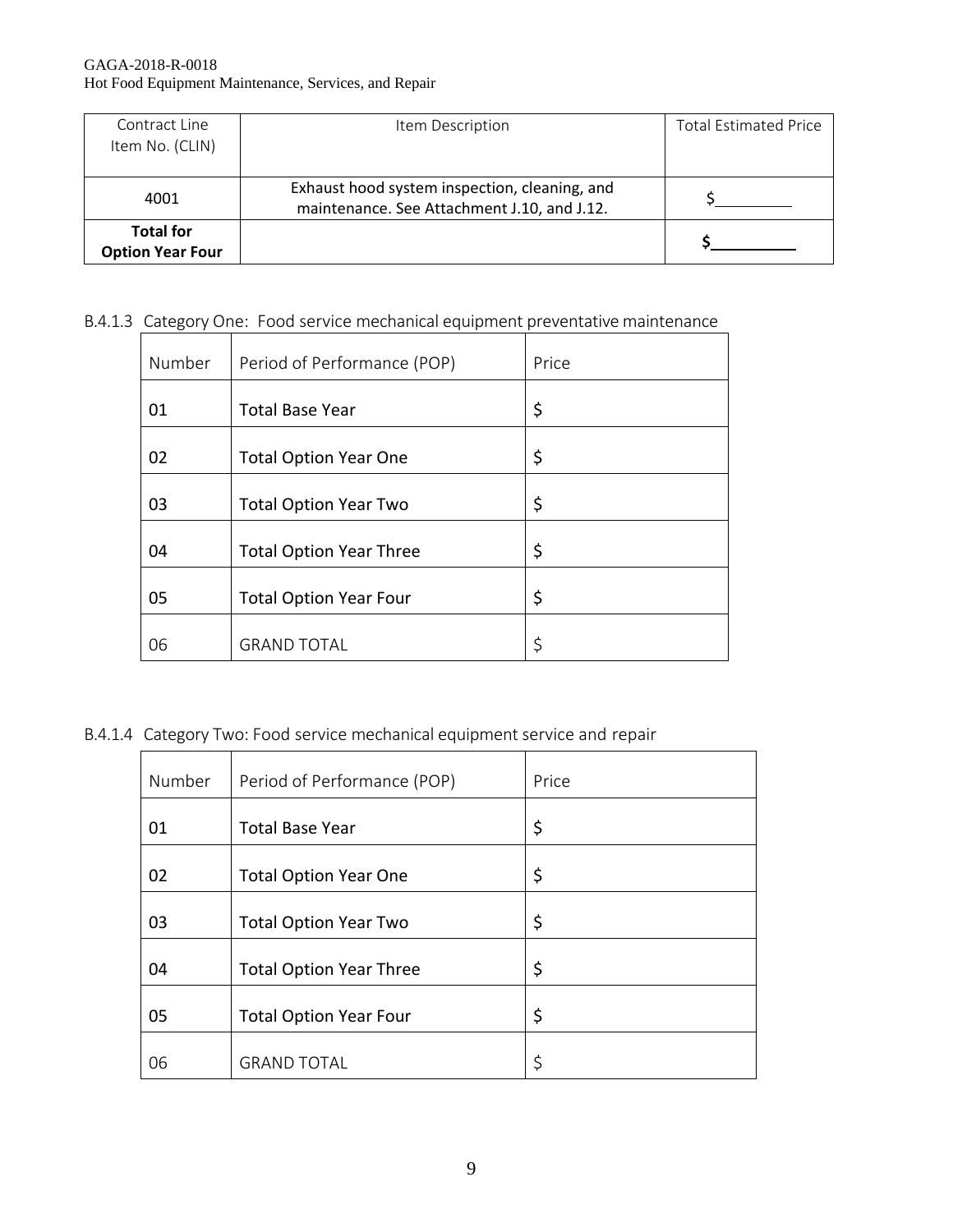| Contract Line Item No. (CLIN) | Item Description | Total Estimated Price |
|---|---|---|
| 4001 | Exhaust hood system inspection, cleaning, and maintenance. See Attachment J.10, and J.12. | $_________ |
| **Total for Option Year Four** | | **$_________** |

B.4.1.3 Category One: Food service mechanical equipment preventative maintenance

| Number | Period of Performance (POP) | Price |
|---|---|---|
| 01 | Total Base Year | $ |
| 02 | Total Option Year One | $ |
| 03 | Total Option Year Two | $ |
| 04 | Total Option Year Three | $ |
| 05 | Total Option Year Four | $ |
| 06 | GRAND TOTAL | $ |

B.4.1.4 Category Two: Food service mechanical equipment service and repair

| Number | Period of Performance (POP) | Price |
|---|---|---|
| 01 | Total Base Year | $ |
| 02 | Total Option Year One | $ |
| 03 | Total Option Year Two | $ |
| 04 | Total Option Year Three | $ |
| 05 | Total Option Year Four | $ |
| 06 | GRAND TOTAL | $ |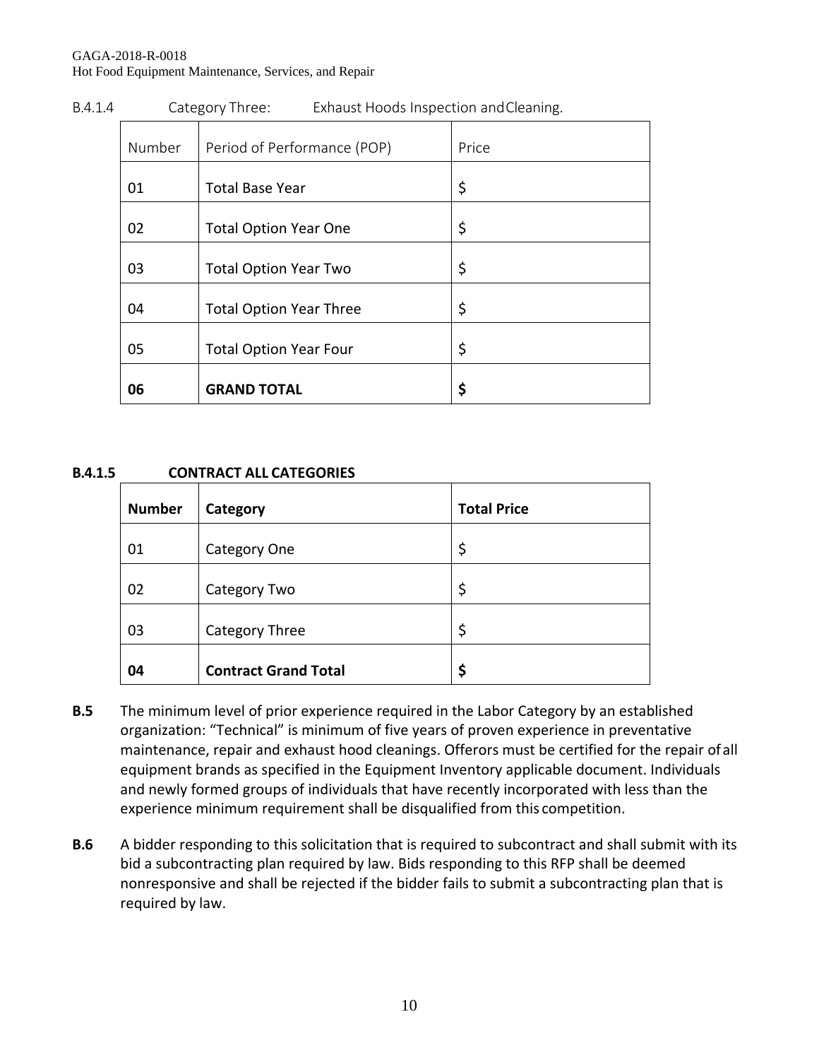B.4.1.4 Category Three: Exhaust Hoods Inspection and Cleaning.

| Number | Period of Performance (POP) | Price |
| --- | --- | --- |
| 01 | Total Base Year | $ |
| 02 | Total Option Year One | $ |
| 03 | Total Option Year Two | $ |
| 04 | Total Option Year Three | $ |
| 05 | Total Option Year Four | $ |
| **06** | **GRAND TOTAL** | **$** |

**B.4.1.5 CONTRACT ALL CATEGORIES**

| **Number** | **Category** | **Total Price** |
| --- | --- | --- |
| 01 | Category One | $ |
| 02 | Category Two | $ |
| 03 | Category Three | $ |
| **04** | **Contract Grand Total** | **$** |

**B.5** The minimum level of prior experience required in the Labor Category by an established organization: "Technical" is minimum of five years of proven experience in preventative maintenance, repair and exhaust hood cleanings. Offerors must be certified for the repair of all equipment brands as specified in the Equipment Inventory applicable document. Individuals and newly formed groups of individuals that have recently incorporated with less than the experience minimum requirement shall be disqualified from this competition.

**B.6** A bidder responding to this solicitation that is required to subcontract and shall submit with its bid a subcontracting plan required by law. Bids responding to this RFP shall be deemed nonresponsive and shall be rejected if the bidder fails to submit a subcontracting plan that is required by law.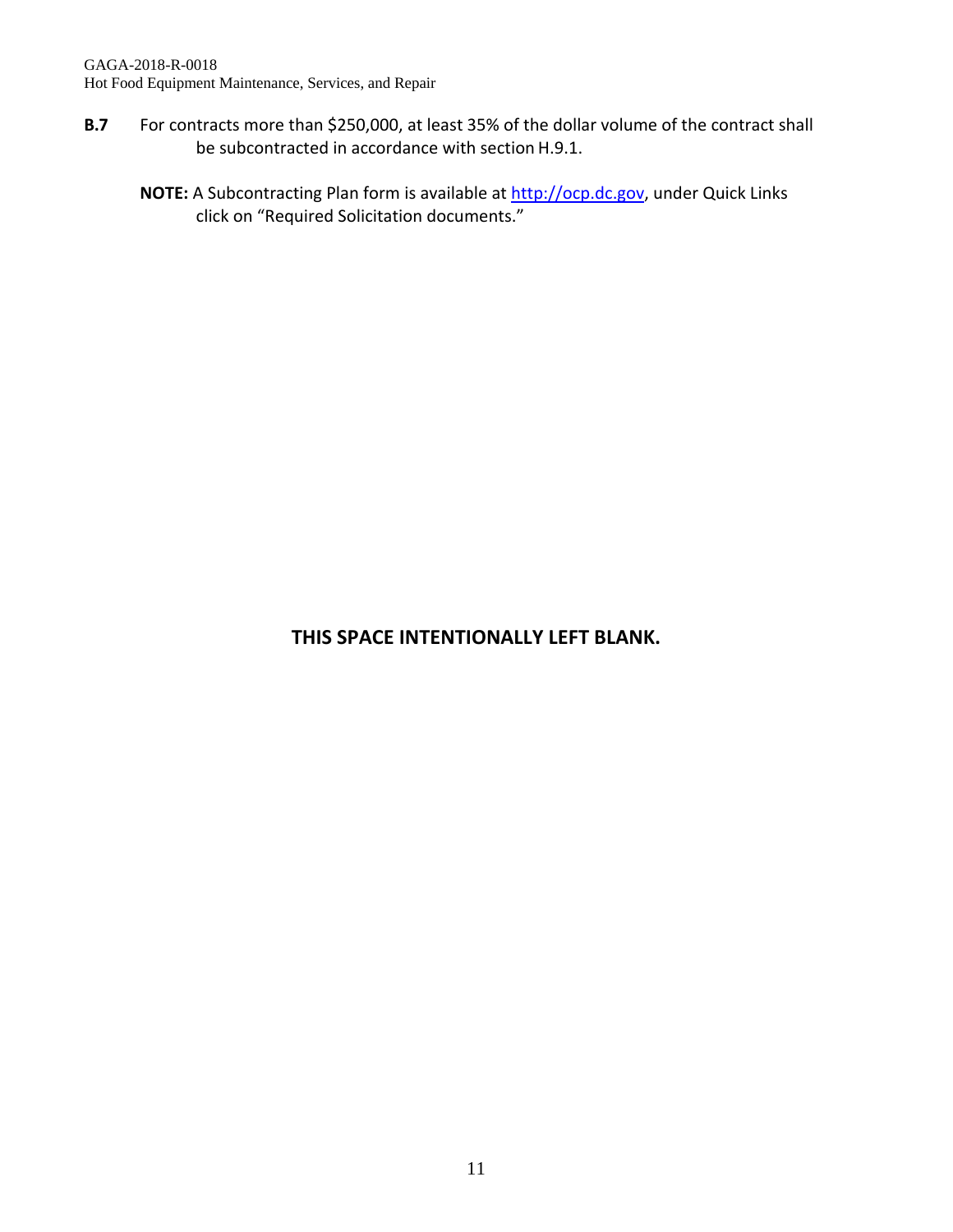**B.7** For contracts more than $250,000, at least 35% of the dollar volume of the contract shall be subcontracted in accordance with section H.9.1.

**NOTE:** A Subcontracting Plan form is available at [http://ocp.dc.gov](http://ocp.dc.gov), under Quick Links click on "Required Solicitation documents."

**THIS SPACE INTENTIONALLY LEFT BLANK.**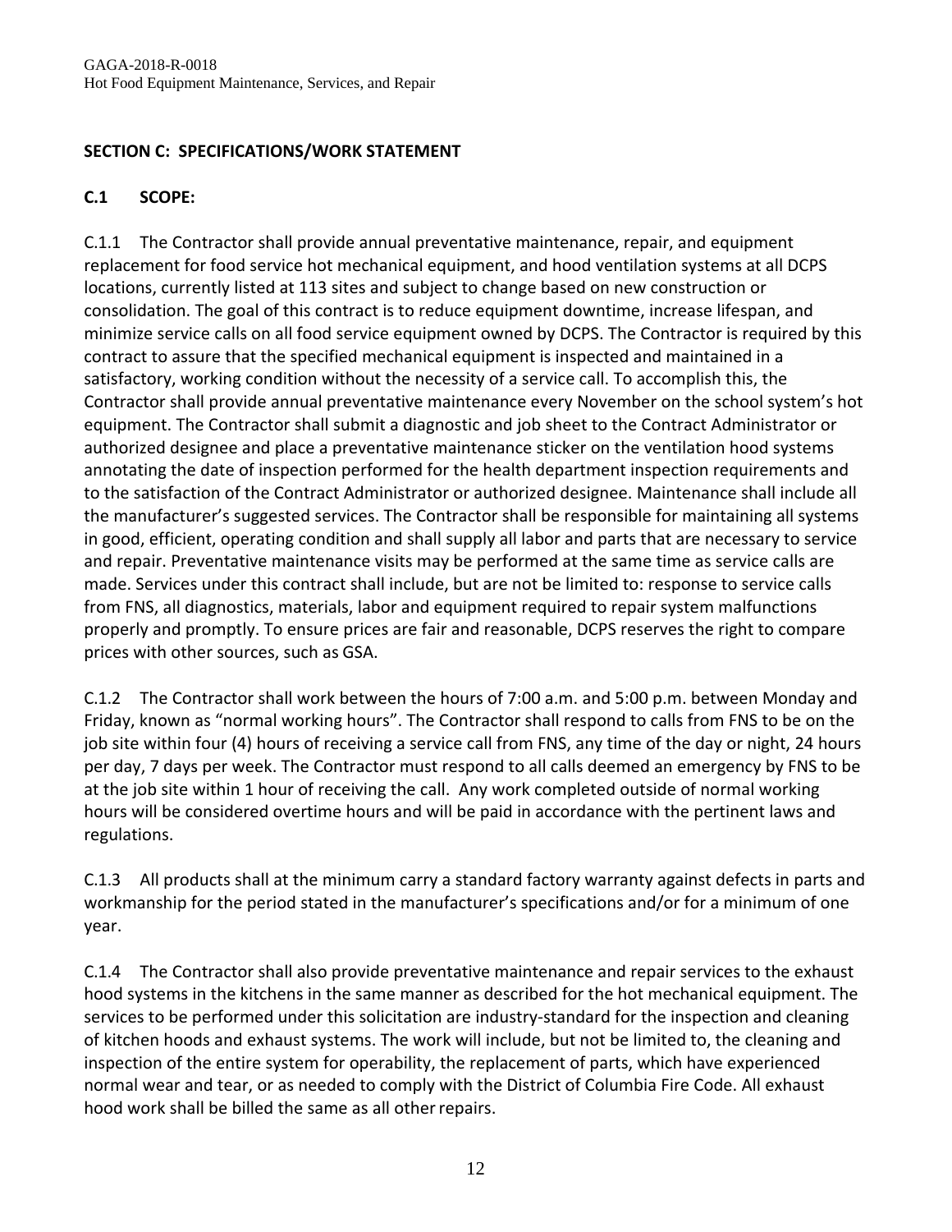## SECTION C: SPECIFICATIONS/WORK STATEMENT

### C.1 SCOPE:

C.1.1 The Contractor shall provide annual preventative maintenance, repair, and equipment replacement for food service hot mechanical equipment, and hood ventilation systems at all DCPS locations, currently listed at 113 sites and subject to change based on new construction or consolidation. The goal of this contract is to reduce equipment downtime, increase lifespan, and minimize service calls on all food service equipment owned by DCPS. The Contractor is required by this contract to assure that the specified mechanical equipment is inspected and maintained in a satisfactory, working condition without the necessity of a service call. To accomplish this, the Contractor shall provide annual preventative maintenance every November on the school system's hot equipment. The Contractor shall submit a diagnostic and job sheet to the Contract Administrator or authorized designee and place a preventative maintenance sticker on the ventilation hood systems annotating the date of inspection performed for the health department inspection requirements and to the satisfaction of the Contract Administrator or authorized designee. Maintenance shall include all the manufacturer's suggested services. The Contractor shall be responsible for maintaining all systems in good, efficient, operating condition and shall supply all labor and parts that are necessary to service and repair. Preventative maintenance visits may be performed at the same time as service calls are made. Services under this contract shall include, but are not be limited to: response to service calls from FNS, all diagnostics, materials, labor and equipment required to repair system malfunctions properly and promptly. To ensure prices are fair and reasonable, DCPS reserves the right to compare prices with other sources, such as GSA.

C.1.2 The Contractor shall work between the hours of 7:00 a.m. and 5:00 p.m. between Monday and Friday, known as "normal working hours". The Contractor shall respond to calls from FNS to be on the job site within four (4) hours of receiving a service call from FNS, any time of the day or night, 24 hours per day, 7 days per week. The Contractor must respond to all calls deemed an emergency by FNS to be at the job site within 1 hour of receiving the call. Any work completed outside of normal working hours will be considered overtime hours and will be paid in accordance with the pertinent laws and regulations.

C.1.3 All products shall at the minimum carry a standard factory warranty against defects in parts and workmanship for the period stated in the manufacturer's specifications and/or for a minimum of one year.

C.1.4 The Contractor shall also provide preventative maintenance and repair services to the exhaust hood systems in the kitchens in the same manner as described for the hot mechanical equipment. The services to be performed under this solicitation are industry-standard for the inspection and cleaning of kitchen hoods and exhaust systems. The work will include, but not be limited to, the cleaning and inspection of the entire system for operability, the replacement of parts, which have experienced normal wear and tear, or as needed to comply with the District of Columbia Fire Code. All exhaust hood work shall be billed the same as all other repairs.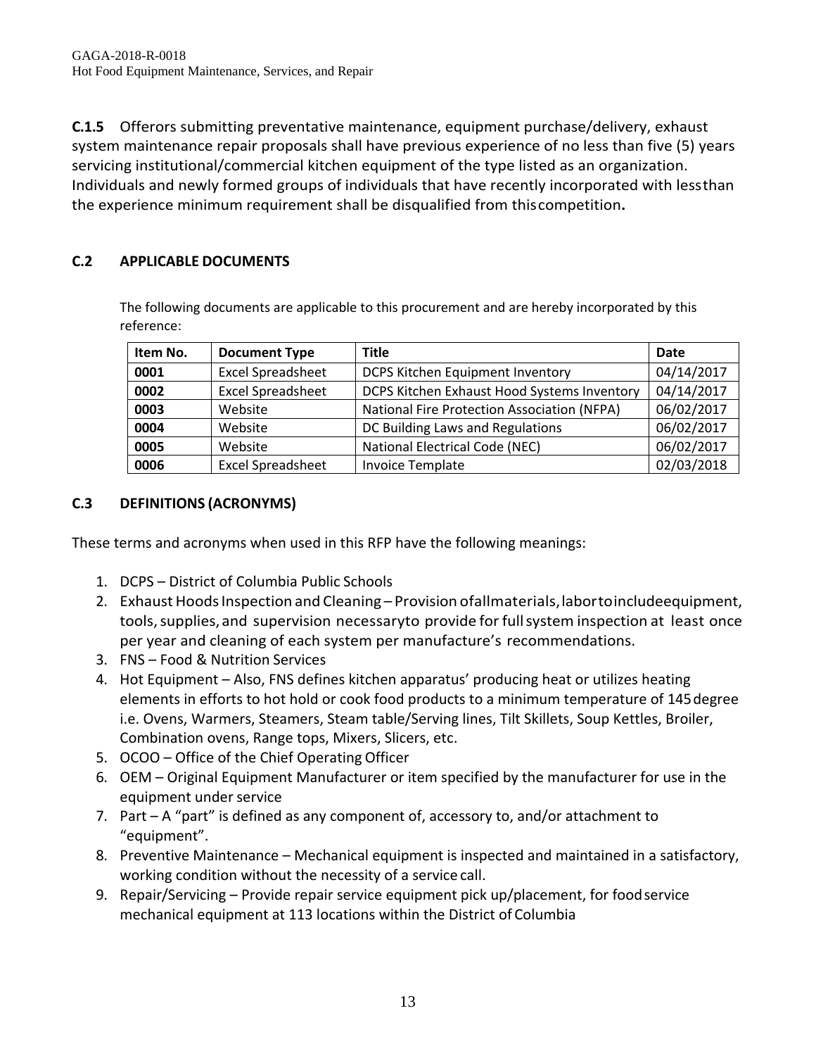**C.1.5** Offerors submitting preventative maintenance, equipment purchase/delivery, exhaust system maintenance repair proposals shall have previous experience of no less than five (5) years servicing institutional/commercial kitchen equipment of the type listed as an organization. Individuals and newly formed groups of individuals that have recently incorporated with less than the experience minimum requirement shall be disqualified from this competition**.**

## C.2 APPLICABLE DOCUMENTS

The following documents are applicable to this procurement and are hereby incorporated by this reference:

| Item No. | Document Type | Title | Date |
|---|---|---|---|
| **0001** | Excel Spreadsheet | DCPS Kitchen Equipment Inventory | 04/14/2017 |
| **0002** | Excel Spreadsheet | DCPS Kitchen Exhaust Hood Systems Inventory | 04/14/2017 |
| **0003** | Website | National Fire Protection Association (NFPA) | 06/02/2017 |
| **0004** | Website | DC Building Laws and Regulations | 06/02/2017 |
| **0005** | Website | National Electrical Code (NEC) | 06/02/2017 |
| **0006** | Excel Spreadsheet | Invoice Template | 02/03/2018 |

## C.3 DEFINITIONS (ACRONYMS)

These terms and acronyms when used in this RFP have the following meanings:

1. DCPS – District of Columbia Public Schools
2. Exhaust Hoods Inspection and Cleaning – Provision of all materials, labor to include equipment, tools, supplies, and supervision necessary to provide for full system inspection at least once per year and cleaning of each system per manufacture's recommendations.
3. FNS – Food & Nutrition Services
4. Hot Equipment – Also, FNS defines kitchen apparatus' producing heat or utilizes heating elements in efforts to hot hold or cook food products to a minimum temperature of 145 degree i.e. Ovens, Warmers, Steamers, Steam table/Serving lines, Tilt Skillets, Soup Kettles, Broiler, Combination ovens, Range tops, Mixers, Slicers, etc.
5. OCOO – Office of the Chief Operating Officer
6. OEM – Original Equipment Manufacturer or item specified by the manufacturer for use in the equipment under service
7. Part – A "part" is defined as any component of, accessory to, and/or attachment to "equipment".
8. Preventive Maintenance – Mechanical equipment is inspected and maintained in a satisfactory, working condition without the necessity of a service call.
9. Repair/Servicing – Provide repair service equipment pick up/placement, for food service mechanical equipment at 113 locations within the District of Columbia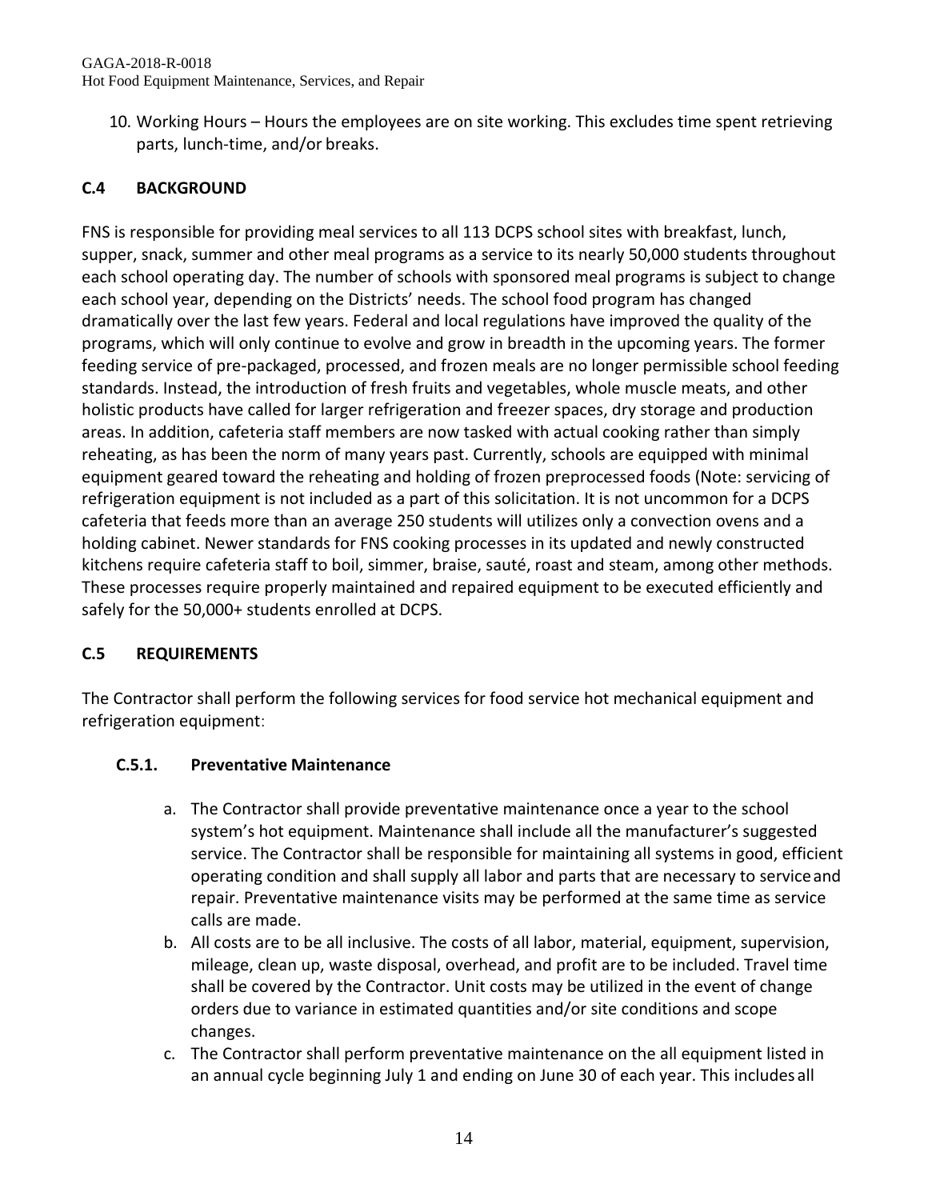10. Working Hours – Hours the employees are on site working. This excludes time spent retrieving parts, lunch-time, and/or breaks.

## C.4 BACKGROUND

FNS is responsible for providing meal services to all 113 DCPS school sites with breakfast, lunch, supper, snack, summer and other meal programs as a service to its nearly 50,000 students throughout each school operating day. The number of schools with sponsored meal programs is subject to change each school year, depending on the Districts' needs. The school food program has changed dramatically over the last few years. Federal and local regulations have improved the quality of the programs, which will only continue to evolve and grow in breadth in the upcoming years. The former feeding service of pre-packaged, processed, and frozen meals are no longer permissible school feeding standards. Instead, the introduction of fresh fruits and vegetables, whole muscle meats, and other holistic products have called for larger refrigeration and freezer spaces, dry storage and production areas. In addition, cafeteria staff members are now tasked with actual cooking rather than simply reheating, as has been the norm of many years past. Currently, schools are equipped with minimal equipment geared toward the reheating and holding of frozen preprocessed foods (Note: servicing of refrigeration equipment is not included as a part of this solicitation. It is not uncommon for a DCPS cafeteria that feeds more than an average 250 students will utilizes only a convection ovens and a holding cabinet. Newer standards for FNS cooking processes in its updated and newly constructed kitchens require cafeteria staff to boil, simmer, braise, sauté, roast and steam, among other methods. These processes require properly maintained and repaired equipment to be executed efficiently and safely for the 50,000+ students enrolled at DCPS.

## C.5 REQUIREMENTS

The Contractor shall perform the following services for food service hot mechanical equipment and refrigeration equipment:

### C.5.1. Preventative Maintenance

a. The Contractor shall provide preventative maintenance once a year to the school system's hot equipment. Maintenance shall include all the manufacturer's suggested service. The Contractor shall be responsible for maintaining all systems in good, efficient operating condition and shall supply all labor and parts that are necessary to service and repair. Preventative maintenance visits may be performed at the same time as service calls are made.

b. All costs are to be all inclusive. The costs of all labor, material, equipment, supervision, mileage, clean up, waste disposal, overhead, and profit are to be included. Travel time shall be covered by the Contractor. Unit costs may be utilized in the event of change orders due to variance in estimated quantities and/or site conditions and scope changes.

c. The Contractor shall perform preventative maintenance on the all equipment listed in an annual cycle beginning July 1 and ending on June 30 of each year. This includes all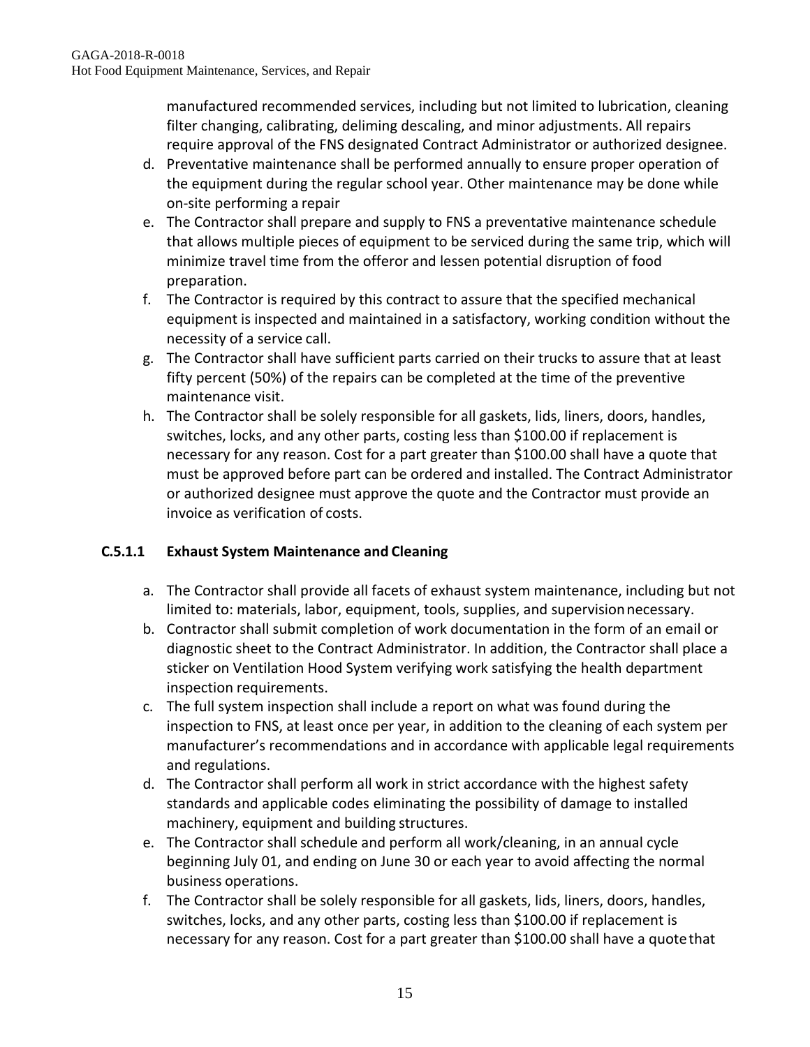manufactured recommended services, including but not limited to lubrication, cleaning filter changing, calibrating, deliming descaling, and minor adjustments. All repairs require approval of the FNS designated Contract Administrator or authorized designee.

d. Preventative maintenance shall be performed annually to ensure proper operation of the equipment during the regular school year. Other maintenance may be done while on-site performing a repair
e. The Contractor shall prepare and supply to FNS a preventative maintenance schedule that allows multiple pieces of equipment to be serviced during the same trip, which will minimize travel time from the offeror and lessen potential disruption of food preparation.
f. The Contractor is required by this contract to assure that the specified mechanical equipment is inspected and maintained in a satisfactory, working condition without the necessity of a service call.
g. The Contractor shall have sufficient parts carried on their trucks to assure that at least fifty percent (50%) of the repairs can be completed at the time of the preventive maintenance visit.
h. The Contractor shall be solely responsible for all gaskets, lids, liners, doors, handles, switches, locks, and any other parts, costing less than $100.00 if replacement is necessary for any reason. Cost for a part greater than $100.00 shall have a quote that must be approved before part can be ordered and installed. The Contract Administrator or authorized designee must approve the quote and the Contractor must provide an invoice as verification of costs.

### C.5.1.1 Exhaust System Maintenance and Cleaning

a. The Contractor shall provide all facets of exhaust system maintenance, including but not limited to: materials, labor, equipment, tools, supplies, and supervision necessary.
b. Contractor shall submit completion of work documentation in the form of an email or diagnostic sheet to the Contract Administrator. In addition, the Contractor shall place a sticker on Ventilation Hood System verifying work satisfying the health department inspection requirements.
c. The full system inspection shall include a report on what was found during the inspection to FNS, at least once per year, in addition to the cleaning of each system per manufacturer's recommendations and in accordance with applicable legal requirements and regulations.
d. The Contractor shall perform all work in strict accordance with the highest safety standards and applicable codes eliminating the possibility of damage to installed machinery, equipment and building structures.
e. The Contractor shall schedule and perform all work/cleaning, in an annual cycle beginning July 01, and ending on June 30 or each year to avoid affecting the normal business operations.
f. The Contractor shall be solely responsible for all gaskets, lids, liners, doors, handles, switches, locks, and any other parts, costing less than $100.00 if replacement is necessary for any reason. Cost for a part greater than $100.00 shall have a quote that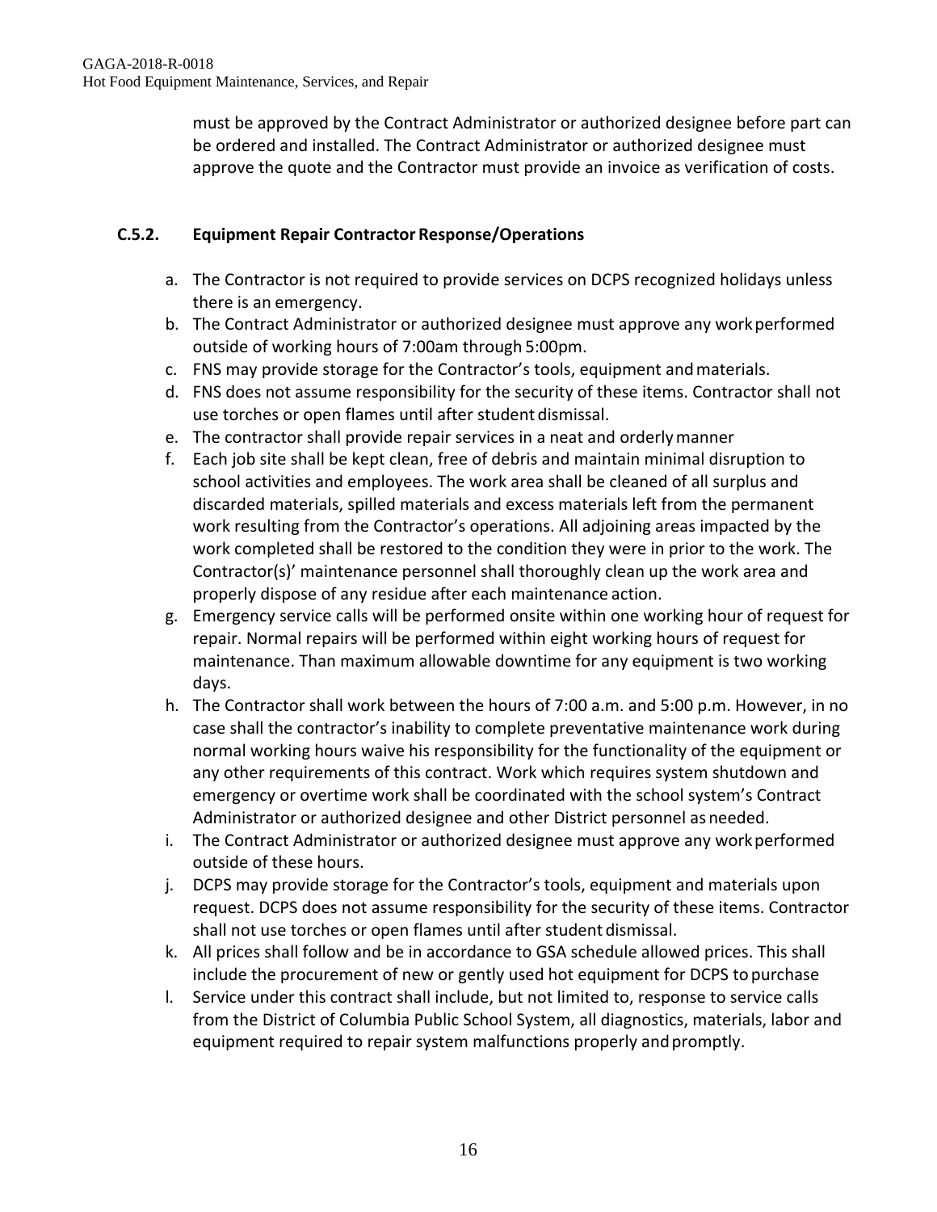must be approved by the Contract Administrator or authorized designee before part can be ordered and installed. The Contract Administrator or authorized designee must approve the quote and the Contractor must provide an invoice as verification of costs.

### C.5.2. Equipment Repair Contractor Response/Operations

a. The Contractor is not required to provide services on DCPS recognized holidays unless there is an emergency.
b. The Contract Administrator or authorized designee must approve any work performed outside of working hours of 7:00am through 5:00pm.
c. FNS may provide storage for the Contractor's tools, equipment and materials.
d. FNS does not assume responsibility for the security of these items. Contractor shall not use torches or open flames until after student dismissal.
e. The contractor shall provide repair services in a neat and orderly manner
f. Each job site shall be kept clean, free of debris and maintain minimal disruption to school activities and employees. The work area shall be cleaned of all surplus and discarded materials, spilled materials and excess materials left from the permanent work resulting from the Contractor's operations. All adjoining areas impacted by the work completed shall be restored to the condition they were in prior to the work. The Contractor(s)' maintenance personnel shall thoroughly clean up the work area and properly dispose of any residue after each maintenance action.
g. Emergency service calls will be performed onsite within one working hour of request for repair. Normal repairs will be performed within eight working hours of request for maintenance. Than maximum allowable downtime for any equipment is two working days.
h. The Contractor shall work between the hours of 7:00 a.m. and 5:00 p.m. However, in no case shall the contractor's inability to complete preventative maintenance work during normal working hours waive his responsibility for the functionality of the equipment or any other requirements of this contract. Work which requires system shutdown and emergency or overtime work shall be coordinated with the school system's Contract Administrator or authorized designee and other District personnel as needed.
i. The Contract Administrator or authorized designee must approve any work performed outside of these hours.
j. DCPS may provide storage for the Contractor's tools, equipment and materials upon request. DCPS does not assume responsibility for the security of these items. Contractor shall not use torches or open flames until after student dismissal.
k. All prices shall follow and be in accordance to GSA schedule allowed prices. This shall include the procurement of new or gently used hot equipment for DCPS to purchase
l. Service under this contract shall include, but not limited to, response to service calls from the District of Columbia Public School System, all diagnostics, materials, labor and equipment required to repair system malfunctions properly and promptly.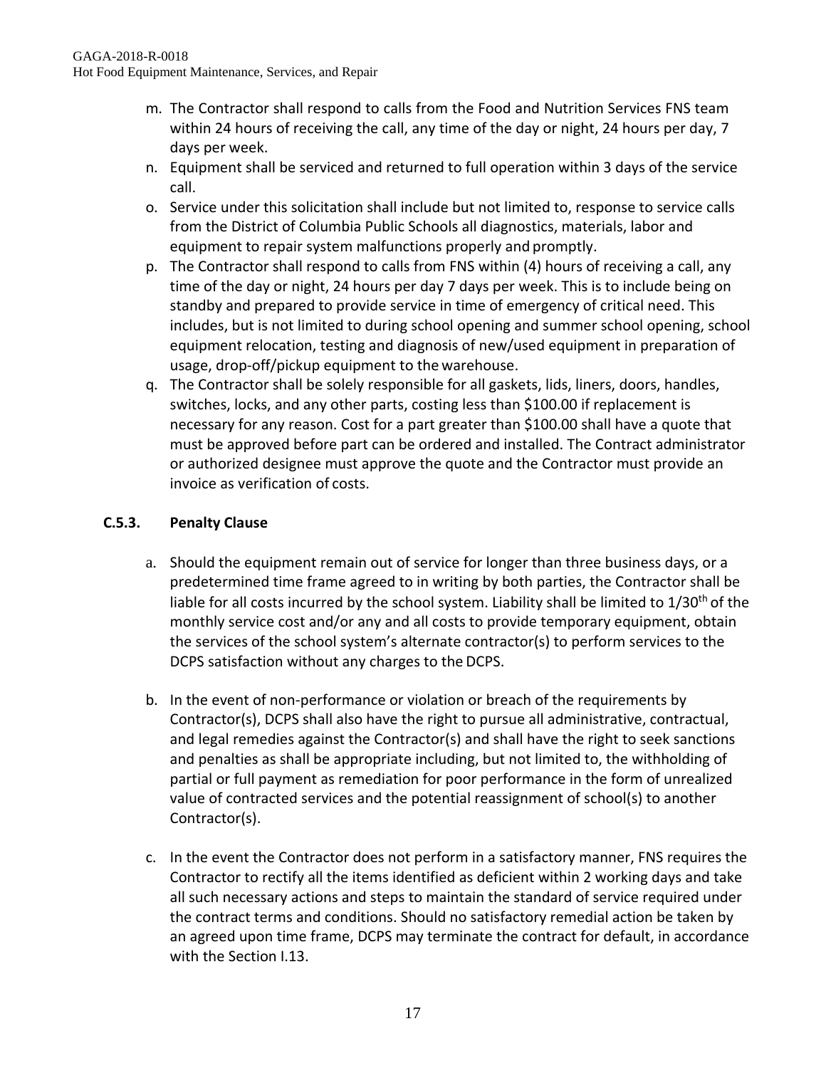m. The Contractor shall respond to calls from the Food and Nutrition Services FNS team within 24 hours of receiving the call, any time of the day or night, 24 hours per day, 7 days per week.

n. Equipment shall be serviced and returned to full operation within 3 days of the service call.

o. Service under this solicitation shall include but not limited to, response to service calls from the District of Columbia Public Schools all diagnostics, materials, labor and equipment to repair system malfunctions properly and promptly.

p. The Contractor shall respond to calls from FNS within (4) hours of receiving a call, any time of the day or night, 24 hours per day 7 days per week. This is to include being on standby and prepared to provide service in time of emergency of critical need. This includes, but is not limited to during school opening and summer school opening, school equipment relocation, testing and diagnosis of new/used equipment in preparation of usage, drop-off/pickup equipment to the warehouse.

q. The Contractor shall be solely responsible for all gaskets, lids, liners, doors, handles, switches, locks, and any other parts, costing less than $100.00 if replacement is necessary for any reason. Cost for a part greater than $100.00 shall have a quote that must be approved before part can be ordered and installed. The Contract administrator or authorized designee must approve the quote and the Contractor must provide an invoice as verification of costs.

### C.5.3. Penalty Clause

a. Should the equipment remain out of service for longer than three business days, or a predetermined time frame agreed to in writing by both parties, the Contractor shall be liable for all costs incurred by the school system. Liability shall be limited to 1/30th of the monthly service cost and/or any and all costs to provide temporary equipment, obtain the services of the school system's alternate contractor(s) to perform services to the DCPS satisfaction without any charges to the DCPS.

b. In the event of non-performance or violation or breach of the requirements by Contractor(s), DCPS shall also have the right to pursue all administrative, contractual, and legal remedies against the Contractor(s) and shall have the right to seek sanctions and penalties as shall be appropriate including, but not limited to, the withholding of partial or full payment as remediation for poor performance in the form of unrealized value of contracted services and the potential reassignment of school(s) to another Contractor(s).

c. In the event the Contractor does not perform in a satisfactory manner, FNS requires the Contractor to rectify all the items identified as deficient within 2 working days and take all such necessary actions and steps to maintain the standard of service required under the contract terms and conditions. Should no satisfactory remedial action be taken by an agreed upon time frame, DCPS may terminate the contract for default, in accordance with the Section I.13.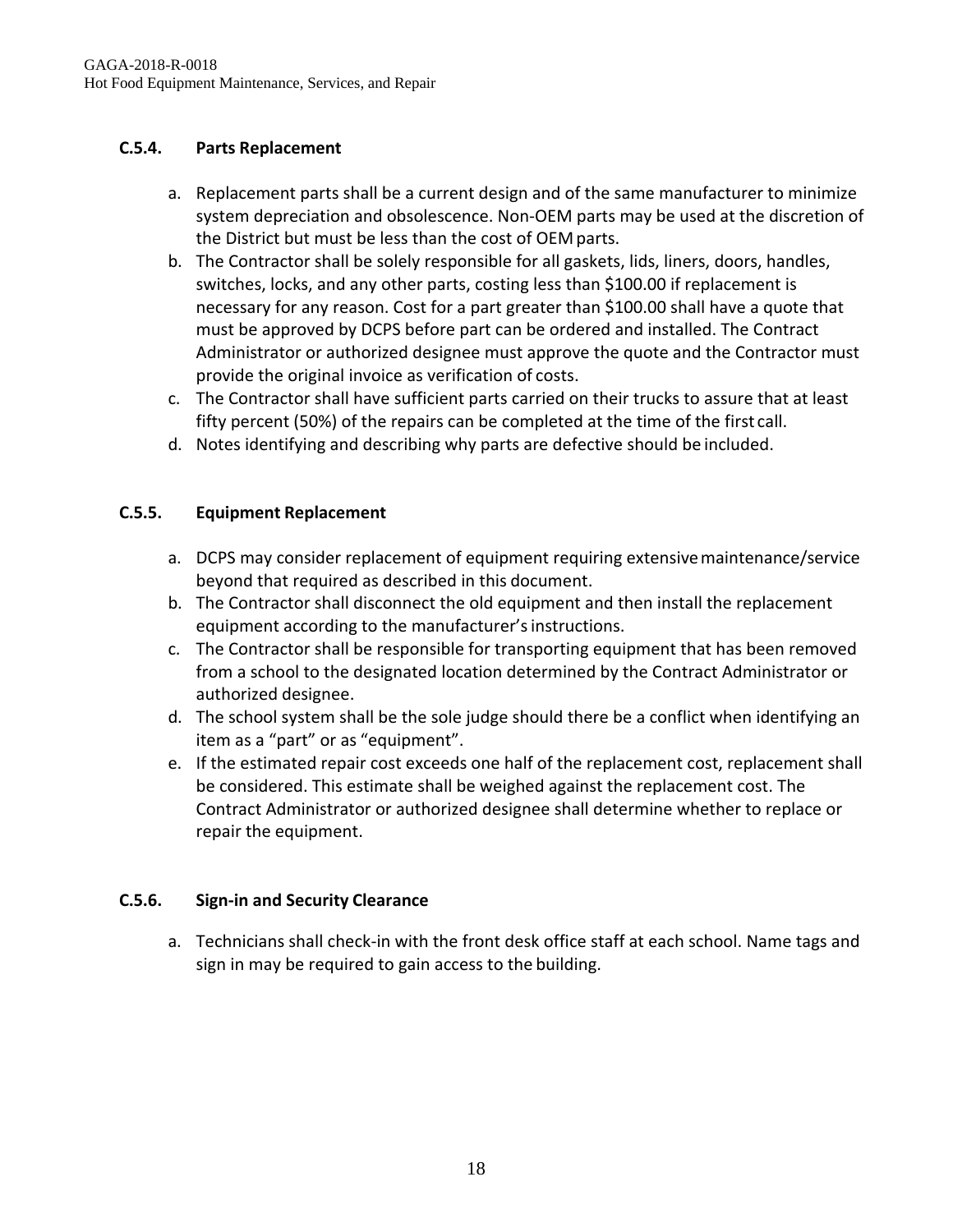### C.5.4. Parts Replacement

a. Replacement parts shall be a current design and of the same manufacturer to minimize system depreciation and obsolescence. Non-OEM parts may be used at the discretion of the District but must be less than the cost of OEM parts.
b. The Contractor shall be solely responsible for all gaskets, lids, liners, doors, handles, switches, locks, and any other parts, costing less than $100.00 if replacement is necessary for any reason. Cost for a part greater than $100.00 shall have a quote that must be approved by DCPS before part can be ordered and installed. The Contract Administrator or authorized designee must approve the quote and the Contractor must provide the original invoice as verification of costs.
c. The Contractor shall have sufficient parts carried on their trucks to assure that at least fifty percent (50%) of the repairs can be completed at the time of the first call.
d. Notes identifying and describing why parts are defective should be included.

### C.5.5. Equipment Replacement

a. DCPS may consider replacement of equipment requiring extensive maintenance/service beyond that required as described in this document.
b. The Contractor shall disconnect the old equipment and then install the replacement equipment according to the manufacturer's instructions.
c. The Contractor shall be responsible for transporting equipment that has been removed from a school to the designated location determined by the Contract Administrator or authorized designee.
d. The school system shall be the sole judge should there be a conflict when identifying an item as a "part" or as "equipment".
e. If the estimated repair cost exceeds one half of the replacement cost, replacement shall be considered. This estimate shall be weighed against the replacement cost. The Contract Administrator or authorized designee shall determine whether to replace or repair the equipment.

### C.5.6. Sign-in and Security Clearance

a. Technicians shall check-in with the front desk office staff at each school. Name tags and sign in may be required to gain access to the building.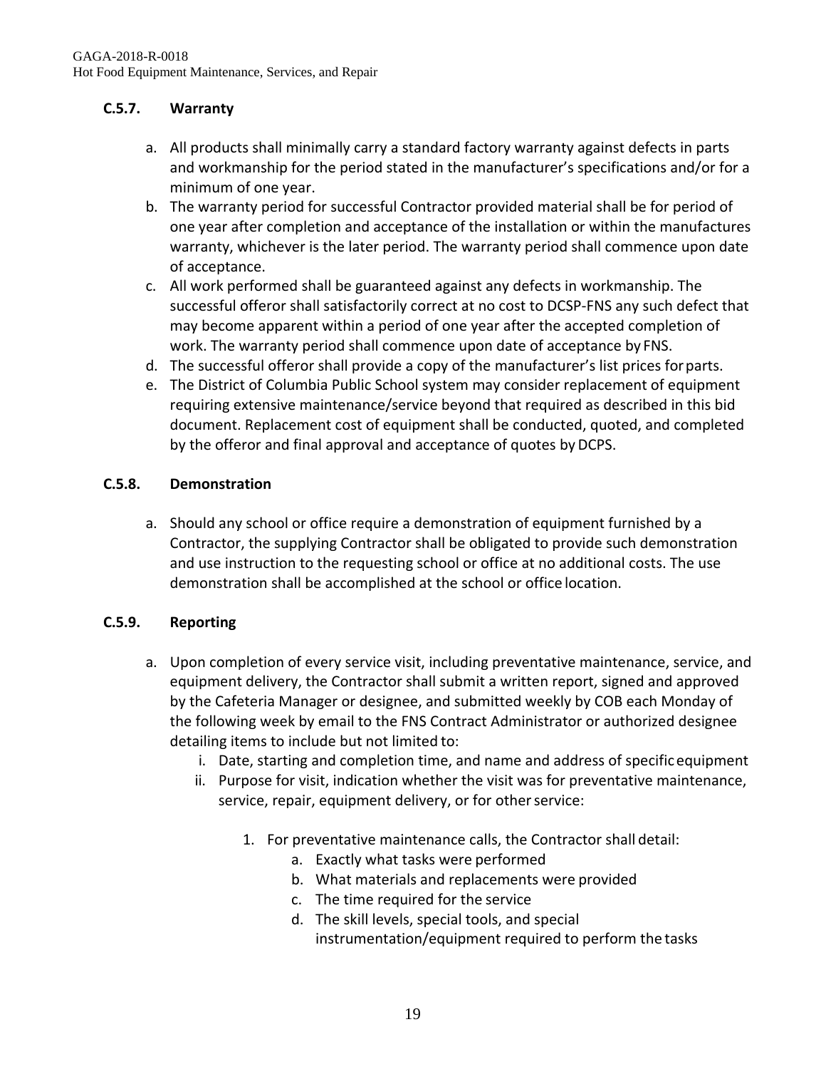### C.5.7. Warranty

a. All products shall minimally carry a standard factory warranty against defects in parts and workmanship for the period stated in the manufacturer's specifications and/or for a minimum of one year.
b. The warranty period for successful Contractor provided material shall be for period of one year after completion and acceptance of the installation or within the manufactures warranty, whichever is the later period. The warranty period shall commence upon date of acceptance.
c. All work performed shall be guaranteed against any defects in workmanship. The successful offeror shall satisfactorily correct at no cost to DCSP-FNS any such defect that may become apparent within a period of one year after the accepted completion of work. The warranty period shall commence upon date of acceptance by FNS.
d. The successful offeror shall provide a copy of the manufacturer's list prices for parts.
e. The District of Columbia Public School system may consider replacement of equipment requiring extensive maintenance/service beyond that required as described in this bid document. Replacement cost of equipment shall be conducted, quoted, and completed by the offeror and final approval and acceptance of quotes by DCPS.

### C.5.8. Demonstration

a. Should any school or office require a demonstration of equipment furnished by a Contractor, the supplying Contractor shall be obligated to provide such demonstration and use instruction to the requesting school or office at no additional costs. The use demonstration shall be accomplished at the school or office location.

### C.5.9. Reporting

a. Upon completion of every service visit, including preventative maintenance, service, and equipment delivery, the Contractor shall submit a written report, signed and approved by the Cafeteria Manager or designee, and submitted weekly by COB each Monday of the following week by email to the FNS Contract Administrator or authorized designee detailing items to include but not limited to:
   i. Date, starting and completion time, and name and address of specific equipment
   ii. Purpose for visit, indication whether the visit was for preventative maintenance, service, repair, equipment delivery, or for other service:
      1. For preventative maintenance calls, the Contractor shall detail:
         a. Exactly what tasks were performed
         b. What materials and replacements were provided
         c. The time required for the service
         d. The skill levels, special tools, and special instrumentation/equipment required to perform the tasks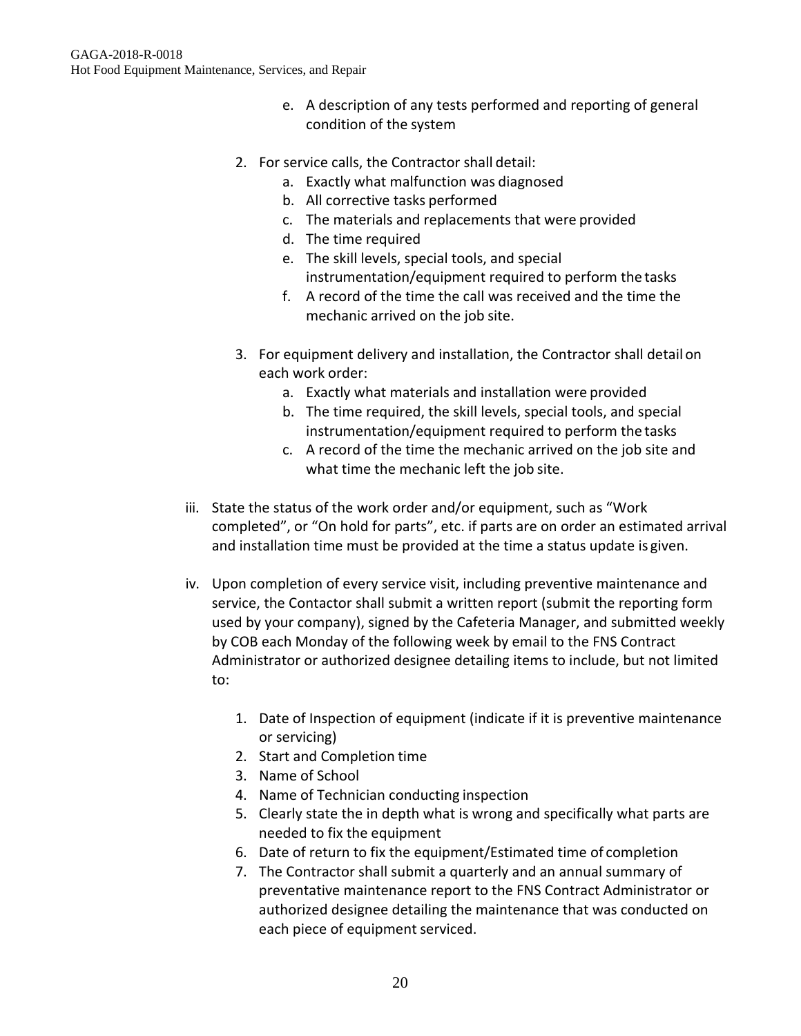e. A description of any tests performed and reporting of general condition of the system

2. For service calls, the Contractor shall detail:
   a. Exactly what malfunction was diagnosed
   b. All corrective tasks performed
   c. The materials and replacements that were provided
   d. The time required
   e. The skill levels, special tools, and special instrumentation/equipment required to perform the tasks
   f. A record of the time the call was received and the time the mechanic arrived on the job site.

3. For equipment delivery and installation, the Contractor shall detail on each work order:
   a. Exactly what materials and installation were provided
   b. The time required, the skill levels, special tools, and special instrumentation/equipment required to perform the tasks
   c. A record of the time the mechanic arrived on the job site and what time the mechanic left the job site.

iii. State the status of the work order and/or equipment, such as “Work completed”, or “On hold for parts”, etc. if parts are on order an estimated arrival and installation time must be provided at the time a status update is given.

iv. Upon completion of every service visit, including preventive maintenance and service, the Contactor shall submit a written report (submit the reporting form used by your company), signed by the Cafeteria Manager, and submitted weekly by COB each Monday of the following week by email to the FNS Contract Administrator or authorized designee detailing items to include, but not limited to:

1. Date of Inspection of equipment (indicate if it is preventive maintenance or servicing)
2. Start and Completion time
3. Name of School
4. Name of Technician conducting inspection
5. Clearly state the in depth what is wrong and specifically what parts are needed to fix the equipment
6. Date of return to fix the equipment/Estimated time of completion
7. The Contractor shall submit a quarterly and an annual summary of preventative maintenance report to the FNS Contract Administrator or authorized designee detailing the maintenance that was conducted on each piece of equipment serviced.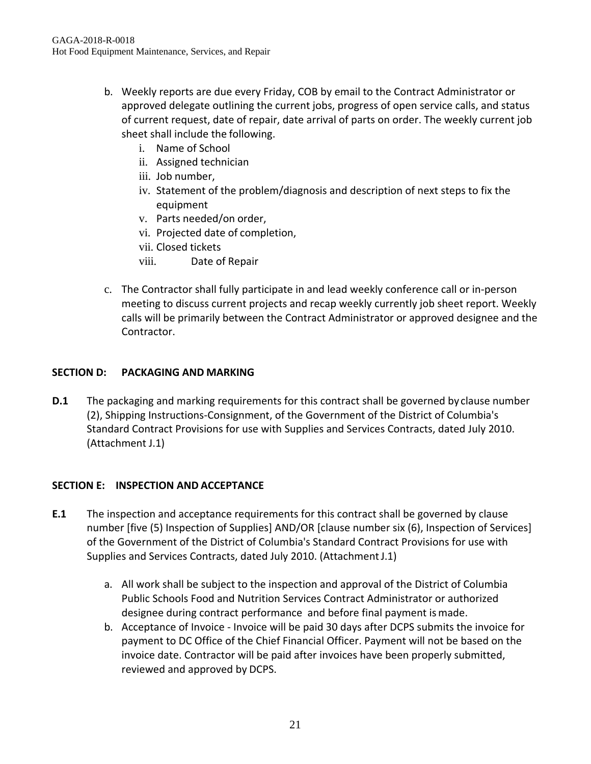b. Weekly reports are due every Friday, COB by email to the Contract Administrator or approved delegate outlining the current jobs, progress of open service calls, and status of current request, date of repair, date arrival of parts on order. The weekly current job sheet shall include the following.
   i. Name of School
   ii. Assigned technician
   iii. Job number,
   iv. Statement of the problem/diagnosis and description of next steps to fix the equipment
   v. Parts needed/on order,
   vi. Projected date of completion,
   vii. Closed tickets
   viii. Date of Repair

c. The Contractor shall fully participate in and lead weekly conference call or in-person meeting to discuss current projects and recap weekly currently job sheet report. Weekly calls will be primarily between the Contract Administrator or approved designee and the Contractor.

## SECTION D: PACKAGING AND MARKING

**D.1** The packaging and marking requirements for this contract shall be governed by clause number (2), Shipping Instructions-Consignment, of the Government of the District of Columbia's Standard Contract Provisions for use with Supplies and Services Contracts, dated July 2010. (Attachment J.1)

## SECTION E: INSPECTION AND ACCEPTANCE

**E.1** The inspection and acceptance requirements for this contract shall be governed by clause number [five (5) Inspection of Supplies] AND/OR [clause number six (6), Inspection of Services] of the Government of the District of Columbia's Standard Contract Provisions for use with Supplies and Services Contracts, dated July 2010. (Attachment J.1)

a. All work shall be subject to the inspection and approval of the District of Columbia Public Schools Food and Nutrition Services Contract Administrator or authorized designee during contract performance and before final payment is made.
b. Acceptance of Invoice - Invoice will be paid 30 days after DCPS submits the invoice for payment to DC Office of the Chief Financial Officer. Payment will not be based on the invoice date. Contractor will be paid after invoices have been properly submitted, reviewed and approved by DCPS.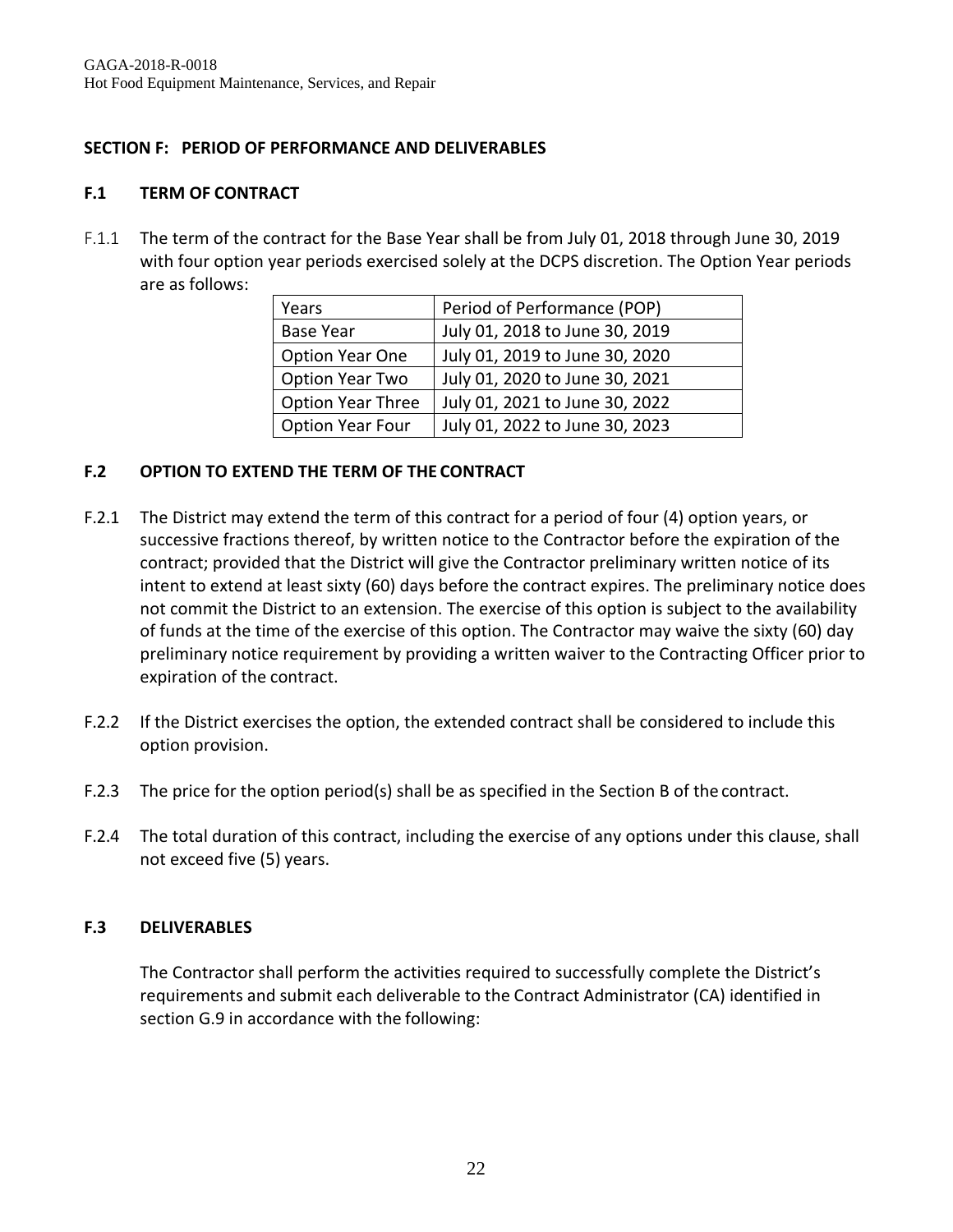## SECTION F: PERIOD OF PERFORMANCE AND DELIVERABLES

### F.1 TERM OF CONTRACT

F.1.1 The term of the contract for the Base Year shall be from July 01, 2018 through June 30, 2019 with four option year periods exercised solely at the DCPS discretion. The Option Year periods are as follows:

| Years | Period of Performance (POP) |
| --- | --- |
| Base Year | July 01, 2018 to June 30, 2019 |
| Option Year One | July 01, 2019 to June 30, 2020 |
| Option Year Two | July 01, 2020 to June 30, 2021 |
| Option Year Three | July 01, 2021 to June 30, 2022 |
| Option Year Four | July 01, 2022 to June 30, 2023 |

### F.2 OPTION TO EXTEND THE TERM OF THE CONTRACT

F.2.1 The District may extend the term of this contract for a period of four (4) option years, or successive fractions thereof, by written notice to the Contractor before the expiration of the contract; provided that the District will give the Contractor preliminary written notice of its intent to extend at least sixty (60) days before the contract expires. The preliminary notice does not commit the District to an extension. The exercise of this option is subject to the availability of funds at the time of the exercise of this option. The Contractor may waive the sixty (60) day preliminary notice requirement by providing a written waiver to the Contracting Officer prior to expiration of the contract.

F.2.2 If the District exercises the option, the extended contract shall be considered to include this option provision.

F.2.3 The price for the option period(s) shall be as specified in the Section B of the contract.

F.2.4 The total duration of this contract, including the exercise of any options under this clause, shall not exceed five (5) years.

### F.3 DELIVERABLES

The Contractor shall perform the activities required to successfully complete the District's requirements and submit each deliverable to the Contract Administrator (CA) identified in section G.9 in accordance with the following: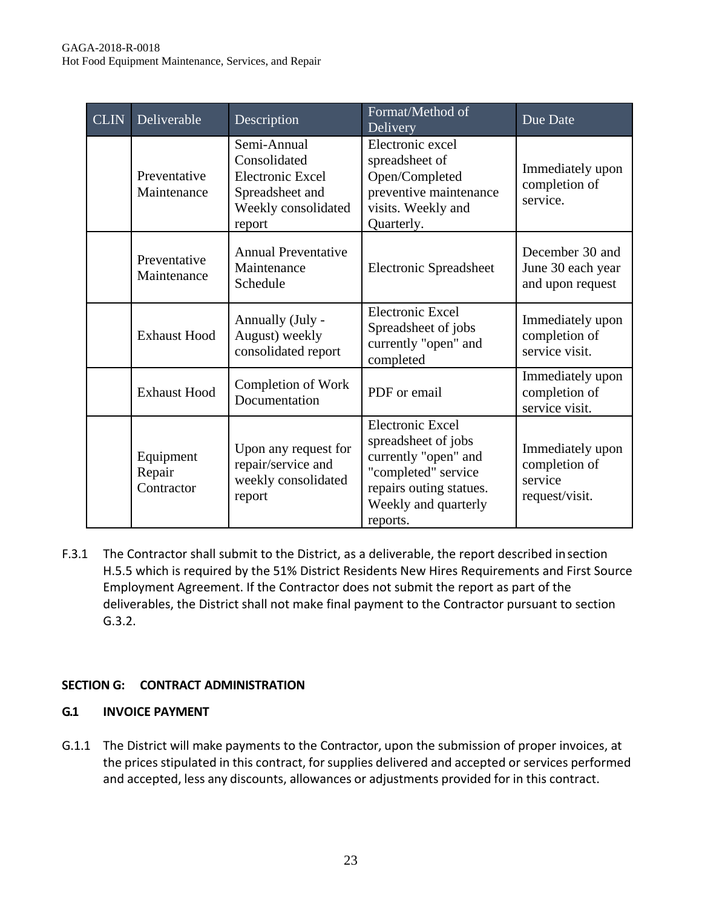| CLIN | Deliverable | Description | Format/Method of Delivery | Due Date |
|---|---|---|---|---|
| | Preventative Maintenance | Semi-Annual Consolidated Electronic Excel Spreadsheet and Weekly consolidated report | Electronic excel spreadsheet of Open/Completed preventive maintenance visits. Weekly and Quarterly. | Immediately upon completion of service. |
| | Preventative Maintenance | Annual Preventative Maintenance Schedule | Electronic Spreadsheet | December 30 and June 30 each year and upon request |
| | Exhaust Hood | Annually (July - August) weekly consolidated report | Electronic Excel Spreadsheet of jobs currently "open" and completed | Immediately upon completion of service visit. |
| | Exhaust Hood | Completion of Work Documentation | PDF or email | Immediately upon completion of service visit. |
| | Equipment Repair Contractor | Upon any request for repair/service and weekly consolidated report | Electronic Excel spreadsheet of jobs currently "open" and "completed" service repairs outing statues. Weekly and quarterly reports. | Immediately upon completion of service request/visit. |

F.3.1 The Contractor shall submit to the District, as a deliverable, the report described in section H.5.5 which is required by the 51% District Residents New Hires Requirements and First Source Employment Agreement. If the Contractor does not submit the report as part of the deliverables, the District shall not make final payment to the Contractor pursuant to section G.3.2.

## SECTION G: CONTRACT ADMINISTRATION

### G.1 INVOICE PAYMENT

G.1.1 The District will make payments to the Contractor, upon the submission of proper invoices, at the prices stipulated in this contract, for supplies delivered and accepted or services performed and accepted, less any discounts, allowances or adjustments provided for in this contract.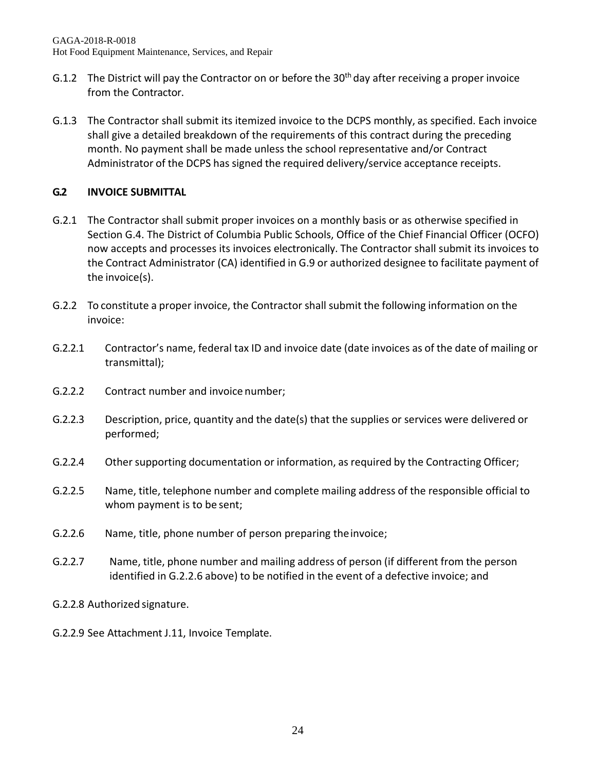G.1.2 The District will pay the Contractor on or before the 30th day after receiving a proper invoice from the Contractor.

G.1.3 The Contractor shall submit its itemized invoice to the DCPS monthly, as specified. Each invoice shall give a detailed breakdown of the requirements of this contract during the preceding month. No payment shall be made unless the school representative and/or Contract Administrator of the DCPS has signed the required delivery/service acceptance receipts.

### G.2 INVOICE SUBMITTAL

G.2.1 The Contractor shall submit proper invoices on a monthly basis or as otherwise specified in Section G.4. The District of Columbia Public Schools, Office of the Chief Financial Officer (OCFO) now accepts and processes its invoices electronically. The Contractor shall submit its invoices to the Contract Administrator (CA) identified in G.9 or authorized designee to facilitate payment of the invoice(s).

G.2.2 To constitute a proper invoice, the Contractor shall submit the following information on the invoice:

G.2.2.1 Contractor's name, federal tax ID and invoice date (date invoices as of the date of mailing or transmittal);

G.2.2.2 Contract number and invoice number;

G.2.2.3 Description, price, quantity and the date(s) that the supplies or services were delivered or performed;

G.2.2.4 Other supporting documentation or information, as required by the Contracting Officer;

G.2.2.5 Name, title, telephone number and complete mailing address of the responsible official to whom payment is to be sent;

G.2.2.6 Name, title, phone number of person preparing the invoice;

G.2.2.7 Name, title, phone number and mailing address of person (if different from the person identified in G.2.2.6 above) to be notified in the event of a defective invoice; and

G.2.2.8 Authorized signature.

G.2.2.9 See Attachment J.11, Invoice Template.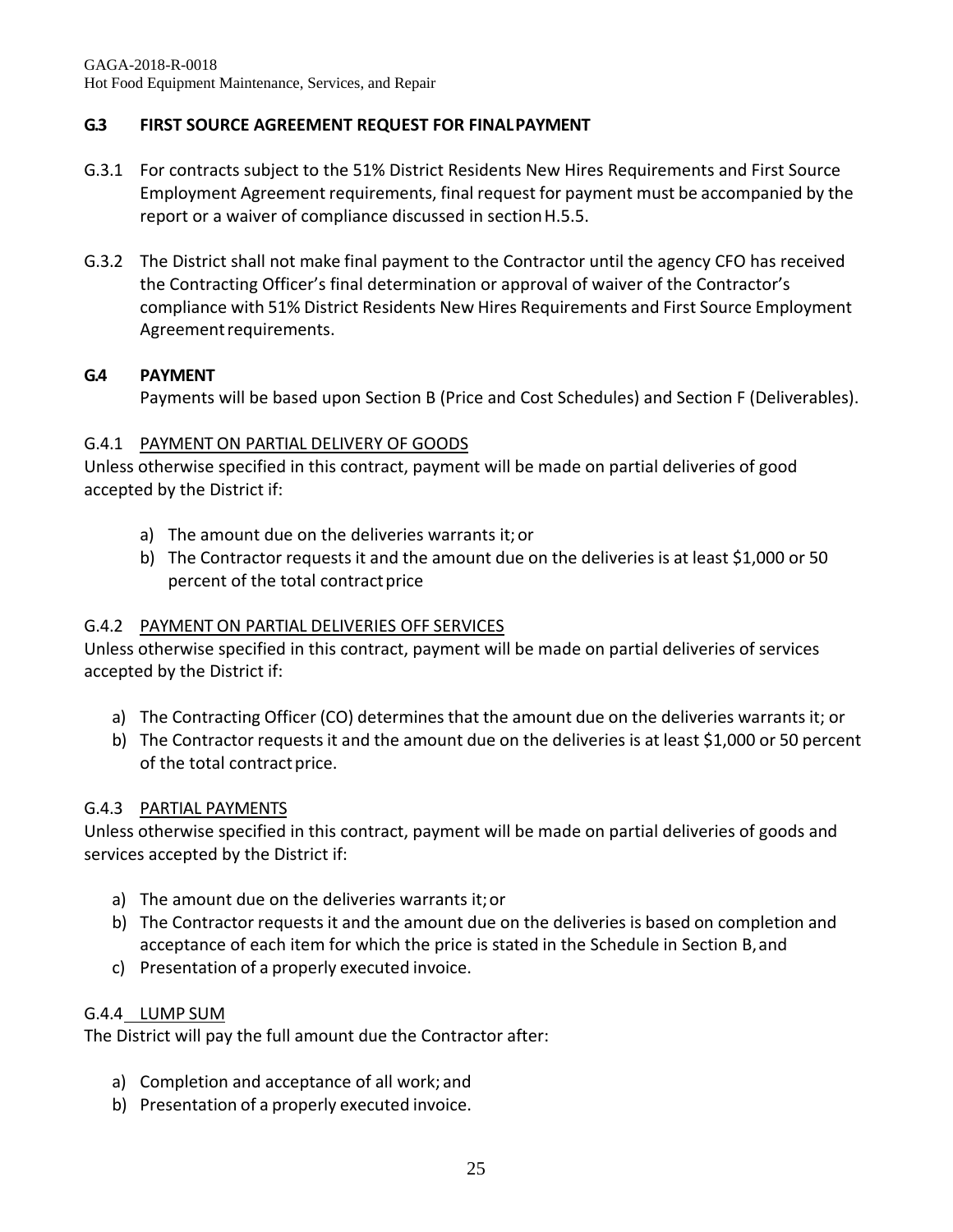### G.3 FIRST SOURCE AGREEMENT REQUEST FOR FINAL PAYMENT

G.3.1 For contracts subject to the 51% District Residents New Hires Requirements and First Source Employment Agreement requirements, final request for payment must be accompanied by the report or a waiver of compliance discussed in section H.5.5.

G.3.2 The District shall not make final payment to the Contractor until the agency CFO has received the Contracting Officer's final determination or approval of waiver of the Contractor's compliance with 51% District Residents New Hires Requirements and First Source Employment Agreement requirements.

### G.4 PAYMENT

Payments will be based upon Section B (Price and Cost Schedules) and Section F (Deliverables).

G.4.1 PAYMENT ON PARTIAL DELIVERY OF GOODS

Unless otherwise specified in this contract, payment will be made on partial deliveries of good accepted by the District if:

a) The amount due on the deliveries warrants it; or
b) The Contractor requests it and the amount due on the deliveries is at least $1,000 or 50 percent of the total contract price

G.4.2 PAYMENT ON PARTIAL DELIVERIES OFF SERVICES

Unless otherwise specified in this contract, payment will be made on partial deliveries of services accepted by the District if:

a) The Contracting Officer (CO) determines that the amount due on the deliveries warrants it; or
b) The Contractor requests it and the amount due on the deliveries is at least $1,000 or 50 percent of the total contract price.

G.4.3 PARTIAL PAYMENTS

Unless otherwise specified in this contract, payment will be made on partial deliveries of goods and services accepted by the District if:

a) The amount due on the deliveries warrants it; or
b) The Contractor requests it and the amount due on the deliveries is based on completion and acceptance of each item for which the price is stated in the Schedule in Section B, and
c) Presentation of a properly executed invoice.

G.4.4 LUMP SUM

The District will pay the full amount due the Contractor after:

a) Completion and acceptance of all work; and
b) Presentation of a properly executed invoice.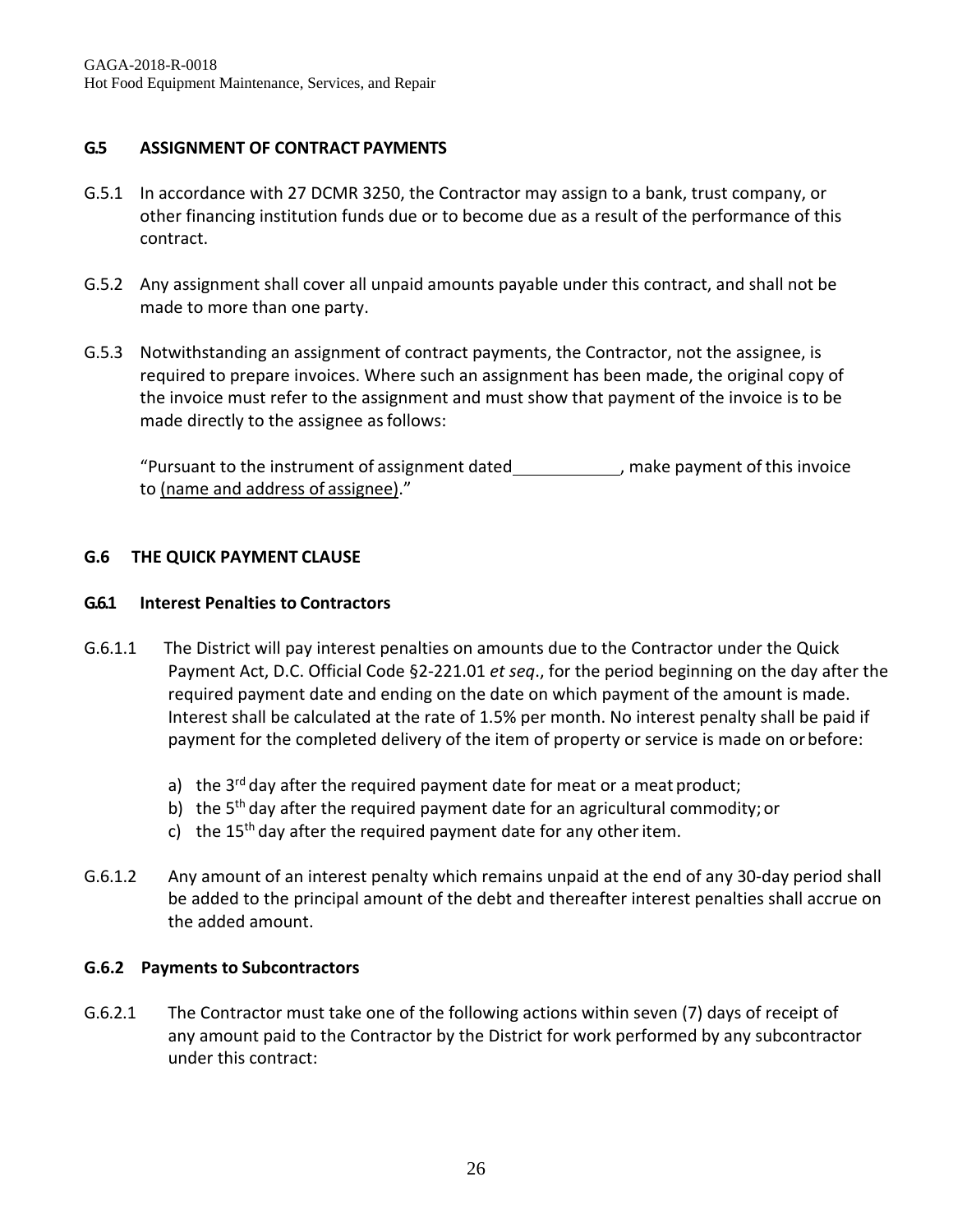### G.5 ASSIGNMENT OF CONTRACT PAYMENTS

G.5.1 In accordance with 27 DCMR 3250, the Contractor may assign to a bank, trust company, or other financing institution funds due or to become due as a result of the performance of this contract.

G.5.2 Any assignment shall cover all unpaid amounts payable under this contract, and shall not be made to more than one party.

G.5.3 Notwithstanding an assignment of contract payments, the Contractor, not the assignee, is required to prepare invoices. Where such an assignment has been made, the original copy of the invoice must refer to the assignment and must show that payment of the invoice is to be made directly to the assignee as follows:

"Pursuant to the instrument of assignment dated ____________, make payment of this invoice to (name and address of assignee)."

### G.6 THE QUICK PAYMENT CLAUSE

#### G.6.1 Interest Penalties to Contractors

G.6.1.1 The District will pay interest penalties on amounts due to the Contractor under the Quick Payment Act, D.C. Official Code §2-221.01 *et seq*., for the period beginning on the day after the required payment date and ending on the date on which payment of the amount is made. Interest shall be calculated at the rate of 1.5% per month. No interest penalty shall be paid if payment for the completed delivery of the item of property or service is made on or before:

a) the 3rd day after the required payment date for meat or a meat product;
b) the 5th day after the required payment date for an agricultural commodity; or
c) the 15th day after the required payment date for any other item.

G.6.1.2 Any amount of an interest penalty which remains unpaid at the end of any 30-day period shall be added to the principal amount of the debt and thereafter interest penalties shall accrue on the added amount.

#### G.6.2 Payments to Subcontractors

G.6.2.1 The Contractor must take one of the following actions within seven (7) days of receipt of any amount paid to the Contractor by the District for work performed by any subcontractor under this contract: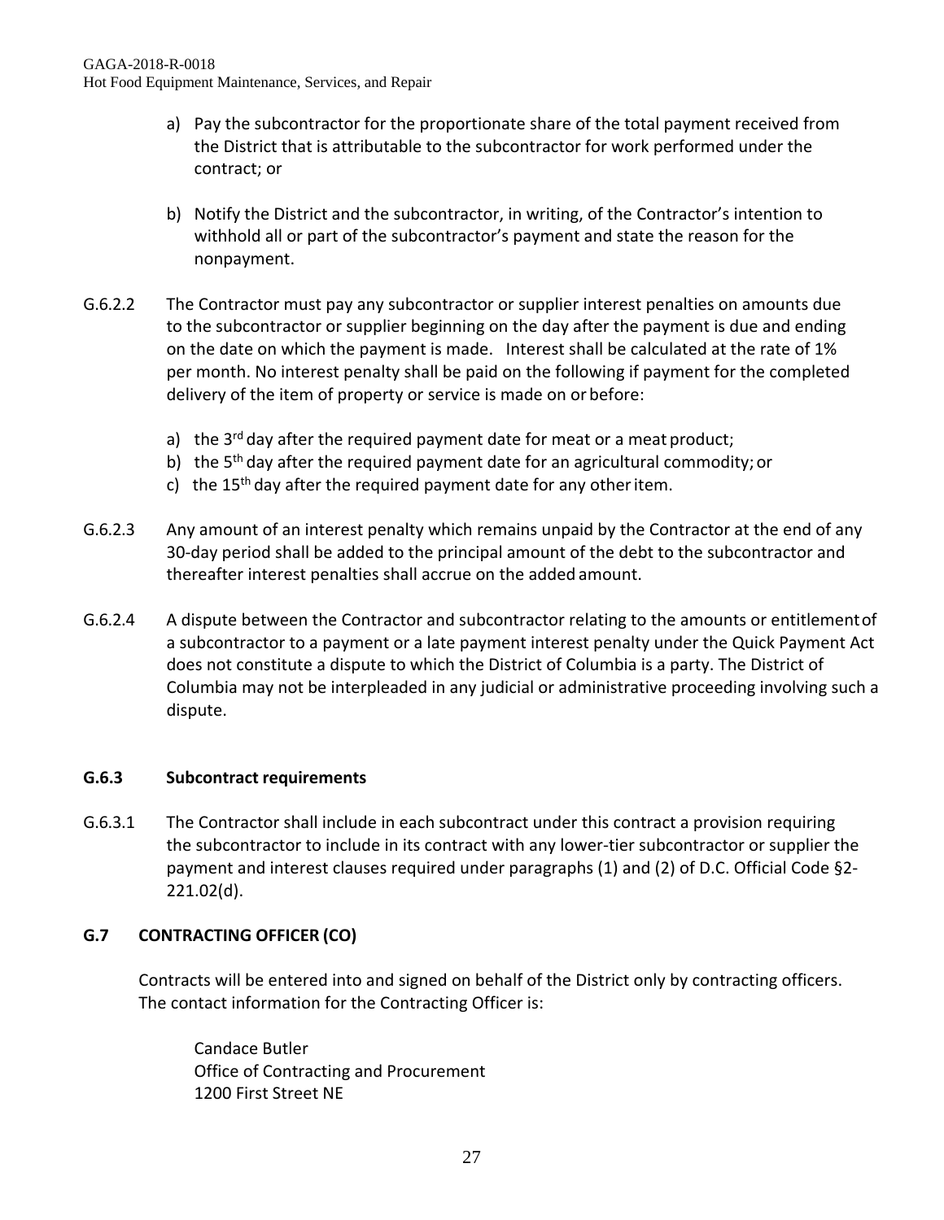a) Pay the subcontractor for the proportionate share of the total payment received from the District that is attributable to the subcontractor for work performed under the contract; or

b) Notify the District and the subcontractor, in writing, of the Contractor's intention to withhold all or part of the subcontractor's payment and state the reason for the nonpayment.

G.6.2.2 The Contractor must pay any subcontractor or supplier interest penalties on amounts due to the subcontractor or supplier beginning on the day after the payment is due and ending on the date on which the payment is made. Interest shall be calculated at the rate of 1% per month. No interest penalty shall be paid on the following if payment for the completed delivery of the item of property or service is made on or before:

a) the 3rd day after the required payment date for meat or a meat product;
b) the 5th day after the required payment date for an agricultural commodity; or
c) the 15th day after the required payment date for any other item.

G.6.2.3 Any amount of an interest penalty which remains unpaid by the Contractor at the end of any 30-day period shall be added to the principal amount of the debt to the subcontractor and thereafter interest penalties shall accrue on the added amount.

G.6.2.4 A dispute between the Contractor and subcontractor relating to the amounts or entitlement of a subcontractor to a payment or a late payment interest penalty under the Quick Payment Act does not constitute a dispute to which the District of Columbia is a party. The District of Columbia may not be interpleaded in any judicial or administrative proceeding involving such a dispute.

### G.6.3 Subcontract requirements

G.6.3.1 The Contractor shall include in each subcontract under this contract a provision requiring the subcontractor to include in its contract with any lower-tier subcontractor or supplier the payment and interest clauses required under paragraphs (1) and (2) of D.C. Official Code §2-221.02(d).

## G.7 CONTRACTING OFFICER (CO)

Contracts will be entered into and signed on behalf of the District only by contracting officers. The contact information for the Contracting Officer is:

Candace Butler
Office of Contracting and Procurement
1200 First Street NE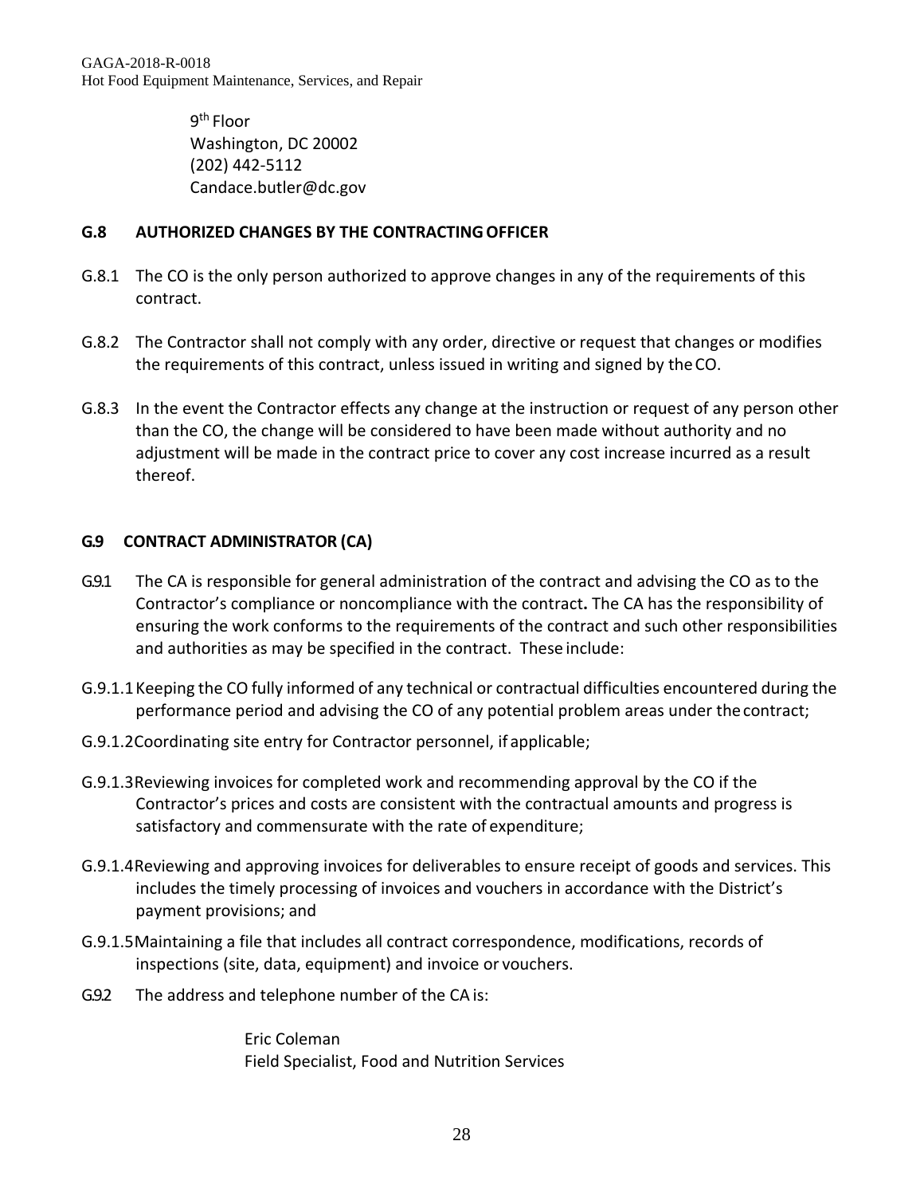9th Floor
Washington, DC 20002
(202) 442-5112
Candace.butler@dc.gov

### G.8 AUTHORIZED CHANGES BY THE CONTRACTING OFFICER

G.8.1 The CO is the only person authorized to approve changes in any of the requirements of this contract.

G.8.2 The Contractor shall not comply with any order, directive or request that changes or modifies the requirements of this contract, unless issued in writing and signed by the CO.

G.8.3 In the event the Contractor effects any change at the instruction or request of any person other than the CO, the change will be considered to have been made without authority and no adjustment will be made in the contract price to cover any cost increase incurred as a result thereof.

### G.9 CONTRACT ADMINISTRATOR (CA)

G.9.1 The CA is responsible for general administration of the contract and advising the CO as to the Contractor's compliance or noncompliance with the contract**.** The CA has the responsibility of ensuring the work conforms to the requirements of the contract and such other responsibilities and authorities as may be specified in the contract. These include:

G.9.1.1 Keeping the CO fully informed of any technical or contractual difficulties encountered during the performance period and advising the CO of any potential problem areas under the contract;

G.9.1.2 Coordinating site entry for Contractor personnel, if applicable;

G.9.1.3 Reviewing invoices for completed work and recommending approval by the CO if the Contractor's prices and costs are consistent with the contractual amounts and progress is satisfactory and commensurate with the rate of expenditure;

G.9.1.4 Reviewing and approving invoices for deliverables to ensure receipt of goods and services. This includes the timely processing of invoices and vouchers in accordance with the District's payment provisions; and

G.9.1.5 Maintaining a file that includes all contract correspondence, modifications, records of inspections (site, data, equipment) and invoice or vouchers.

G.9.2 The address and telephone number of the CA is:

Eric Coleman
Field Specialist, Food and Nutrition Services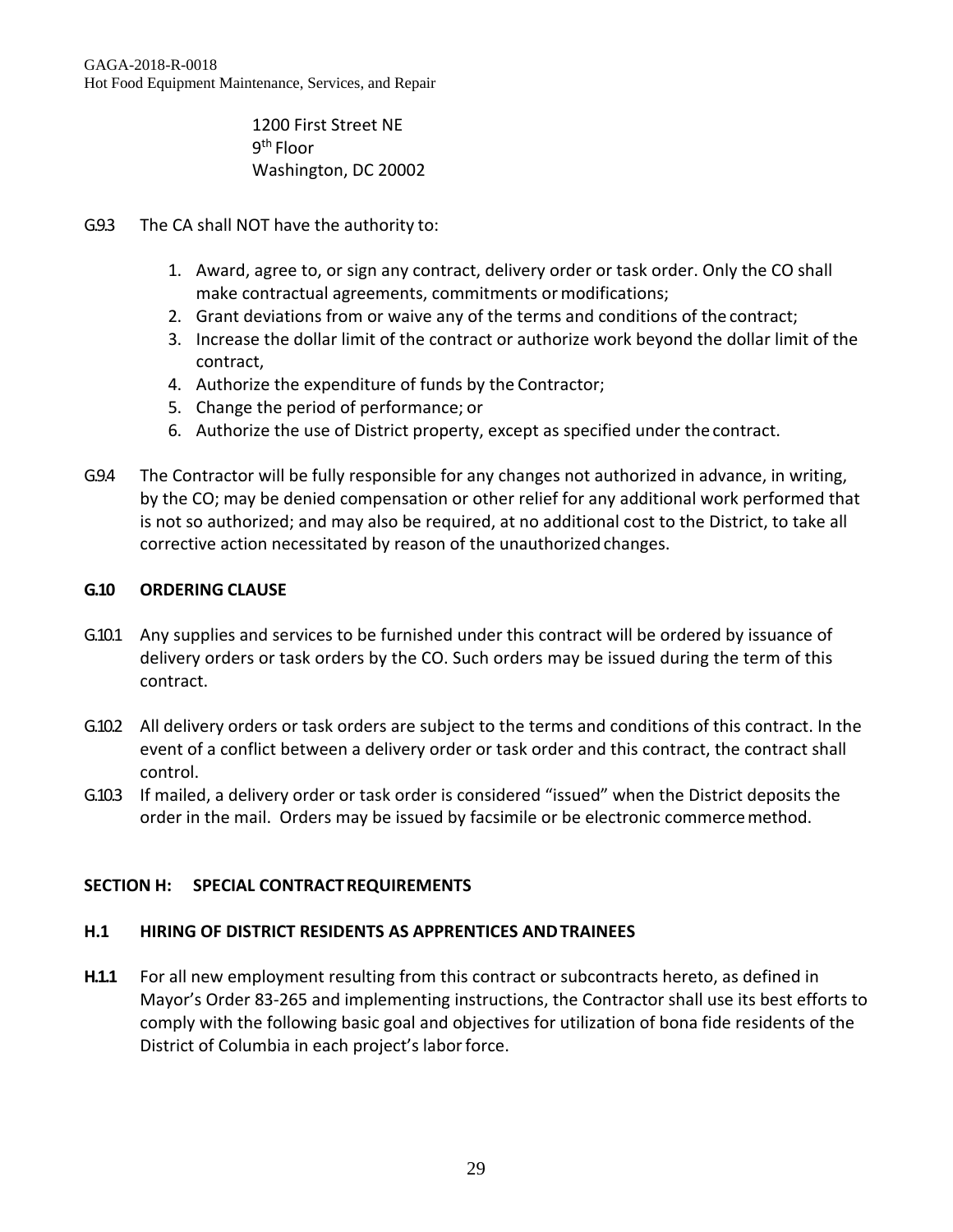1200 First Street NE
9th Floor
Washington, DC 20002

G.9.3 The CA shall NOT have the authority to:

1. Award, agree to, or sign any contract, delivery order or task order. Only the CO shall make contractual agreements, commitments or modifications;
2. Grant deviations from or waive any of the terms and conditions of the contract;
3. Increase the dollar limit of the contract or authorize work beyond the dollar limit of the contract,
4. Authorize the expenditure of funds by the Contractor;
5. Change the period of performance; or
6. Authorize the use of District property, except as specified under the contract.

G.9.4 The Contractor will be fully responsible for any changes not authorized in advance, in writing, by the CO; may be denied compensation or other relief for any additional work performed that is not so authorized; and may also be required, at no additional cost to the District, to take all corrective action necessitated by reason of the unauthorized changes.

**G.10 ORDERING CLAUSE**

G.10.1 Any supplies and services to be furnished under this contract will be ordered by issuance of delivery orders or task orders by the CO. Such orders may be issued during the term of this contract.

G.10.2 All delivery orders or task orders are subject to the terms and conditions of this contract. In the event of a conflict between a delivery order or task order and this contract, the contract shall control.

G.10.3 If mailed, a delivery order or task order is considered "issued" when the District deposits the order in the mail. Orders may be issued by facsimile or be electronic commerce method.

## SECTION H: SPECIAL CONTRACT REQUIREMENTS

**H.1 HIRING OF DISTRICT RESIDENTS AS APPRENTICES AND TRAINEES**

**H.1.1** For all new employment resulting from this contract or subcontracts hereto, as defined in Mayor's Order 83-265 and implementing instructions, the Contractor shall use its best efforts to comply with the following basic goal and objectives for utilization of bona fide residents of the District of Columbia in each project's labor force.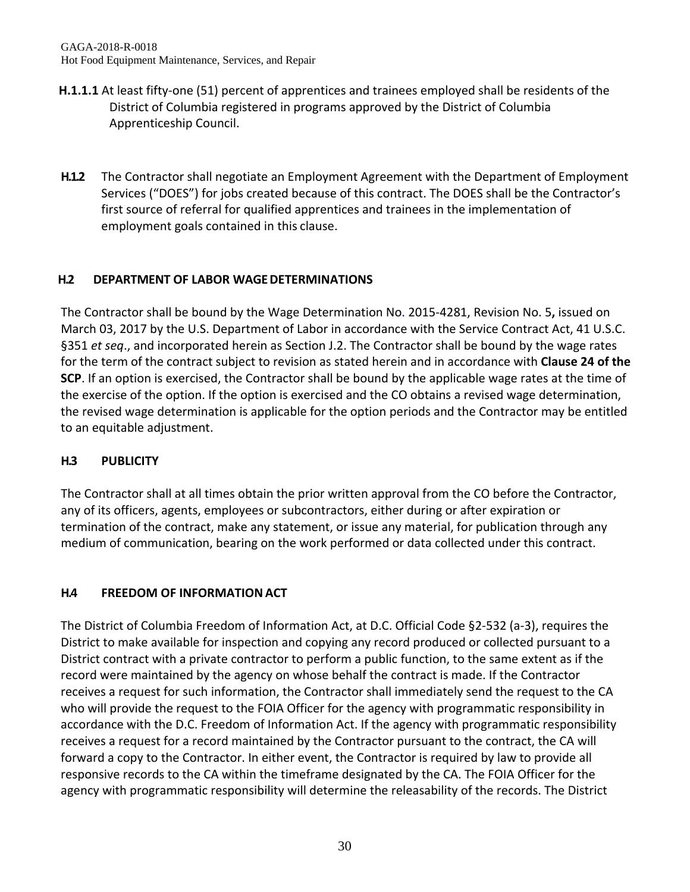**H.1.1.1** At least fifty-one (51) percent of apprentices and trainees employed shall be residents of the District of Columbia registered in programs approved by the District of Columbia Apprenticeship Council.

**H.1.2** The Contractor shall negotiate an Employment Agreement with the Department of Employment Services ("DOES") for jobs created because of this contract. The DOES shall be the Contractor's first source of referral for qualified apprentices and trainees in the implementation of employment goals contained in this clause.

## H.2 DEPARTMENT OF LABOR WAGE DETERMINATIONS

The Contractor shall be bound by the Wage Determination No. 2015-4281, Revision No. 5**,** issued on March 03, 2017 by the U.S. Department of Labor in accordance with the Service Contract Act, 41 U.S.C. §351 *et seq*., and incorporated herein as Section J.2. The Contractor shall be bound by the wage rates for the term of the contract subject to revision as stated herein and in accordance with **Clause 24 of the SCP**. If an option is exercised, the Contractor shall be bound by the applicable wage rates at the time of the exercise of the option. If the option is exercised and the CO obtains a revised wage determination, the revised wage determination is applicable for the option periods and the Contractor may be entitled to an equitable adjustment.

## H.3 PUBLICITY

The Contractor shall at all times obtain the prior written approval from the CO before the Contractor, any of its officers, agents, employees or subcontractors, either during or after expiration or termination of the contract, make any statement, or issue any material, for publication through any medium of communication, bearing on the work performed or data collected under this contract.

## H.4 FREEDOM OF INFORMATION ACT

The District of Columbia Freedom of Information Act, at D.C. Official Code §2-532 (a-3), requires the District to make available for inspection and copying any record produced or collected pursuant to a District contract with a private contractor to perform a public function, to the same extent as if the record were maintained by the agency on whose behalf the contract is made. If the Contractor receives a request for such information, the Contractor shall immediately send the request to the CA who will provide the request to the FOIA Officer for the agency with programmatic responsibility in accordance with the D.C. Freedom of Information Act. If the agency with programmatic responsibility receives a request for a record maintained by the Contractor pursuant to the contract, the CA will forward a copy to the Contractor. In either event, the Contractor is required by law to provide all responsive records to the CA within the timeframe designated by the CA. The FOIA Officer for the agency with programmatic responsibility will determine the releasability of the records. The District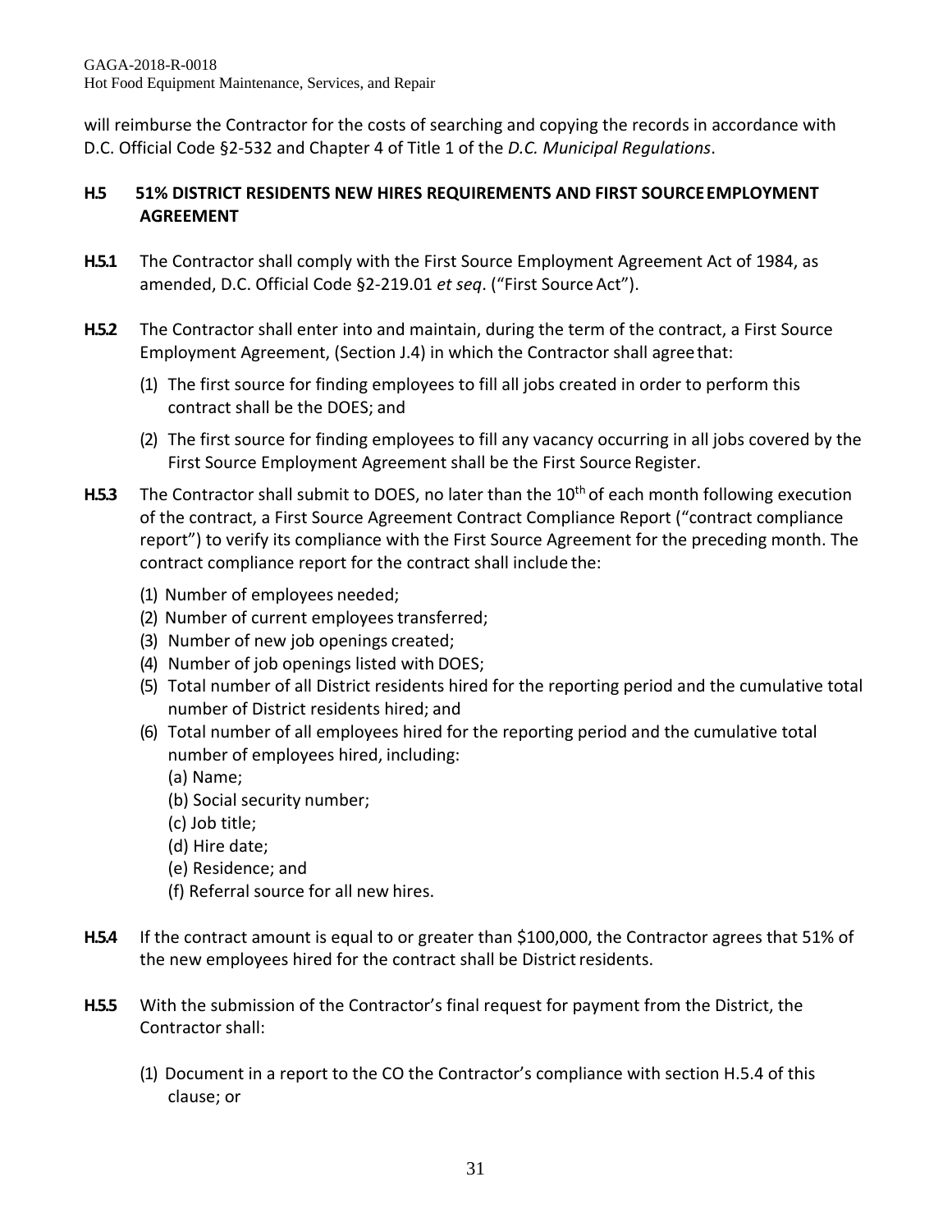will reimburse the Contractor for the costs of searching and copying the records in accordance with D.C. Official Code §2-532 and Chapter 4 of Title 1 of the *D.C. Municipal Regulations*.

## H.5 51% DISTRICT RESIDENTS NEW HIRES REQUIREMENTS AND FIRST SOURCE EMPLOYMENT AGREEMENT

**H.5.1** The Contractor shall comply with the First Source Employment Agreement Act of 1984, as amended, D.C. Official Code §2-219.01 *et seq*. ("First Source Act").

**H.5.2** The Contractor shall enter into and maintain, during the term of the contract, a First Source Employment Agreement, (Section J.4) in which the Contractor shall agree that:

(1) The first source for finding employees to fill all jobs created in order to perform this contract shall be the DOES; and

(2) The first source for finding employees to fill any vacancy occurring in all jobs covered by the First Source Employment Agreement shall be the First Source Register.

**H.5.3** The Contractor shall submit to DOES, no later than the 10th of each month following execution of the contract, a First Source Agreement Contract Compliance Report ("contract compliance report") to verify its compliance with the First Source Agreement for the preceding month. The contract compliance report for the contract shall include the:

(1) Number of employees needed;
(2) Number of current employees transferred;
(3) Number of new job openings created;
(4) Number of job openings listed with DOES;
(5) Total number of all District residents hired for the reporting period and the cumulative total number of District residents hired; and
(6) Total number of all employees hired for the reporting period and the cumulative total number of employees hired, including:
   (a) Name;
   (b) Social security number;
   (c) Job title;
   (d) Hire date;
   (e) Residence; and
   (f) Referral source for all new hires.

**H.5.4** If the contract amount is equal to or greater than $100,000, the Contractor agrees that 51% of the new employees hired for the contract shall be District residents.

**H.5.5** With the submission of the Contractor's final request for payment from the District, the Contractor shall:

(1) Document in a report to the CO the Contractor's compliance with section H.5.4 of this clause; or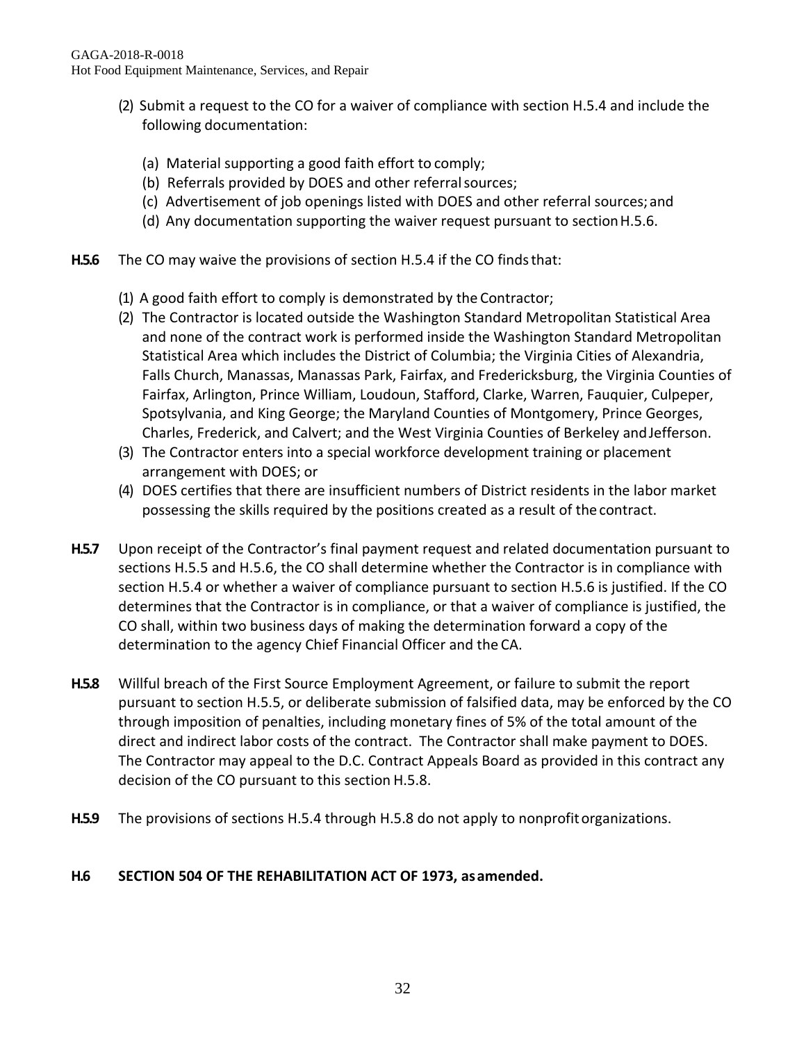(2) Submit a request to the CO for a waiver of compliance with section H.5.4 and include the following documentation:

   (a) Material supporting a good faith effort to comply;
   (b) Referrals provided by DOES and other referral sources;
   (c) Advertisement of job openings listed with DOES and other referral sources; and
   (d) Any documentation supporting the waiver request pursuant to section H.5.6.

**H.5.6** The CO may waive the provisions of section H.5.4 if the CO finds that:

(1) A good faith effort to comply is demonstrated by the Contractor;
(2) The Contractor is located outside the Washington Standard Metropolitan Statistical Area and none of the contract work is performed inside the Washington Standard Metropolitan Statistical Area which includes the District of Columbia; the Virginia Cities of Alexandria, Falls Church, Manassas, Manassas Park, Fairfax, and Fredericksburg, the Virginia Counties of Fairfax, Arlington, Prince William, Loudoun, Stafford, Clarke, Warren, Fauquier, Culpeper, Spotsylvania, and King George; the Maryland Counties of Montgomery, Prince Georges, Charles, Frederick, and Calvert; and the West Virginia Counties of Berkeley and Jefferson.
(3) The Contractor enters into a special workforce development training or placement arrangement with DOES; or
(4) DOES certifies that there are insufficient numbers of District residents in the labor market possessing the skills required by the positions created as a result of the contract.

**H.5.7** Upon receipt of the Contractor's final payment request and related documentation pursuant to sections H.5.5 and H.5.6, the CO shall determine whether the Contractor is in compliance with section H.5.4 or whether a waiver of compliance pursuant to section H.5.6 is justified. If the CO determines that the Contractor is in compliance, or that a waiver of compliance is justified, the CO shall, within two business days of making the determination forward a copy of the determination to the agency Chief Financial Officer and the CA.

**H.5.8** Willful breach of the First Source Employment Agreement, or failure to submit the report pursuant to section H.5.5, or deliberate submission of falsified data, may be enforced by the CO through imposition of penalties, including monetary fines of 5% of the total amount of the direct and indirect labor costs of the contract. The Contractor shall make payment to DOES. The Contractor may appeal to the D.C. Contract Appeals Board as provided in this contract any decision of the CO pursuant to this section H.5.8.

**H.5.9** The provisions of sections H.5.4 through H.5.8 do not apply to nonprofit organizations.

### H.6 SECTION 504 OF THE REHABILITATION ACT OF 1973, as amended.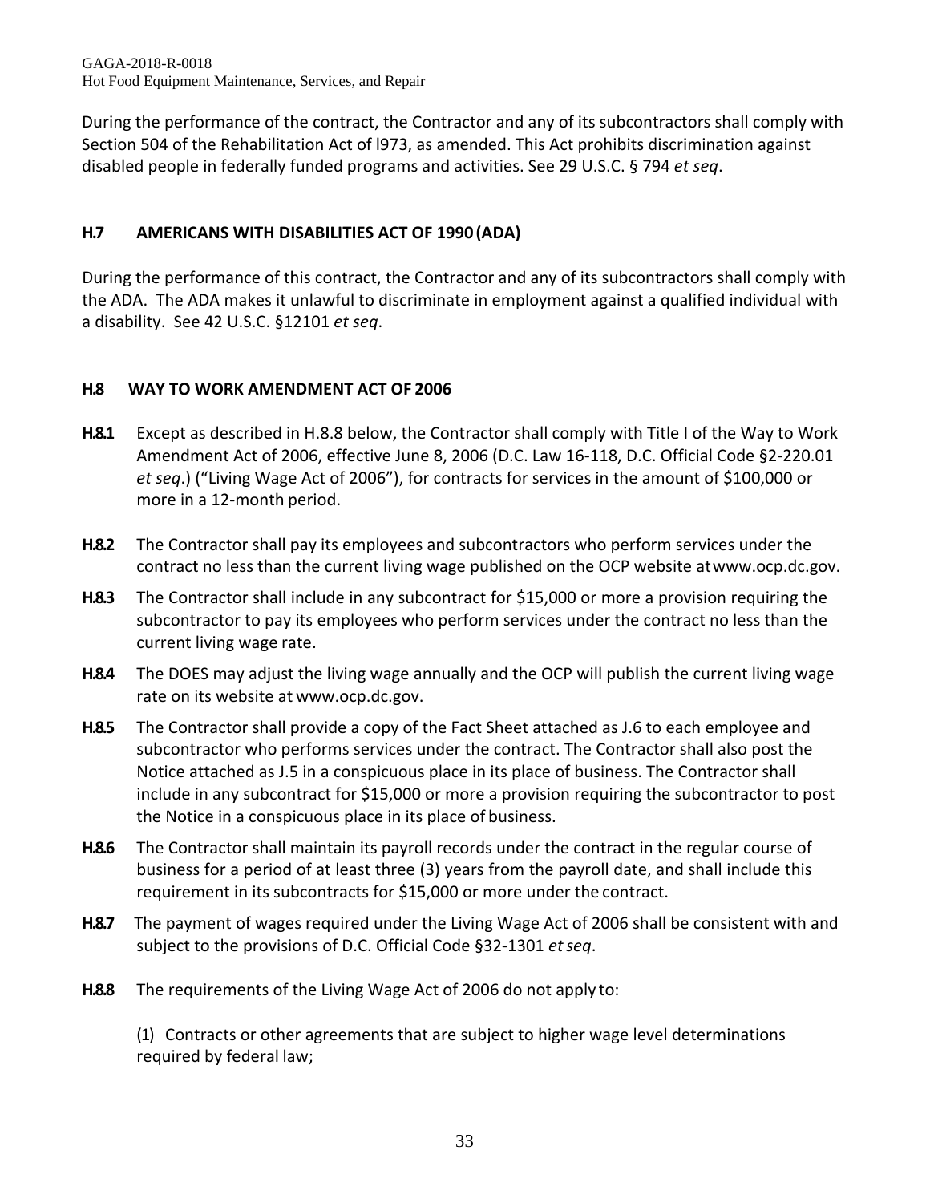During the performance of the contract, the Contractor and any of its subcontractors shall comply with Section 504 of the Rehabilitation Act of l973, as amended. This Act prohibits discrimination against disabled people in federally funded programs and activities. See 29 U.S.C. § 794 *et seq*.

## H.7 AMERICANS WITH DISABILITIES ACT OF 1990 (ADA)

During the performance of this contract, the Contractor and any of its subcontractors shall comply with the ADA. The ADA makes it unlawful to discriminate in employment against a qualified individual with a disability. See 42 U.S.C. §12101 *et seq*.

## H.8 WAY TO WORK AMENDMENT ACT OF 2006

**H.8.1** Except as described in H.8.8 below, the Contractor shall comply with Title I of the Way to Work Amendment Act of 2006, effective June 8, 2006 (D.C. Law 16-118, D.C. Official Code §2-220.01 *et seq*.) ("Living Wage Act of 2006"), for contracts for services in the amount of $100,000 or more in a 12-month period.

**H.8.2** The Contractor shall pay its employees and subcontractors who perform services under the contract no less than the current living wage published on the OCP website at www.ocp.dc.gov.

**H.8.3** The Contractor shall include in any subcontract for $15,000 or more a provision requiring the subcontractor to pay its employees who perform services under the contract no less than the current living wage rate.

**H.8.4** The DOES may adjust the living wage annually and the OCP will publish the current living wage rate on its website at www.ocp.dc.gov.

**H.8.5** The Contractor shall provide a copy of the Fact Sheet attached as J.6 to each employee and subcontractor who performs services under the contract. The Contractor shall also post the Notice attached as J.5 in a conspicuous place in its place of business. The Contractor shall include in any subcontract for $15,000 or more a provision requiring the subcontractor to post the Notice in a conspicuous place in its place of business.

**H.8.6** The Contractor shall maintain its payroll records under the contract in the regular course of business for a period of at least three (3) years from the payroll date, and shall include this requirement in its subcontracts for $15,000 or more under the contract.

**H.8.7** The payment of wages required under the Living Wage Act of 2006 shall be consistent with and subject to the provisions of D.C. Official Code §32-1301 *et seq*.

**H.8.8** The requirements of the Living Wage Act of 2006 do not apply to:

(1) Contracts or other agreements that are subject to higher wage level determinations required by federal law;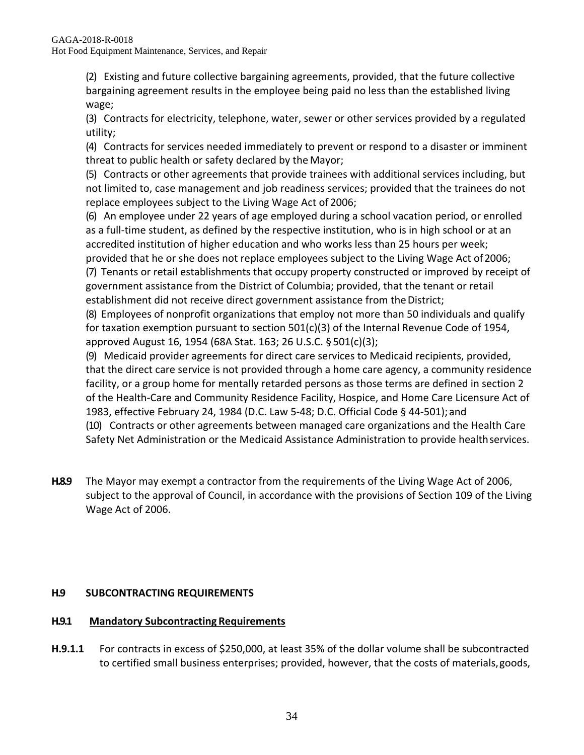(2) Existing and future collective bargaining agreements, provided, that the future collective bargaining agreement results in the employee being paid no less than the established living wage;

(3) Contracts for electricity, telephone, water, sewer or other services provided by a regulated utility;

(4) Contracts for services needed immediately to prevent or respond to a disaster or imminent threat to public health or safety declared by the Mayor;

(5) Contracts or other agreements that provide trainees with additional services including, but not limited to, case management and job readiness services; provided that the trainees do not replace employees subject to the Living Wage Act of 2006;

(6) An employee under 22 years of age employed during a school vacation period, or enrolled as a full-time student, as defined by the respective institution, who is in high school or at an accredited institution of higher education and who works less than 25 hours per week; provided that he or she does not replace employees subject to the Living Wage Act of 2006;

(7) Tenants or retail establishments that occupy property constructed or improved by receipt of government assistance from the District of Columbia; provided, that the tenant or retail establishment did not receive direct government assistance from the District;

(8) Employees of nonprofit organizations that employ not more than 50 individuals and qualify for taxation exemption pursuant to section 501(c)(3) of the Internal Revenue Code of 1954, approved August 16, 1954 (68A Stat. 163; 26 U.S.C. § 501(c)(3);

(9) Medicaid provider agreements for direct care services to Medicaid recipients, provided, that the direct care service is not provided through a home care agency, a community residence facility, or a group home for mentally retarded persons as those terms are defined in section 2 of the Health-Care and Community Residence Facility, Hospice, and Home Care Licensure Act of 1983, effective February 24, 1984 (D.C. Law 5-48; D.C. Official Code § 44-501); and

(10) Contracts or other agreements between managed care organizations and the Health Care Safety Net Administration or the Medicaid Assistance Administration to provide health services.

**H.8.9** The Mayor may exempt a contractor from the requirements of the Living Wage Act of 2006, subject to the approval of Council, in accordance with the provisions of Section 109 of the Living Wage Act of 2006.

## H.9 SUBCONTRACTING REQUIREMENTS

### H.9.1 Mandatory Subcontracting Requirements

**H.9.1.1** For contracts in excess of $250,000, at least 35% of the dollar volume shall be subcontracted to certified small business enterprises; provided, however, that the costs of materials, goods,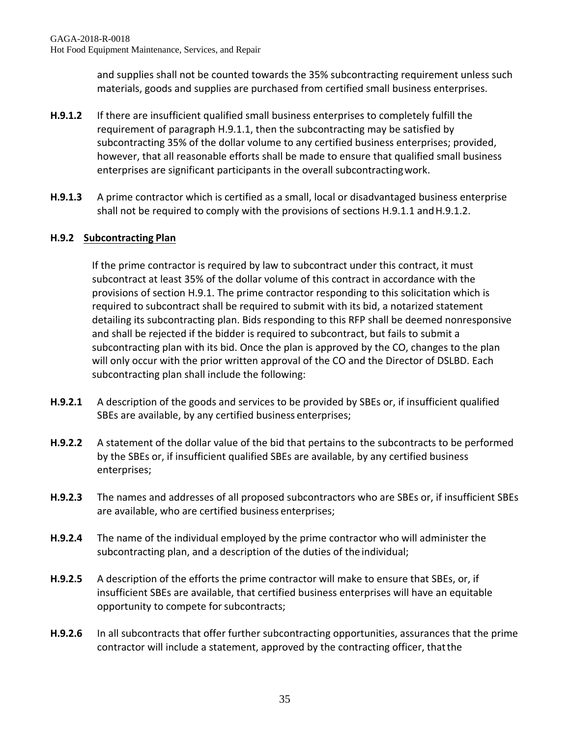and supplies shall not be counted towards the 35% subcontracting requirement unless such materials, goods and supplies are purchased from certified small business enterprises.

**H.9.1.2** If there are insufficient qualified small business enterprises to completely fulfill the requirement of paragraph H.9.1.1, then the subcontracting may be satisfied by subcontracting 35% of the dollar volume to any certified business enterprises; provided, however, that all reasonable efforts shall be made to ensure that qualified small business enterprises are significant participants in the overall subcontracting work.

**H.9.1.3** A prime contractor which is certified as a small, local or disadvantaged business enterprise shall not be required to comply with the provisions of sections H.9.1.1 and H.9.1.2.

**H.9.2 Subcontracting Plan**

If the prime contractor is required by law to subcontract under this contract, it must subcontract at least 35% of the dollar volume of this contract in accordance with the provisions of section H.9.1. The prime contractor responding to this solicitation which is required to subcontract shall be required to submit with its bid, a notarized statement detailing its subcontracting plan. Bids responding to this RFP shall be deemed nonresponsive and shall be rejected if the bidder is required to subcontract, but fails to submit a subcontracting plan with its bid. Once the plan is approved by the CO, changes to the plan will only occur with the prior written approval of the CO and the Director of DSLBD. Each subcontracting plan shall include the following:

**H.9.2.1** A description of the goods and services to be provided by SBEs or, if insufficient qualified SBEs are available, by any certified business enterprises;

**H.9.2.2** A statement of the dollar value of the bid that pertains to the subcontracts to be performed by the SBEs or, if insufficient qualified SBEs are available, by any certified business enterprises;

**H.9.2.3** The names and addresses of all proposed subcontractors who are SBEs or, if insufficient SBEs are available, who are certified business enterprises;

**H.9.2.4** The name of the individual employed by the prime contractor who will administer the subcontracting plan, and a description of the duties of the individual;

**H.9.2.5** A description of the efforts the prime contractor will make to ensure that SBEs, or, if insufficient SBEs are available, that certified business enterprises will have an equitable opportunity to compete for subcontracts;

**H.9.2.6** In all subcontracts that offer further subcontracting opportunities, assurances that the prime contractor will include a statement, approved by the contracting officer, that the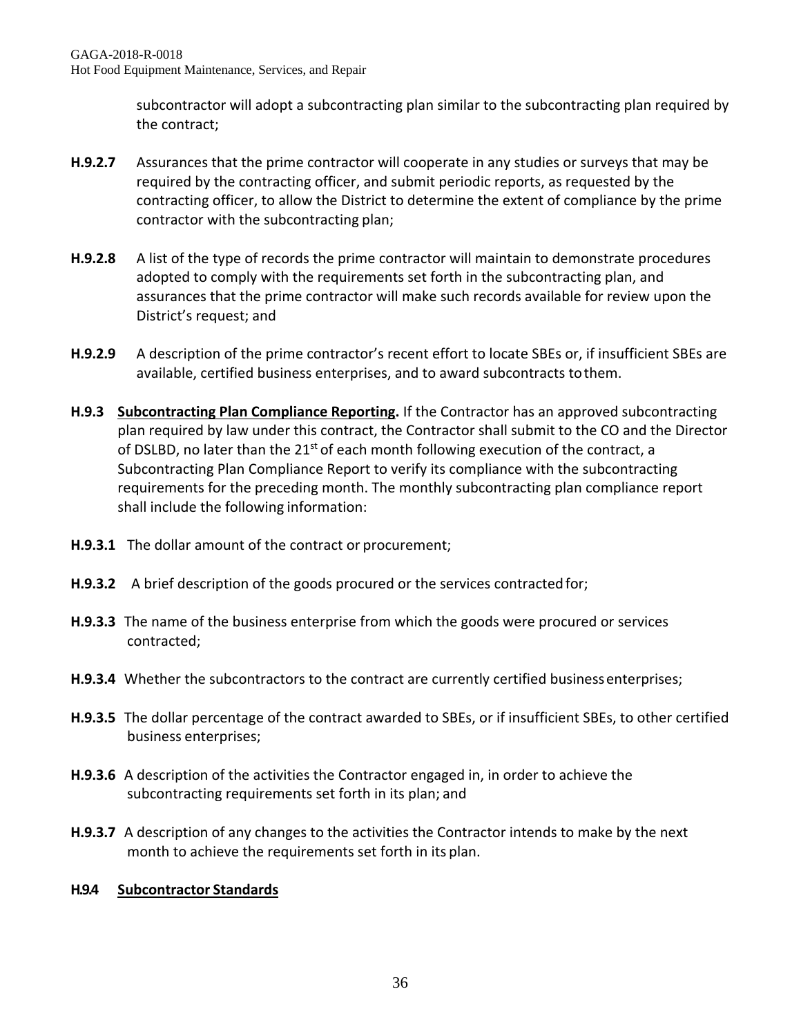subcontractor will adopt a subcontracting plan similar to the subcontracting plan required by the contract;

**H.9.2.7** Assurances that the prime contractor will cooperate in any studies or surveys that may be required by the contracting officer, and submit periodic reports, as requested by the contracting officer, to allow the District to determine the extent of compliance by the prime contractor with the subcontracting plan;

**H.9.2.8** A list of the type of records the prime contractor will maintain to demonstrate procedures adopted to comply with the requirements set forth in the subcontracting plan, and assurances that the prime contractor will make such records available for review upon the District's request; and

**H.9.2.9** A description of the prime contractor's recent effort to locate SBEs or, if insufficient SBEs are available, certified business enterprises, and to award subcontracts to them.

**H.9.3 Subcontracting Plan Compliance Reporting.** If the Contractor has an approved subcontracting plan required by law under this contract, the Contractor shall submit to the CO and the Director of DSLBD, no later than the 21st of each month following execution of the contract, a Subcontracting Plan Compliance Report to verify its compliance with the subcontracting requirements for the preceding month. The monthly subcontracting plan compliance report shall include the following information:

**H.9.3.1** The dollar amount of the contract or procurement;

**H.9.3.2** A brief description of the goods procured or the services contracted for;

**H.9.3.3** The name of the business enterprise from which the goods were procured or services contracted;

**H.9.3.4** Whether the subcontractors to the contract are currently certified business enterprises;

**H.9.3.5** The dollar percentage of the contract awarded to SBEs, or if insufficient SBEs, to other certified business enterprises;

**H.9.3.6** A description of the activities the Contractor engaged in, in order to achieve the subcontracting requirements set forth in its plan; and

**H.9.3.7** A description of any changes to the activities the Contractor intends to make by the next month to achieve the requirements set forth in its plan.

**H.9.4 Subcontractor Standards**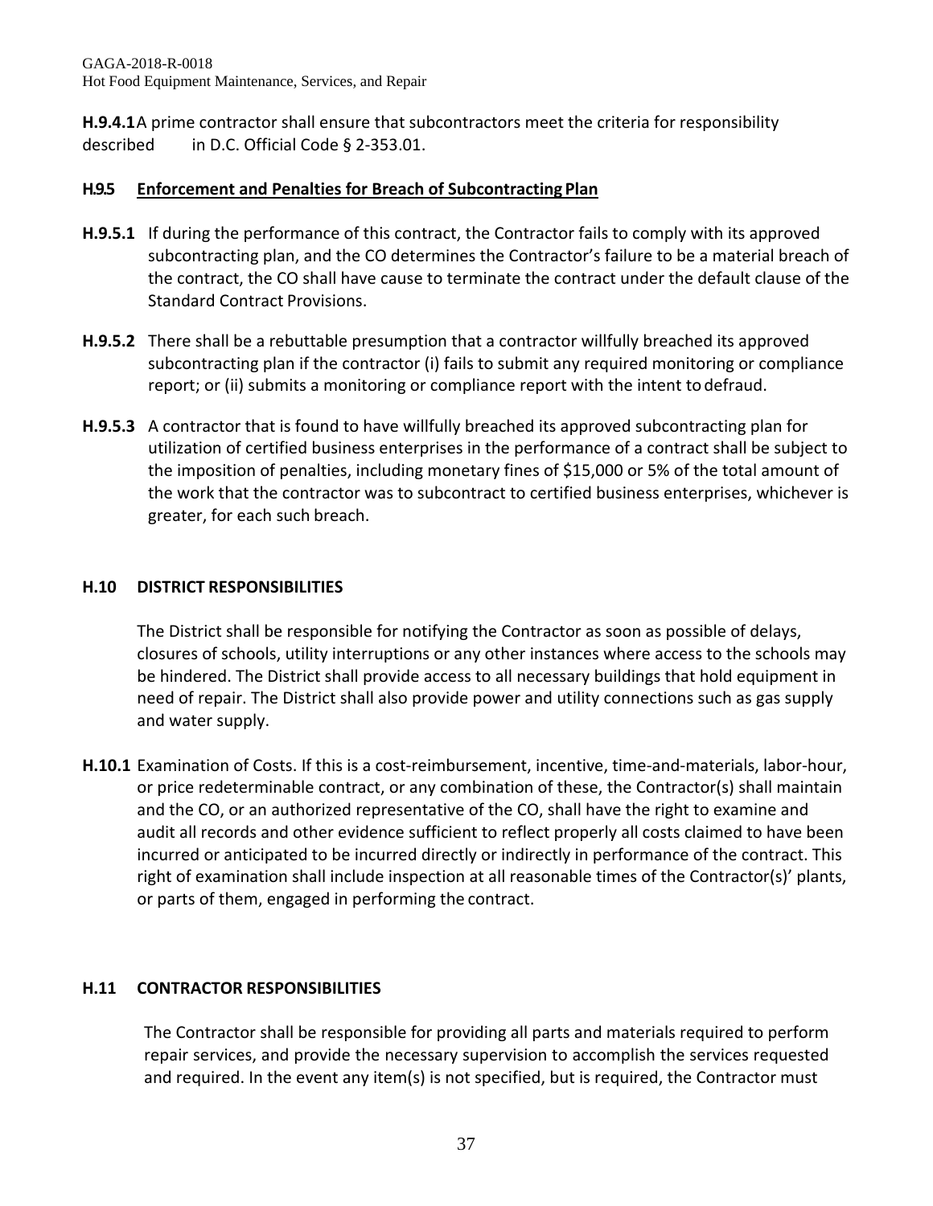**H.9.4.1** A prime contractor shall ensure that subcontractors meet the criteria for responsibility described in D.C. Official Code § 2-353.01.

**H.9.5 Enforcement and Penalties for Breach of Subcontracting Plan**

**H.9.5.1** If during the performance of this contract, the Contractor fails to comply with its approved subcontracting plan, and the CO determines the Contractor's failure to be a material breach of the contract, the CO shall have cause to terminate the contract under the default clause of the Standard Contract Provisions.

**H.9.5.2** There shall be a rebuttable presumption that a contractor willfully breached its approved subcontracting plan if the contractor (i) fails to submit any required monitoring or compliance report; or (ii) submits a monitoring or compliance report with the intent to defraud.

**H.9.5.3** A contractor that is found to have willfully breached its approved subcontracting plan for utilization of certified business enterprises in the performance of a contract shall be subject to the imposition of penalties, including monetary fines of $15,000 or 5% of the total amount of the work that the contractor was to subcontract to certified business enterprises, whichever is greater, for each such breach.

**H.10 DISTRICT RESPONSIBILITIES**

The District shall be responsible for notifying the Contractor as soon as possible of delays, closures of schools, utility interruptions or any other instances where access to the schools may be hindered. The District shall provide access to all necessary buildings that hold equipment in need of repair. The District shall also provide power and utility connections such as gas supply and water supply.

**H.10.1** Examination of Costs. If this is a cost-reimbursement, incentive, time-and-materials, labor-hour, or price redeterminable contract, or any combination of these, the Contractor(s) shall maintain and the CO, or an authorized representative of the CO, shall have the right to examine and audit all records and other evidence sufficient to reflect properly all costs claimed to have been incurred or anticipated to be incurred directly or indirectly in performance of the contract. This right of examination shall include inspection at all reasonable times of the Contractor(s)' plants, or parts of them, engaged in performing the contract.

**H.11 CONTRACTOR RESPONSIBILITIES**

The Contractor shall be responsible for providing all parts and materials required to perform repair services, and provide the necessary supervision to accomplish the services requested and required. In the event any item(s) is not specified, but is required, the Contractor must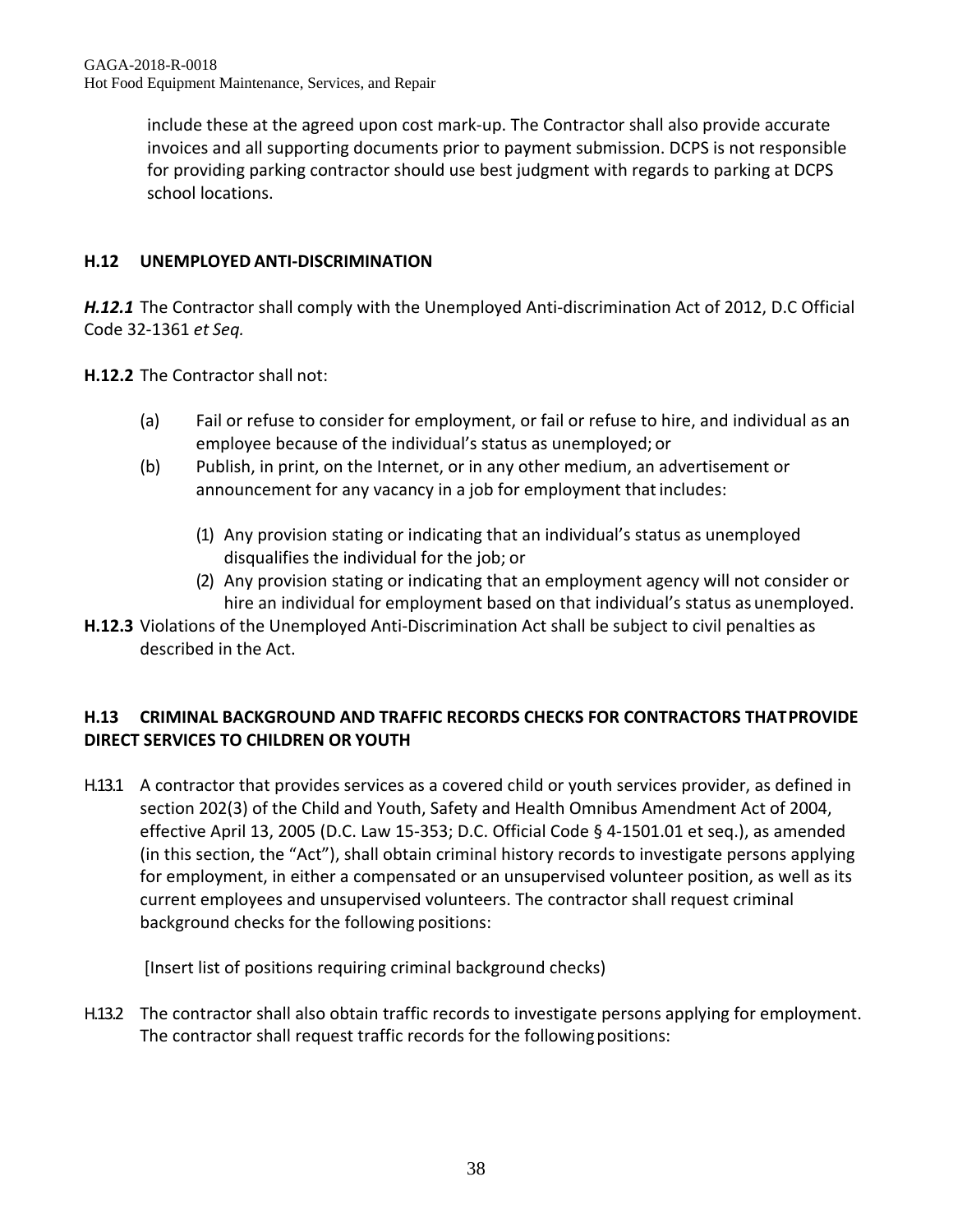include these at the agreed upon cost mark-up. The Contractor shall also provide accurate invoices and all supporting documents prior to payment submission. DCPS is not responsible for providing parking contractor should use best judgment with regards to parking at DCPS school locations.

### H.12 UNEMPLOYED ANTI-DISCRIMINATION

***H.12.1*** The Contractor shall comply with the Unemployed Anti-discrimination Act of 2012, D.C Official Code 32-1361 *et Seq.*

**H.12.2** The Contractor shall not:

(a) Fail or refuse to consider for employment, or fail or refuse to hire, and individual as an employee because of the individual's status as unemployed; or

(b) Publish, in print, on the Internet, or in any other medium, an advertisement or announcement for any vacancy in a job for employment that includes:

(1) Any provision stating or indicating that an individual's status as unemployed disqualifies the individual for the job; or

(2) Any provision stating or indicating that an employment agency will not consider or hire an individual for employment based on that individual's status as unemployed.

**H.12.3** Violations of the Unemployed Anti-Discrimination Act shall be subject to civil penalties as described in the Act.

### H.13 CRIMINAL BACKGROUND AND TRAFFIC RECORDS CHECKS FOR CONTRACTORS THAT PROVIDE DIRECT SERVICES TO CHILDREN OR YOUTH

H.13.1 A contractor that provides services as a covered child or youth services provider, as defined in section 202(3) of the Child and Youth, Safety and Health Omnibus Amendment Act of 2004, effective April 13, 2005 (D.C. Law 15-353; D.C. Official Code § 4-1501.01 et seq.), as amended (in this section, the "Act"), shall obtain criminal history records to investigate persons applying for employment, in either a compensated or an unsupervised volunteer position, as well as its current employees and unsupervised volunteers. The contractor shall request criminal background checks for the following positions:

[Insert list of positions requiring criminal background checks)

H.13.2 The contractor shall also obtain traffic records to investigate persons applying for employment. The contractor shall request traffic records for the following positions: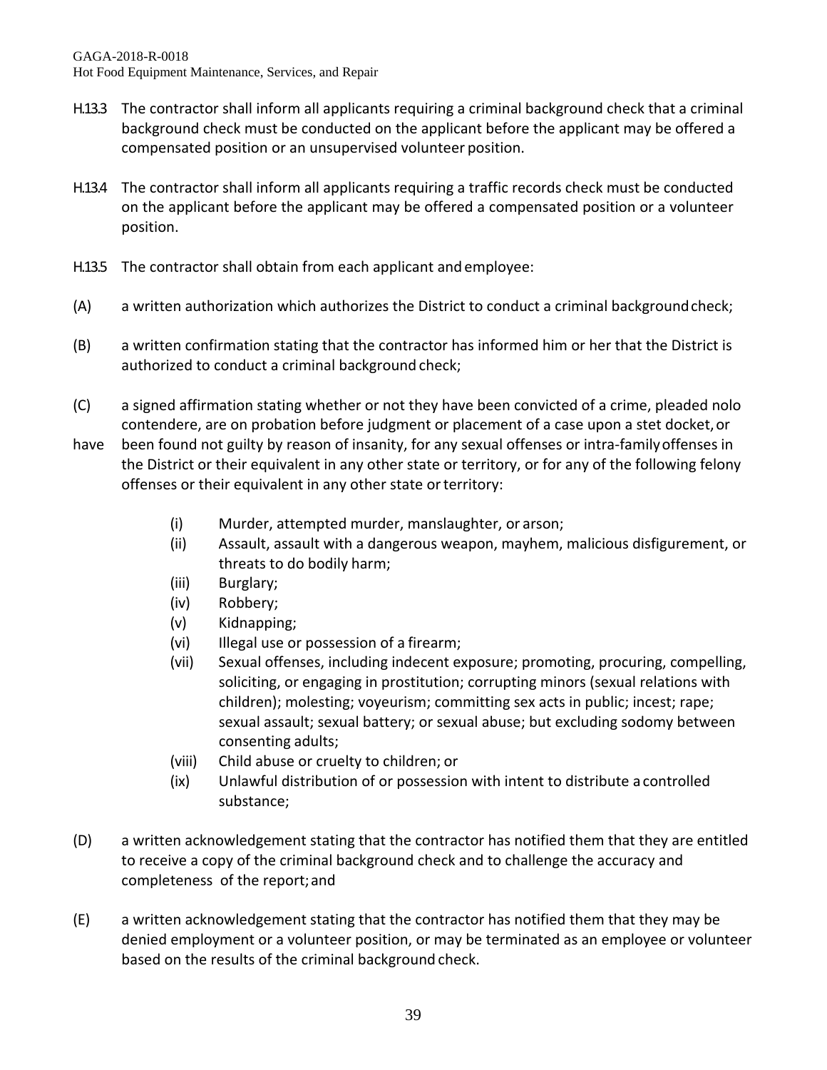H.13.3 The contractor shall inform all applicants requiring a criminal background check that a criminal background check must be conducted on the applicant before the applicant may be offered a compensated position or an unsupervised volunteer position.

H.13.4 The contractor shall inform all applicants requiring a traffic records check must be conducted on the applicant before the applicant may be offered a compensated position or a volunteer position.

H.13.5 The contractor shall obtain from each applicant and employee:

(A) a written authorization which authorizes the District to conduct a criminal background check;

(B) a written confirmation stating that the contractor has informed him or her that the District is authorized to conduct a criminal background check;

(C) a signed affirmation stating whether or not they have been convicted of a crime, pleaded nolo contendere, are on probation before judgment or placement of a case upon a stet docket, or have been found not guilty by reason of insanity, for any sexual offenses or intra-family offenses in the District or their equivalent in any other state or territory, or for any of the following felony offenses or their equivalent in any other state or territory:

- (i) Murder, attempted murder, manslaughter, or arson;
- (ii) Assault, assault with a dangerous weapon, mayhem, malicious disfigurement, or threats to do bodily harm;
- (iii) Burglary;
- (iv) Robbery;
- (v) Kidnapping;
- (vi) Illegal use or possession of a firearm;
- (vii) Sexual offenses, including indecent exposure; promoting, procuring, compelling, soliciting, or engaging in prostitution; corrupting minors (sexual relations with children); molesting; voyeurism; committing sex acts in public; incest; rape; sexual assault; sexual battery; or sexual abuse; but excluding sodomy between consenting adults;
- (viii) Child abuse or cruelty to children; or
- (ix) Unlawful distribution of or possession with intent to distribute a controlled substance;

(D) a written acknowledgement stating that the contractor has notified them that they are entitled to receive a copy of the criminal background check and to challenge the accuracy and completeness of the report; and

(E) a written acknowledgement stating that the contractor has notified them that they may be denied employment or a volunteer position, or may be terminated as an employee or volunteer based on the results of the criminal background check.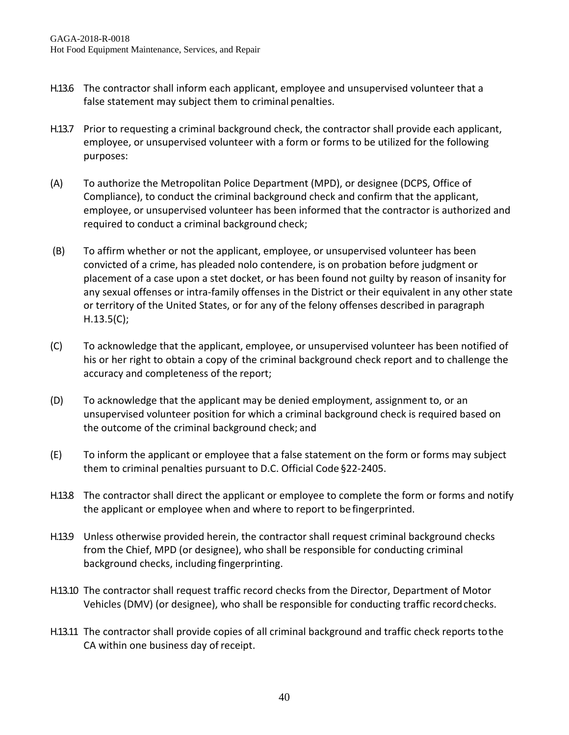H.13.6 The contractor shall inform each applicant, employee and unsupervised volunteer that a false statement may subject them to criminal penalties.

H.13.7 Prior to requesting a criminal background check, the contractor shall provide each applicant, employee, or unsupervised volunteer with a form or forms to be utilized for the following purposes:

(A) To authorize the Metropolitan Police Department (MPD), or designee (DCPS, Office of Compliance), to conduct the criminal background check and confirm that the applicant, employee, or unsupervised volunteer has been informed that the contractor is authorized and required to conduct a criminal background check;

(B) To affirm whether or not the applicant, employee, or unsupervised volunteer has been convicted of a crime, has pleaded nolo contendere, is on probation before judgment or placement of a case upon a stet docket, or has been found not guilty by reason of insanity for any sexual offenses or intra-family offenses in the District or their equivalent in any other state or territory of the United States, or for any of the felony offenses described in paragraph H.13.5(C);

(C) To acknowledge that the applicant, employee, or unsupervised volunteer has been notified of his or her right to obtain a copy of the criminal background check report and to challenge the accuracy and completeness of the report;

(D) To acknowledge that the applicant may be denied employment, assignment to, or an unsupervised volunteer position for which a criminal background check is required based on the outcome of the criminal background check; and

(E) To inform the applicant or employee that a false statement on the form or forms may subject them to criminal penalties pursuant to D.C. Official Code §22-2405.

H.13.8 The contractor shall direct the applicant or employee to complete the form or forms and notify the applicant or employee when and where to report to be fingerprinted.

H.13.9 Unless otherwise provided herein, the contractor shall request criminal background checks from the Chief, MPD (or designee), who shall be responsible for conducting criminal background checks, including fingerprinting.

H.13.10 The contractor shall request traffic record checks from the Director, Department of Motor Vehicles (DMV) (or designee), who shall be responsible for conducting traffic record checks.

H.13.11 The contractor shall provide copies of all criminal background and traffic check reports to the CA within one business day of receipt.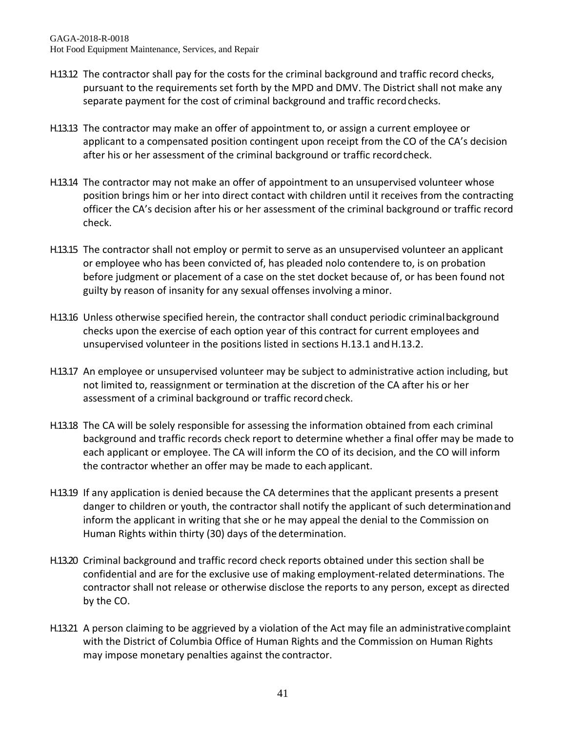H.13.12 The contractor shall pay for the costs for the criminal background and traffic record checks, pursuant to the requirements set forth by the MPD and DMV. The District shall not make any separate payment for the cost of criminal background and traffic record checks.

H.13.13 The contractor may make an offer of appointment to, or assign a current employee or applicant to a compensated position contingent upon receipt from the CO of the CA's decision after his or her assessment of the criminal background or traffic record check.

H.13.14 The contractor may not make an offer of appointment to an unsupervised volunteer whose position brings him or her into direct contact with children until it receives from the contracting officer the CA's decision after his or her assessment of the criminal background or traffic record check.

H.13.15 The contractor shall not employ or permit to serve as an unsupervised volunteer an applicant or employee who has been convicted of, has pleaded nolo contendere to, is on probation before judgment or placement of a case on the stet docket because of, or has been found not guilty by reason of insanity for any sexual offenses involving a minor.

H.13.16 Unless otherwise specified herein, the contractor shall conduct periodic criminal background checks upon the exercise of each option year of this contract for current employees and unsupervised volunteer in the positions listed in sections H.13.1 and H.13.2.

H.13.17 An employee or unsupervised volunteer may be subject to administrative action including, but not limited to, reassignment or termination at the discretion of the CA after his or her assessment of a criminal background or traffic record check.

H.13.18 The CA will be solely responsible for assessing the information obtained from each criminal background and traffic records check report to determine whether a final offer may be made to each applicant or employee. The CA will inform the CO of its decision, and the CO will inform the contractor whether an offer may be made to each applicant.

H.13.19 If any application is denied because the CA determines that the applicant presents a present danger to children or youth, the contractor shall notify the applicant of such determination and inform the applicant in writing that she or he may appeal the denial to the Commission on Human Rights within thirty (30) days of the determination.

H.13.20 Criminal background and traffic record check reports obtained under this section shall be confidential and are for the exclusive use of making employment-related determinations. The contractor shall not release or otherwise disclose the reports to any person, except as directed by the CO.

H.13.21 A person claiming to be aggrieved by a violation of the Act may file an administrative complaint with the District of Columbia Office of Human Rights and the Commission on Human Rights may impose monetary penalties against the contractor.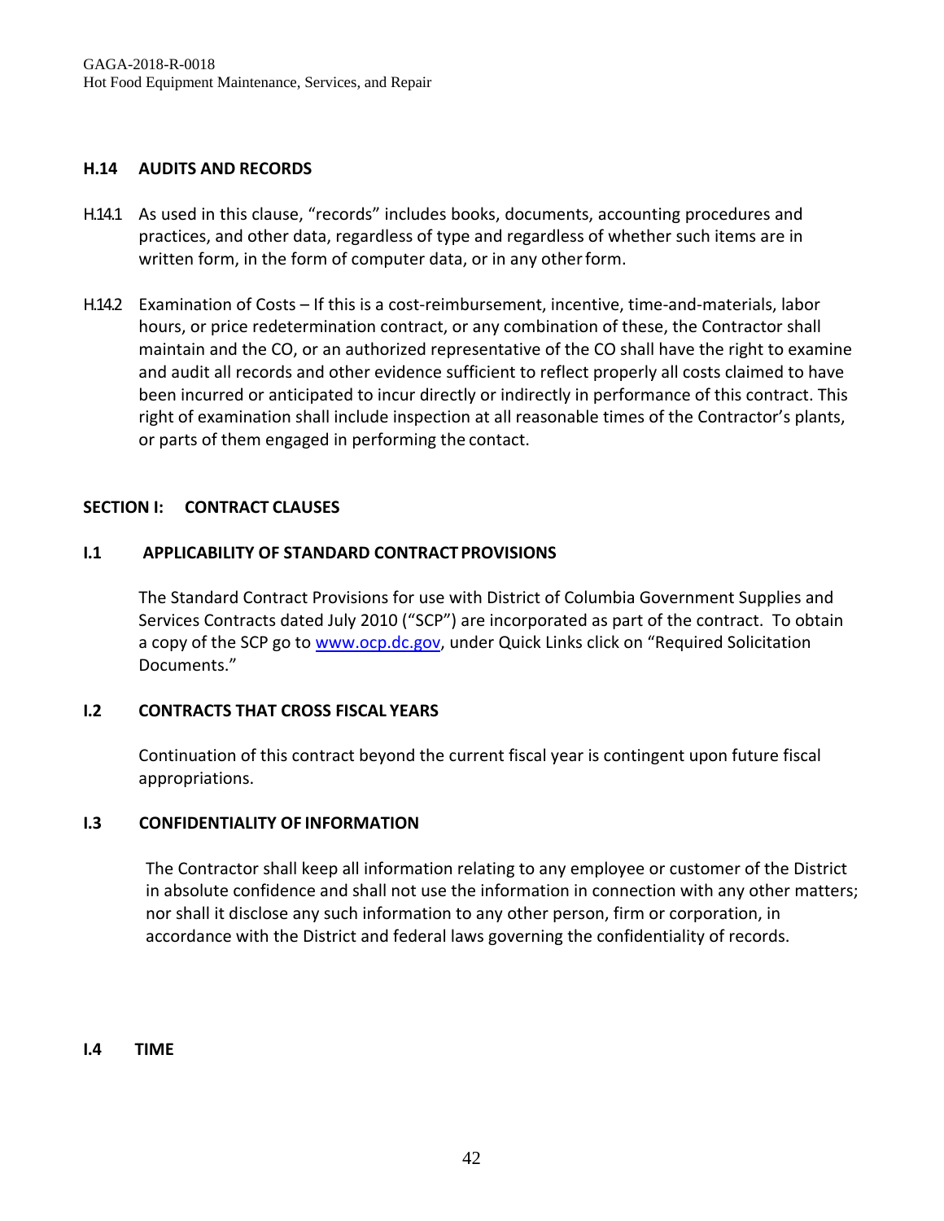### H.14 AUDITS AND RECORDS

H.14.1 As used in this clause, "records" includes books, documents, accounting procedures and practices, and other data, regardless of type and regardless of whether such items are in written form, in the form of computer data, or in any other form.

H.14.2 Examination of Costs – If this is a cost-reimbursement, incentive, time-and-materials, labor hours, or price redetermination contract, or any combination of these, the Contractor shall maintain and the CO, or an authorized representative of the CO shall have the right to examine and audit all records and other evidence sufficient to reflect properly all costs claimed to have been incurred or anticipated to incur directly or indirectly in performance of this contract. This right of examination shall include inspection at all reasonable times of the Contractor's plants, or parts of them engaged in performing the contact.

## SECTION I: CONTRACT CLAUSES

### I.1 APPLICABILITY OF STANDARD CONTRACT PROVISIONS

The Standard Contract Provisions for use with District of Columbia Government Supplies and Services Contracts dated July 2010 ("SCP") are incorporated as part of the contract. To obtain a copy of the SCP go to [www.ocp.dc.gov](http://www.ocp.dc.gov), under Quick Links click on "Required Solicitation Documents."

### I.2 CONTRACTS THAT CROSS FISCAL YEARS

Continuation of this contract beyond the current fiscal year is contingent upon future fiscal appropriations.

### I.3 CONFIDENTIALITY OF INFORMATION

The Contractor shall keep all information relating to any employee or customer of the District in absolute confidence and shall not use the information in connection with any other matters; nor shall it disclose any such information to any other person, firm or corporation, in accordance with the District and federal laws governing the confidentiality of records.

### I.4 TIME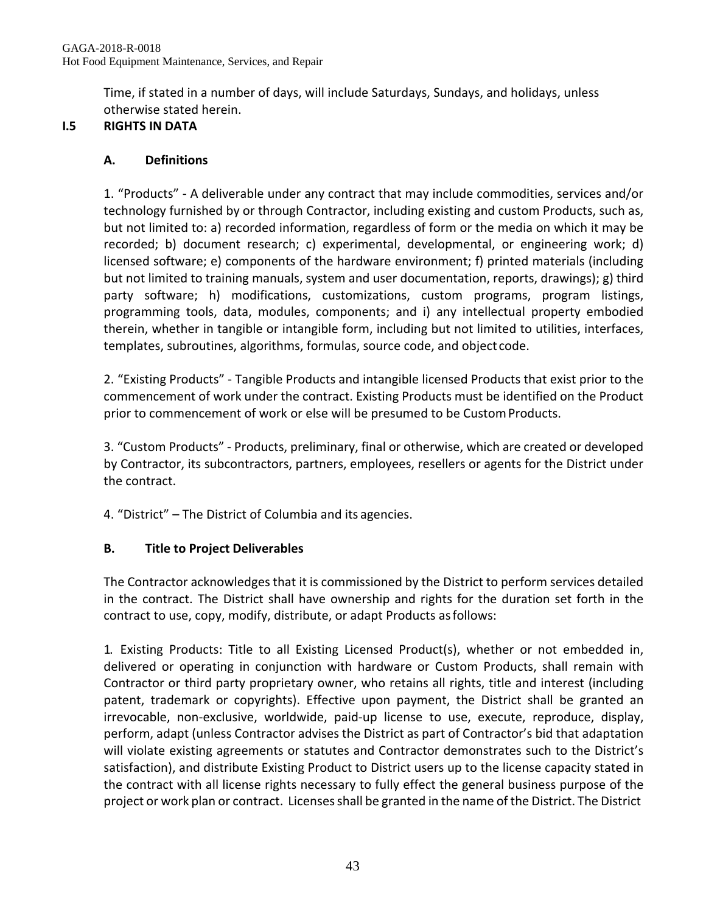Time, if stated in a number of days, will include Saturdays, Sundays, and holidays, unless otherwise stated herein.

## I.5 RIGHTS IN DATA

### A. Definitions

1. "Products" - A deliverable under any contract that may include commodities, services and/or technology furnished by or through Contractor, including existing and custom Products, such as, but not limited to: a) recorded information, regardless of form or the media on which it may be recorded; b) document research; c) experimental, developmental, or engineering work; d) licensed software; e) components of the hardware environment; f) printed materials (including but not limited to training manuals, system and user documentation, reports, drawings); g) third party software; h) modifications, customizations, custom programs, program listings, programming tools, data, modules, components; and i) any intellectual property embodied therein, whether in tangible or intangible form, including but not limited to utilities, interfaces, templates, subroutines, algorithms, formulas, source code, and object code.

2. "Existing Products" - Tangible Products and intangible licensed Products that exist prior to the commencement of work under the contract. Existing Products must be identified on the Product prior to commencement of work or else will be presumed to be Custom Products.

3. "Custom Products" - Products, preliminary, final or otherwise, which are created or developed by Contractor, its subcontractors, partners, employees, resellers or agents for the District under the contract.

4. "District" – The District of Columbia and its agencies.

### B. Title to Project Deliverables

The Contractor acknowledges that it is commissioned by the District to perform services detailed in the contract. The District shall have ownership and rights for the duration set forth in the contract to use, copy, modify, distribute, or adapt Products as follows:

1. Existing Products: Title to all Existing Licensed Product(s), whether or not embedded in, delivered or operating in conjunction with hardware or Custom Products, shall remain with Contractor or third party proprietary owner, who retains all rights, title and interest (including patent, trademark or copyrights). Effective upon payment, the District shall be granted an irrevocable, non-exclusive, worldwide, paid-up license to use, execute, reproduce, display, perform, adapt (unless Contractor advises the District as part of Contractor's bid that adaptation will violate existing agreements or statutes and Contractor demonstrates such to the District's satisfaction), and distribute Existing Product to District users up to the license capacity stated in the contract with all license rights necessary to fully effect the general business purpose of the project or work plan or contract. Licenses shall be granted in the name of the District. The District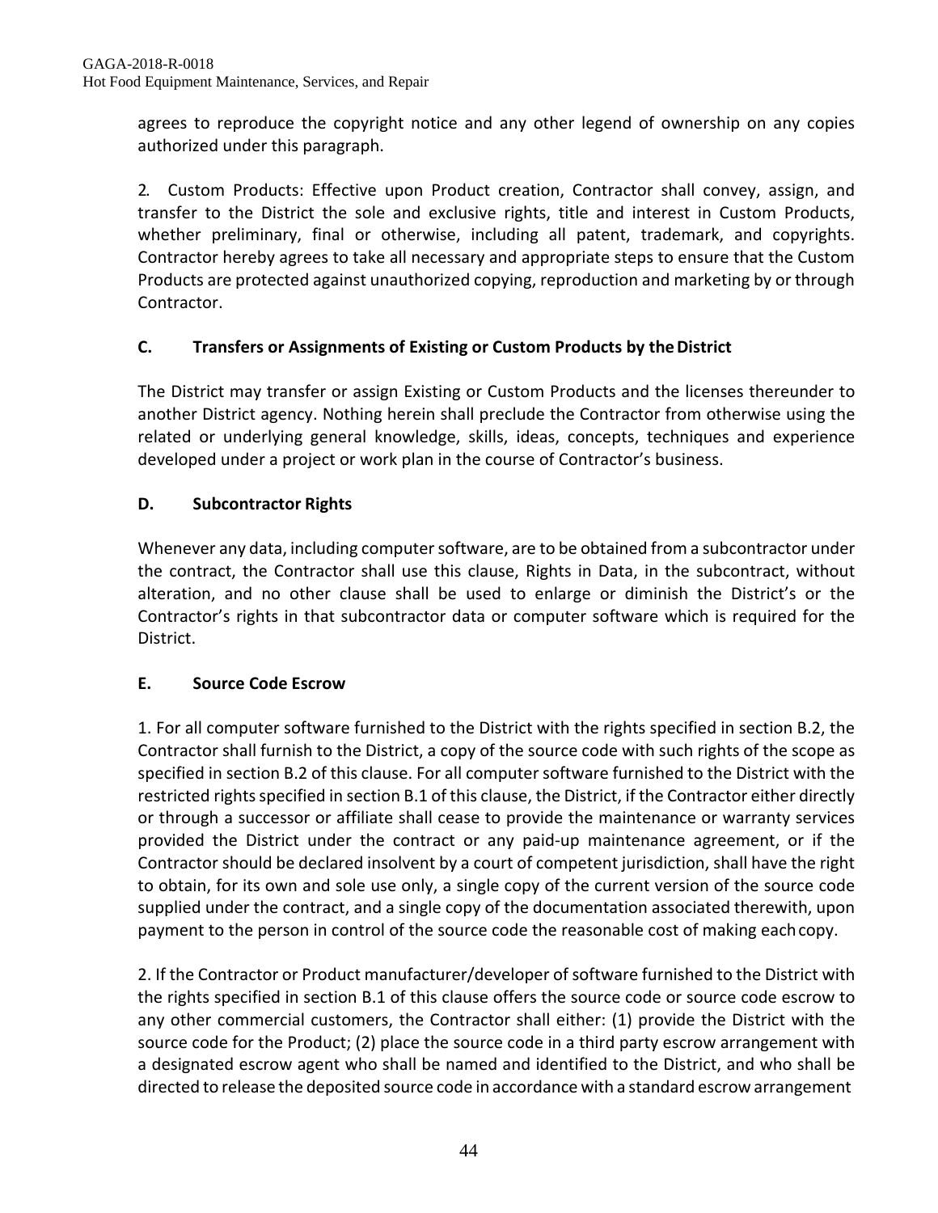agrees to reproduce the copyright notice and any other legend of ownership on any copies authorized under this paragraph.

2. Custom Products: Effective upon Product creation, Contractor shall convey, assign, and transfer to the District the sole and exclusive rights, title and interest in Custom Products, whether preliminary, final or otherwise, including all patent, trademark, and copyrights. Contractor hereby agrees to take all necessary and appropriate steps to ensure that the Custom Products are protected against unauthorized copying, reproduction and marketing by or through Contractor.

### C. Transfers or Assignments of Existing or Custom Products by the District

The District may transfer or assign Existing or Custom Products and the licenses thereunder to another District agency. Nothing herein shall preclude the Contractor from otherwise using the related or underlying general knowledge, skills, ideas, concepts, techniques and experience developed under a project or work plan in the course of Contractor's business.

### D. Subcontractor Rights

Whenever any data, including computer software, are to be obtained from a subcontractor under the contract, the Contractor shall use this clause, Rights in Data, in the subcontract, without alteration, and no other clause shall be used to enlarge or diminish the District's or the Contractor's rights in that subcontractor data or computer software which is required for the District.

### E. Source Code Escrow

1. For all computer software furnished to the District with the rights specified in section B.2, the Contractor shall furnish to the District, a copy of the source code with such rights of the scope as specified in section B.2 of this clause. For all computer software furnished to the District with the restricted rights specified in section B.1 of this clause, the District, if the Contractor either directly or through a successor or affiliate shall cease to provide the maintenance or warranty services provided the District under the contract or any paid-up maintenance agreement, or if the Contractor should be declared insolvent by a court of competent jurisdiction, shall have the right to obtain, for its own and sole use only, a single copy of the current version of the source code supplied under the contract, and a single copy of the documentation associated therewith, upon payment to the person in control of the source code the reasonable cost of making each copy.

2. If the Contractor or Product manufacturer/developer of software furnished to the District with the rights specified in section B.1 of this clause offers the source code or source code escrow to any other commercial customers, the Contractor shall either: (1) provide the District with the source code for the Product; (2) place the source code in a third party escrow arrangement with a designated escrow agent who shall be named and identified to the District, and who shall be directed to release the deposited source code in accordance with a standard escrow arrangement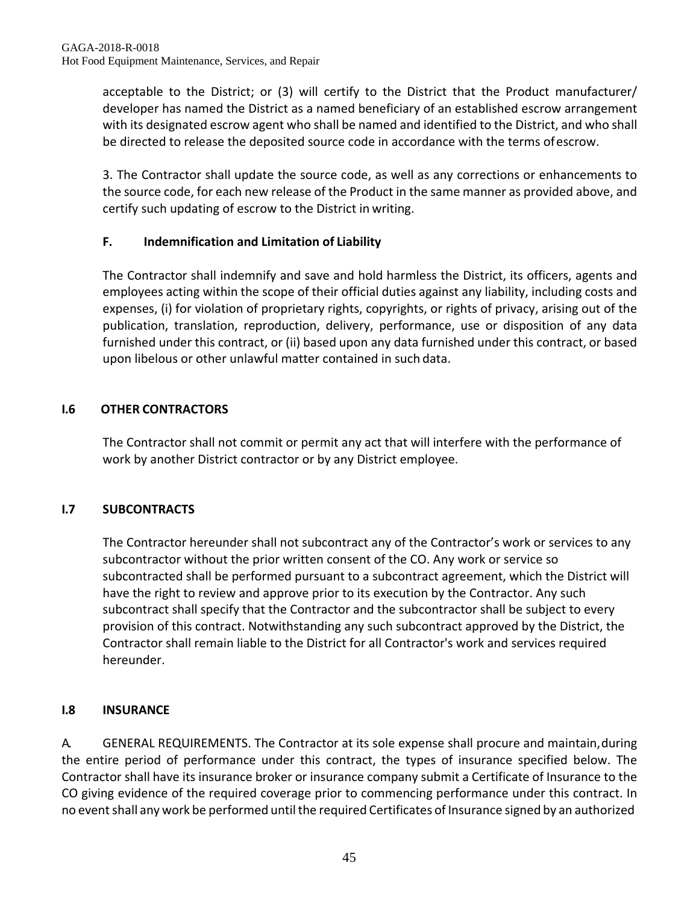acceptable to the District; or (3) will certify to the District that the Product manufacturer/ developer has named the District as a named beneficiary of an established escrow arrangement with its designated escrow agent who shall be named and identified to the District, and who shall be directed to release the deposited source code in accordance with the terms of escrow.

3. The Contractor shall update the source code, as well as any corrections or enhancements to the source code, for each new release of the Product in the same manner as provided above, and certify such updating of escrow to the District in writing.

**F. Indemnification and Limitation of Liability**

The Contractor shall indemnify and save and hold harmless the District, its officers, agents and employees acting within the scope of their official duties against any liability, including costs and expenses, (i) for violation of proprietary rights, copyrights, or rights of privacy, arising out of the publication, translation, reproduction, delivery, performance, use or disposition of any data furnished under this contract, or (ii) based upon any data furnished under this contract, or based upon libelous or other unlawful matter contained in such data.

## I.6 OTHER CONTRACTORS

The Contractor shall not commit or permit any act that will interfere with the performance of work by another District contractor or by any District employee.

## I.7 SUBCONTRACTS

The Contractor hereunder shall not subcontract any of the Contractor's work or services to any subcontractor without the prior written consent of the CO. Any work or service so subcontracted shall be performed pursuant to a subcontract agreement, which the District will have the right to review and approve prior to its execution by the Contractor. Any such subcontract shall specify that the Contractor and the subcontractor shall be subject to every provision of this contract. Notwithstanding any such subcontract approved by the District, the Contractor shall remain liable to the District for all Contractor's work and services required hereunder.

## I.8 INSURANCE

A. GENERAL REQUIREMENTS. The Contractor at its sole expense shall procure and maintain, during the entire period of performance under this contract, the types of insurance specified below. The Contractor shall have its insurance broker or insurance company submit a Certificate of Insurance to the CO giving evidence of the required coverage prior to commencing performance under this contract. In no event shall any work be performed until the required Certificates of Insurance signed by an authorized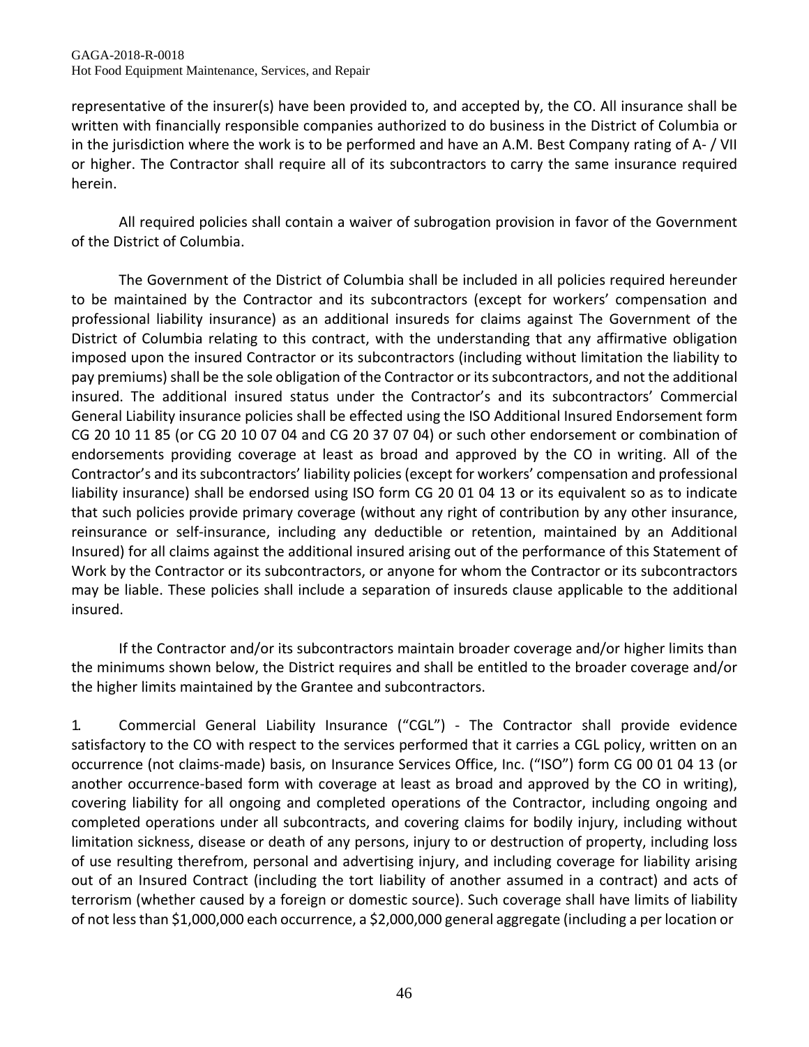representative of the insurer(s) have been provided to, and accepted by, the CO. All insurance shall be written with financially responsible companies authorized to do business in the District of Columbia or in the jurisdiction where the work is to be performed and have an A.M. Best Company rating of A- / VII or higher. The Contractor shall require all of its subcontractors to carry the same insurance required herein.

All required policies shall contain a waiver of subrogation provision in favor of the Government of the District of Columbia.

The Government of the District of Columbia shall be included in all policies required hereunder to be maintained by the Contractor and its subcontractors (except for workers' compensation and professional liability insurance) as an additional insureds for claims against The Government of the District of Columbia relating to this contract, with the understanding that any affirmative obligation imposed upon the insured Contractor or its subcontractors (including without limitation the liability to pay premiums) shall be the sole obligation of the Contractor or its subcontractors, and not the additional insured. The additional insured status under the Contractor's and its subcontractors' Commercial General Liability insurance policies shall be effected using the ISO Additional Insured Endorsement form CG 20 10 11 85 (or CG 20 10 07 04 and CG 20 37 07 04) or such other endorsement or combination of endorsements providing coverage at least as broad and approved by the CO in writing. All of the Contractor's and its subcontractors' liability policies (except for workers' compensation and professional liability insurance) shall be endorsed using ISO form CG 20 01 04 13 or its equivalent so as to indicate that such policies provide primary coverage (without any right of contribution by any other insurance, reinsurance or self-insurance, including any deductible or retention, maintained by an Additional Insured) for all claims against the additional insured arising out of the performance of this Statement of Work by the Contractor or its subcontractors, or anyone for whom the Contractor or its subcontractors may be liable. These policies shall include a separation of insureds clause applicable to the additional insured.

If the Contractor and/or its subcontractors maintain broader coverage and/or higher limits than the minimums shown below, the District requires and shall be entitled to the broader coverage and/or the higher limits maintained by the Grantee and subcontractors.

1. Commercial General Liability Insurance ("CGL") - The Contractor shall provide evidence satisfactory to the CO with respect to the services performed that it carries a CGL policy, written on an occurrence (not claims-made) basis, on Insurance Services Office, Inc. ("ISO") form CG 00 01 04 13 (or another occurrence-based form with coverage at least as broad and approved by the CO in writing), covering liability for all ongoing and completed operations of the Contractor, including ongoing and completed operations under all subcontracts, and covering claims for bodily injury, including without limitation sickness, disease or death of any persons, injury to or destruction of property, including loss of use resulting therefrom, personal and advertising injury, and including coverage for liability arising out of an Insured Contract (including the tort liability of another assumed in a contract) and acts of terrorism (whether caused by a foreign or domestic source). Such coverage shall have limits of liability of not less than $1,000,000 each occurrence, a $2,000,000 general aggregate (including a per location or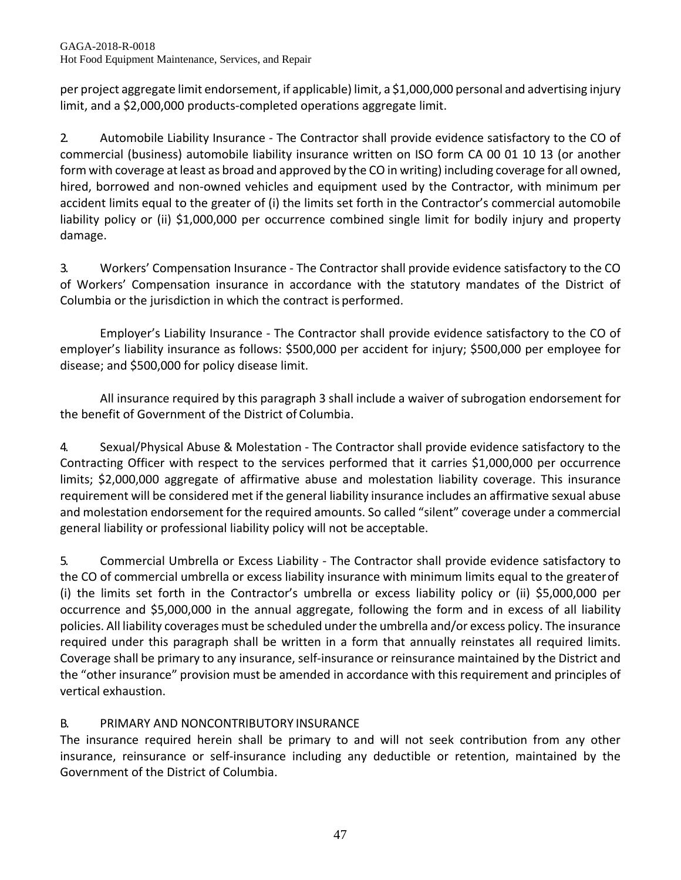per project aggregate limit endorsement, if applicable) limit, a $1,000,000 personal and advertising injury limit, and a $2,000,000 products-completed operations aggregate limit.

2. Automobile Liability Insurance - The Contractor shall provide evidence satisfactory to the CO of commercial (business) automobile liability insurance written on ISO form CA 00 01 10 13 (or another form with coverage at least as broad and approved by the CO in writing) including coverage for all owned, hired, borrowed and non-owned vehicles and equipment used by the Contractor, with minimum per accident limits equal to the greater of (i) the limits set forth in the Contractor's commercial automobile liability policy or (ii) $1,000,000 per occurrence combined single limit for bodily injury and property damage.

3. Workers' Compensation Insurance - The Contractor shall provide evidence satisfactory to the CO of Workers' Compensation insurance in accordance with the statutory mandates of the District of Columbia or the jurisdiction in which the contract is performed.

Employer's Liability Insurance - The Contractor shall provide evidence satisfactory to the CO of employer's liability insurance as follows: $500,000 per accident for injury; $500,000 per employee for disease; and $500,000 for policy disease limit.

All insurance required by this paragraph 3 shall include a waiver of subrogation endorsement for the benefit of Government of the District of Columbia.

4. Sexual/Physical Abuse & Molestation - The Contractor shall provide evidence satisfactory to the Contracting Officer with respect to the services performed that it carries $1,000,000 per occurrence limits; $2,000,000 aggregate of affirmative abuse and molestation liability coverage. This insurance requirement will be considered met if the general liability insurance includes an affirmative sexual abuse and molestation endorsement for the required amounts. So called "silent" coverage under a commercial general liability or professional liability policy will not be acceptable.

5. Commercial Umbrella or Excess Liability - The Contractor shall provide evidence satisfactory to the CO of commercial umbrella or excess liability insurance with minimum limits equal to the greater of (i) the limits set forth in the Contractor's umbrella or excess liability policy or (ii) $5,000,000 per occurrence and $5,000,000 in the annual aggregate, following the form and in excess of all liability policies. All liability coverages must be scheduled under the umbrella and/or excess policy. The insurance required under this paragraph shall be written in a form that annually reinstates all required limits. Coverage shall be primary to any insurance, self-insurance or reinsurance maintained by the District and the "other insurance" provision must be amended in accordance with this requirement and principles of vertical exhaustion.

B. PRIMARY AND NONCONTRIBUTORY INSURANCE

The insurance required herein shall be primary to and will not seek contribution from any other insurance, reinsurance or self-insurance including any deductible or retention, maintained by the Government of the District of Columbia.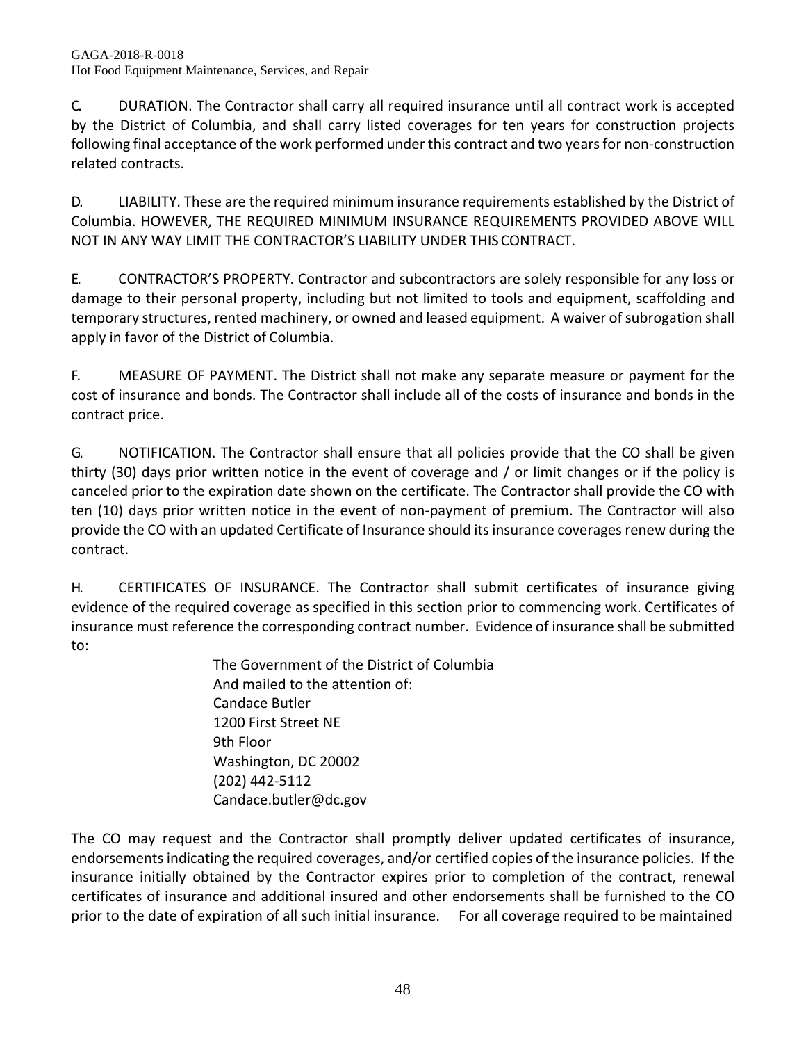C. DURATION. The Contractor shall carry all required insurance until all contract work is accepted by the District of Columbia, and shall carry listed coverages for ten years for construction projects following final acceptance of the work performed under this contract and two years for non-construction related contracts.

D. LIABILITY. These are the required minimum insurance requirements established by the District of Columbia. HOWEVER, THE REQUIRED MINIMUM INSURANCE REQUIREMENTS PROVIDED ABOVE WILL NOT IN ANY WAY LIMIT THE CONTRACTOR'S LIABILITY UNDER THIS CONTRACT.

E. CONTRACTOR'S PROPERTY. Contractor and subcontractors are solely responsible for any loss or damage to their personal property, including but not limited to tools and equipment, scaffolding and temporary structures, rented machinery, or owned and leased equipment. A waiver of subrogation shall apply in favor of the District of Columbia.

F. MEASURE OF PAYMENT. The District shall not make any separate measure or payment for the cost of insurance and bonds. The Contractor shall include all of the costs of insurance and bonds in the contract price.

G. NOTIFICATION. The Contractor shall ensure that all policies provide that the CO shall be given thirty (30) days prior written notice in the event of coverage and / or limit changes or if the policy is canceled prior to the expiration date shown on the certificate. The Contractor shall provide the CO with ten (10) days prior written notice in the event of non-payment of premium. The Contractor will also provide the CO with an updated Certificate of Insurance should its insurance coverages renew during the contract.

H. CERTIFICATES OF INSURANCE. The Contractor shall submit certificates of insurance giving evidence of the required coverage as specified in this section prior to commencing work. Certificates of insurance must reference the corresponding contract number. Evidence of insurance shall be submitted to:

The Government of the District of Columbia
And mailed to the attention of:
Candace Butler
1200 First Street NE
9th Floor
Washington, DC 20002
(202) 442-5112
Candace.butler@dc.gov

The CO may request and the Contractor shall promptly deliver updated certificates of insurance, endorsements indicating the required coverages, and/or certified copies of the insurance policies. If the insurance initially obtained by the Contractor expires prior to completion of the contract, renewal certificates of insurance and additional insured and other endorsements shall be furnished to the CO prior to the date of expiration of all such initial insurance. For all coverage required to be maintained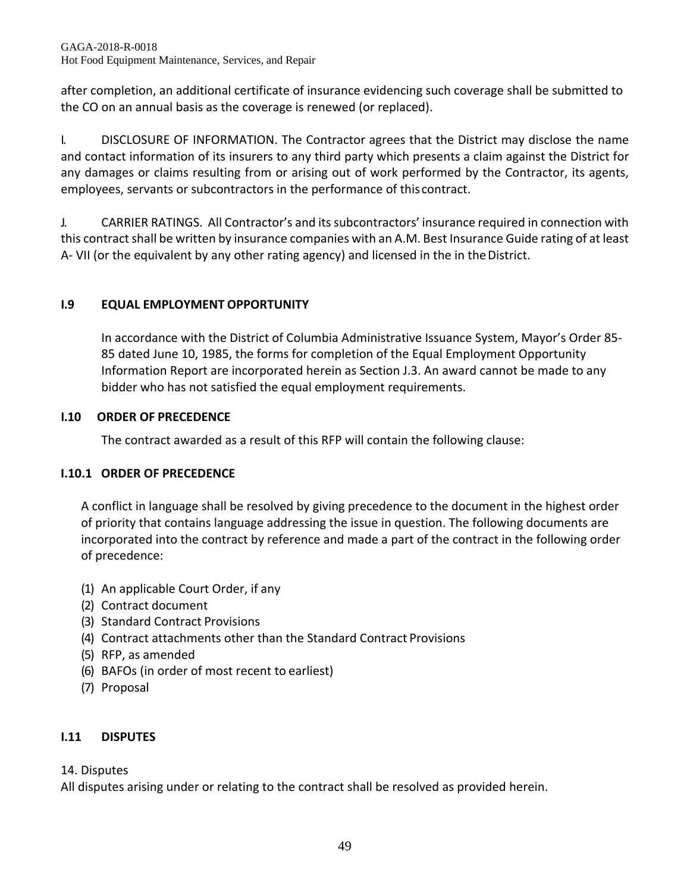after completion, an additional certificate of insurance evidencing such coverage shall be submitted to the CO on an annual basis as the coverage is renewed (or replaced).

I. DISCLOSURE OF INFORMATION. The Contractor agrees that the District may disclose the name and contact information of its insurers to any third party which presents a claim against the District for any damages or claims resulting from or arising out of work performed by the Contractor, its agents, employees, servants or subcontractors in the performance of this contract.

J. CARRIER RATINGS. All Contractor's and its subcontractors' insurance required in connection with this contract shall be written by insurance companies with an A.M. Best Insurance Guide rating of at least A- VII (or the equivalent by any other rating agency) and licensed in the in the District.

## I.9 EQUAL EMPLOYMENT OPPORTUNITY

In accordance with the District of Columbia Administrative Issuance System, Mayor's Order 85-85 dated June 10, 1985, the forms for completion of the Equal Employment Opportunity Information Report are incorporated herein as Section J.3. An award cannot be made to any bidder who has not satisfied the equal employment requirements.

## I.10 ORDER OF PRECEDENCE

The contract awarded as a result of this RFP will contain the following clause:

### I.10.1 ORDER OF PRECEDENCE

A conflict in language shall be resolved by giving precedence to the document in the highest order of priority that contains language addressing the issue in question. The following documents are incorporated into the contract by reference and made a part of the contract in the following order of precedence:

(1) An applicable Court Order, if any
(2) Contract document
(3) Standard Contract Provisions
(4) Contract attachments other than the Standard Contract Provisions
(5) RFP, as amended
(6) BAFOs (in order of most recent to earliest)
(7) Proposal

## I.11 DISPUTES

14. Disputes
All disputes arising under or relating to the contract shall be resolved as provided herein.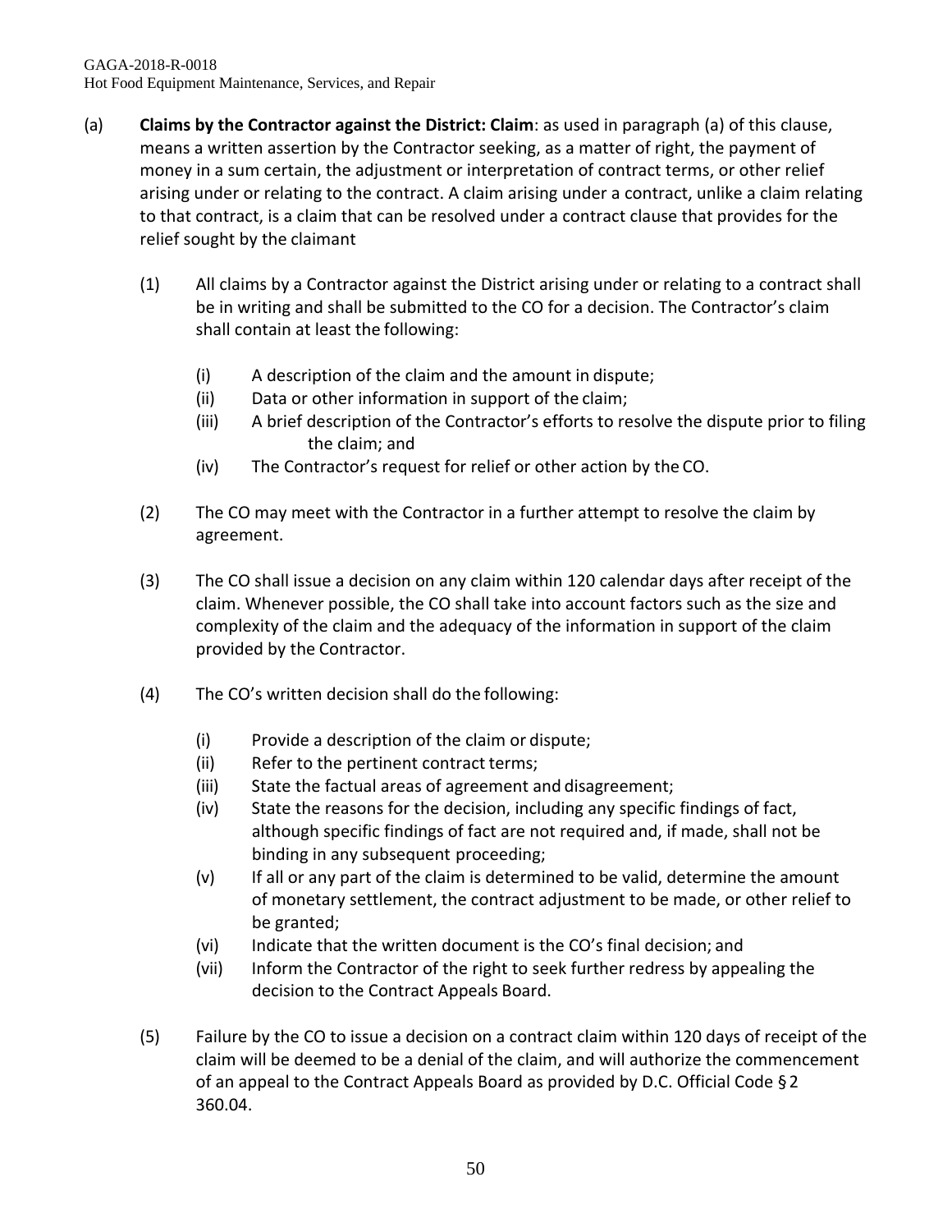(a) **Claims by the Contractor against the District: Claim**: as used in paragraph (a) of this clause, means a written assertion by the Contractor seeking, as a matter of right, the payment of money in a sum certain, the adjustment or interpretation of contract terms, or other relief arising under or relating to the contract. A claim arising under a contract, unlike a claim relating to that contract, is a claim that can be resolved under a contract clause that provides for the relief sought by the claimant

(1) All claims by a Contractor against the District arising under or relating to a contract shall be in writing and shall be submitted to the CO for a decision. The Contractor's claim shall contain at least the following:

(i) A description of the claim and the amount in dispute;
(ii) Data or other information in support of the claim;
(iii) A brief description of the Contractor's efforts to resolve the dispute prior to filing the claim; and
(iv) The Contractor's request for relief or other action by the CO.

(2) The CO may meet with the Contractor in a further attempt to resolve the claim by agreement.

(3) The CO shall issue a decision on any claim within 120 calendar days after receipt of the claim. Whenever possible, the CO shall take into account factors such as the size and complexity of the claim and the adequacy of the information in support of the claim provided by the Contractor.

(4) The CO's written decision shall do the following:

(i) Provide a description of the claim or dispute;
(ii) Refer to the pertinent contract terms;
(iii) State the factual areas of agreement and disagreement;
(iv) State the reasons for the decision, including any specific findings of fact, although specific findings of fact are not required and, if made, shall not be binding in any subsequent proceeding;
(v) If all or any part of the claim is determined to be valid, determine the amount of monetary settlement, the contract adjustment to be made, or other relief to be granted;
(vi) Indicate that the written document is the CO's final decision; and
(vii) Inform the Contractor of the right to seek further redress by appealing the decision to the Contract Appeals Board.

(5) Failure by the CO to issue a decision on a contract claim within 120 days of receipt of the claim will be deemed to be a denial of the claim, and will authorize the commencement of an appeal to the Contract Appeals Board as provided by D.C. Official Code § 2 360.04.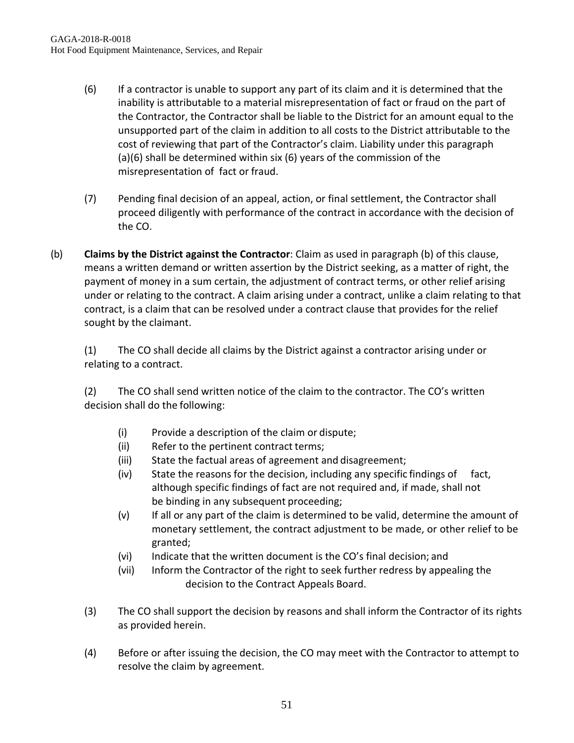(6) If a contractor is unable to support any part of its claim and it is determined that the inability is attributable to a material misrepresentation of fact or fraud on the part of the Contractor, the Contractor shall be liable to the District for an amount equal to the unsupported part of the claim in addition to all costs to the District attributable to the cost of reviewing that part of the Contractor's claim. Liability under this paragraph (a)(6) shall be determined within six (6) years of the commission of the misrepresentation of fact or fraud.

(7) Pending final decision of an appeal, action, or final settlement, the Contractor shall proceed diligently with performance of the contract in accordance with the decision of the CO.

(b) **Claims by the District against the Contractor**: Claim as used in paragraph (b) of this clause, means a written demand or written assertion by the District seeking, as a matter of right, the payment of money in a sum certain, the adjustment of contract terms, or other relief arising under or relating to the contract. A claim arising under a contract, unlike a claim relating to that contract, is a claim that can be resolved under a contract clause that provides for the relief sought by the claimant.

(1) The CO shall decide all claims by the District against a contractor arising under or relating to a contract.

(2) The CO shall send written notice of the claim to the contractor. The CO's written decision shall do the following:

- (i) Provide a description of the claim or dispute;
- (ii) Refer to the pertinent contract terms;
- (iii) State the factual areas of agreement and disagreement;
- (iv) State the reasons for the decision, including any specific findings of fact, although specific findings of fact are not required and, if made, shall not be binding in any subsequent proceeding;
- (v) If all or any part of the claim is determined to be valid, determine the amount of monetary settlement, the contract adjustment to be made, or other relief to be granted;
- (vi) Indicate that the written document is the CO's final decision; and
- (vii) Inform the Contractor of the right to seek further redress by appealing the decision to the Contract Appeals Board.

(3) The CO shall support the decision by reasons and shall inform the Contractor of its rights as provided herein.

(4) Before or after issuing the decision, the CO may meet with the Contractor to attempt to resolve the claim by agreement.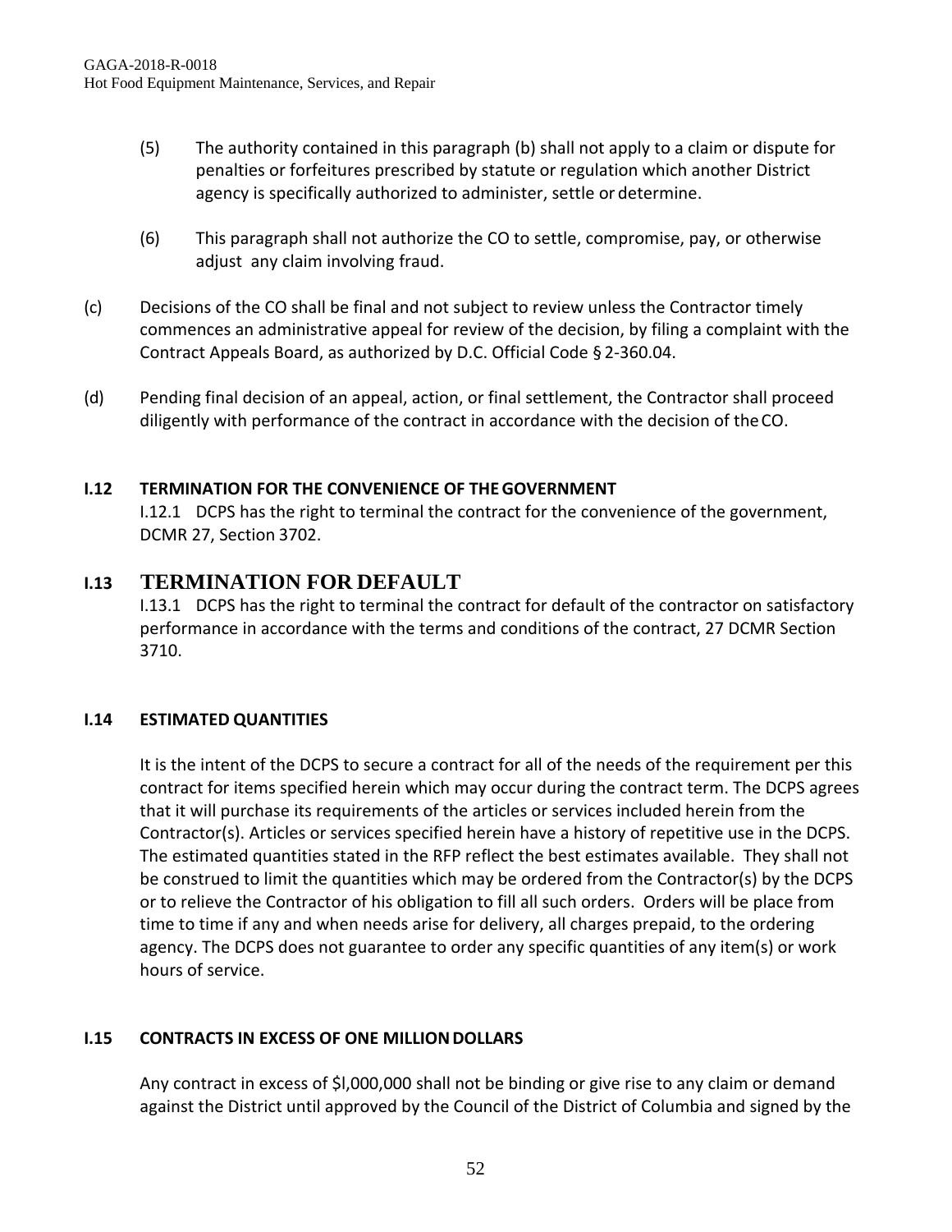(5) The authority contained in this paragraph (b) shall not apply to a claim or dispute for penalties or forfeitures prescribed by statute or regulation which another District agency is specifically authorized to administer, settle or determine.

(6) This paragraph shall not authorize the CO to settle, compromise, pay, or otherwise adjust any claim involving fraud.

(c) Decisions of the CO shall be final and not subject to review unless the Contractor timely commences an administrative appeal for review of the decision, by filing a complaint with the Contract Appeals Board, as authorized by D.C. Official Code § 2-360.04.

(d) Pending final decision of an appeal, action, or final settlement, the Contractor shall proceed diligently with performance of the contract in accordance with the decision of the CO.

### I.12 TERMINATION FOR THE CONVENIENCE OF THE GOVERNMENT

I.12.1 DCPS has the right to terminal the contract for the convenience of the government, DCMR 27, Section 3702.

### I.13 TERMINATION FOR DEFAULT

I.13.1 DCPS has the right to terminal the contract for default of the contractor on satisfactory performance in accordance with the terms and conditions of the contract, 27 DCMR Section 3710.

### I.14 ESTIMATED QUANTITIES

It is the intent of the DCPS to secure a contract for all of the needs of the requirement per this contract for items specified herein which may occur during the contract term. The DCPS agrees that it will purchase its requirements of the articles or services included herein from the Contractor(s). Articles or services specified herein have a history of repetitive use in the DCPS. The estimated quantities stated in the RFP reflect the best estimates available. They shall not be construed to limit the quantities which may be ordered from the Contractor(s) by the DCPS or to relieve the Contractor of his obligation to fill all such orders. Orders will be place from time to time if any and when needs arise for delivery, all charges prepaid, to the ordering agency. The DCPS does not guarantee to order any specific quantities of any item(s) or work hours of service.

### I.15 CONTRACTS IN EXCESS OF ONE MILLION DOLLARS

Any contract in excess of $l,000,000 shall not be binding or give rise to any claim or demand against the District until approved by the Council of the District of Columbia and signed by the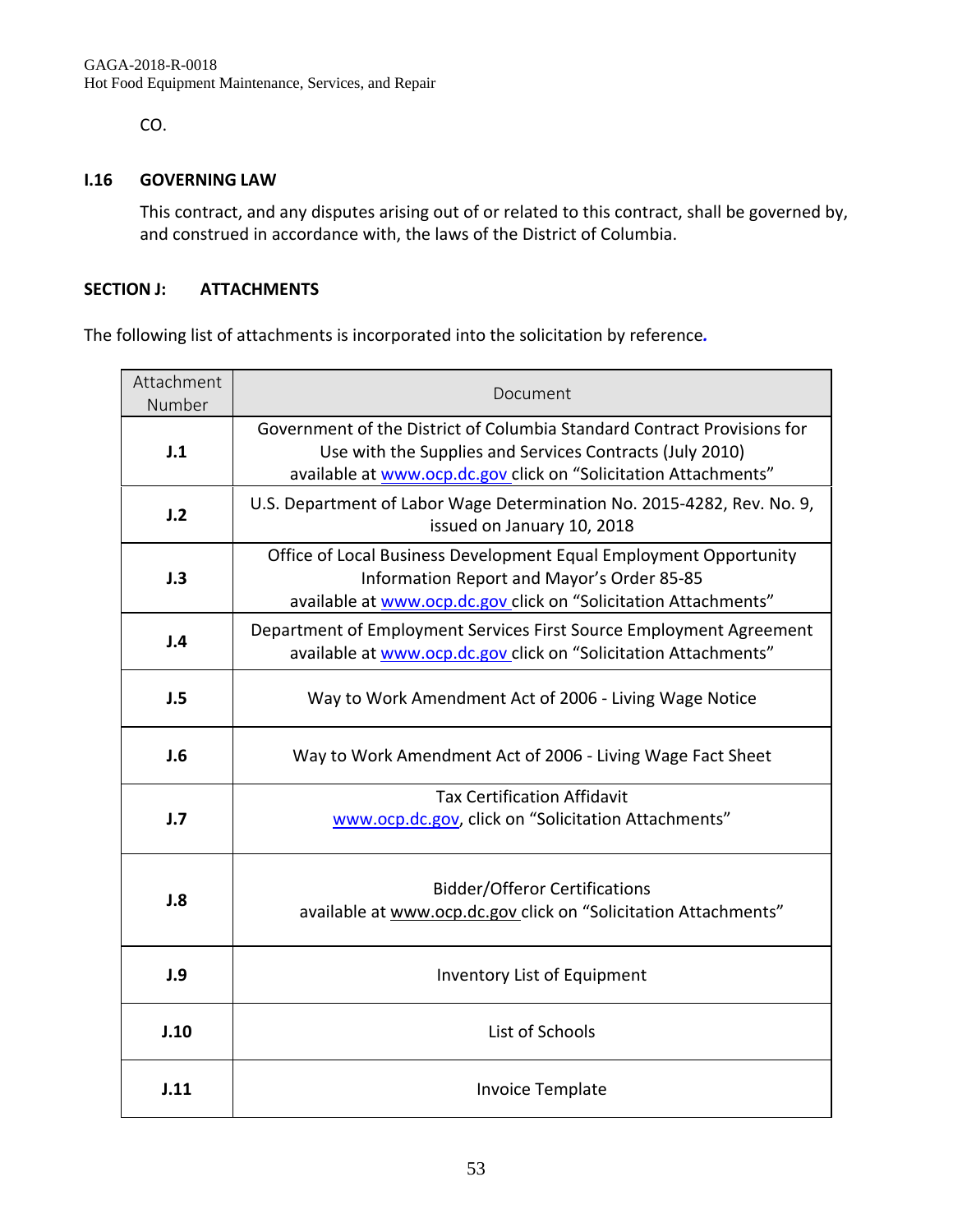CO.

**I.16 GOVERNING LAW**

This contract, and any disputes arising out of or related to this contract, shall be governed by, and construed in accordance with, the laws of the District of Columbia.

## SECTION J: ATTACHMENTS

The following list of attachments is incorporated into the solicitation by reference**.**

| Attachment Number | Document |
|---|---|
| **J.1** | Government of the District of Columbia Standard Contract Provisions for Use with the Supplies and Services Contracts (July 2010) available at www.ocp.dc.gov click on "Solicitation Attachments" |
| **J.2** | U.S. Department of Labor Wage Determination No. 2015-4282, Rev. No. 9, issued on January 10, 2018 |
| **J.3** | Office of Local Business Development Equal Employment Opportunity Information Report and Mayor's Order 85-85 available at www.ocp.dc.gov click on "Solicitation Attachments" |
| **J.4** | Department of Employment Services First Source Employment Agreement available at www.ocp.dc.gov click on "Solicitation Attachments" |
| **J.5** | Way to Work Amendment Act of 2006 - Living Wage Notice |
| **J.6** | Way to Work Amendment Act of 2006 - Living Wage Fact Sheet |
| **J.7** | Tax Certification Affidavit www.ocp.dc.gov, click on "Solicitation Attachments" |
| **J.8** | Bidder/Offeror Certifications available at www.ocp.dc.gov click on "Solicitation Attachments" |
| **J.9** | Inventory List of Equipment |
| **J.10** | List of Schools |
| **J.11** | Invoice Template |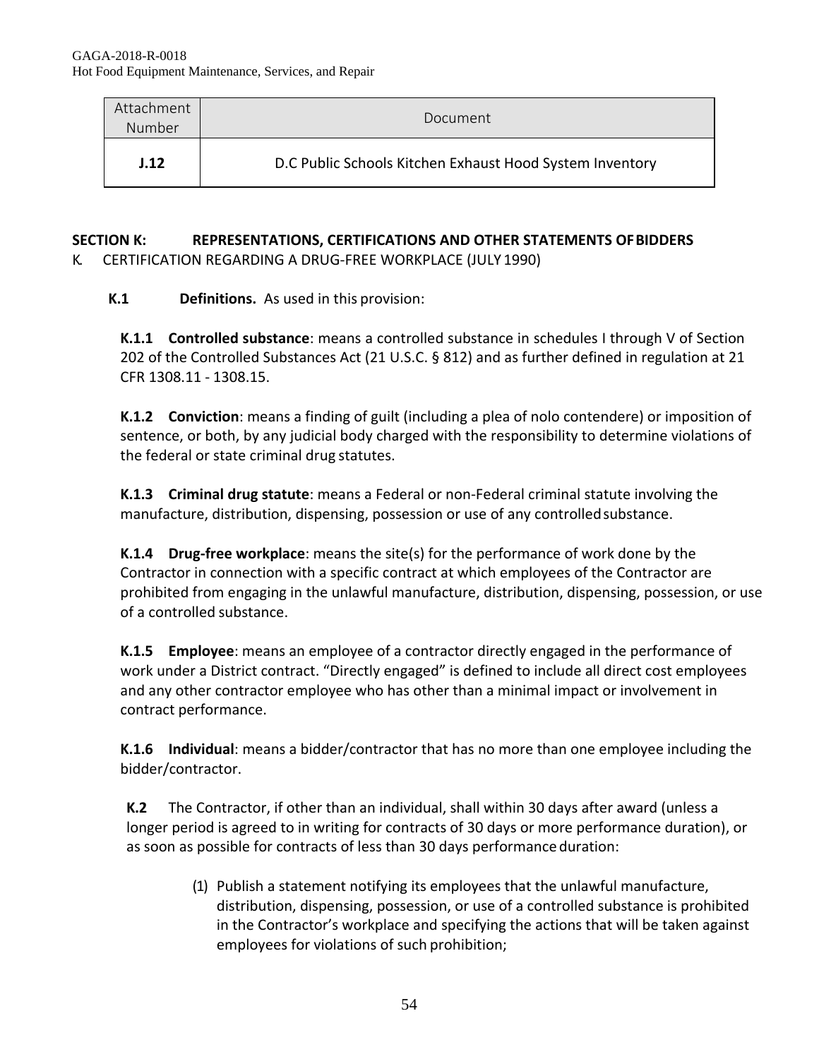| Attachment Number | Document |
|---|---|
| **J.12** | D.C Public Schools Kitchen Exhaust Hood System Inventory |

## SECTION K: REPRESENTATIONS, CERTIFICATIONS AND OTHER STATEMENTS OF BIDDERS

K. CERTIFICATION REGARDING A DRUG-FREE WORKPLACE (JULY 1990)

**K.1 Definitions.** As used in this provision:

**K.1.1 Controlled substance**: means a controlled substance in schedules I through V of Section 202 of the Controlled Substances Act (21 U.S.C. § 812) and as further defined in regulation at 21 CFR 1308.11 - 1308.15.

**K.1.2 Conviction**: means a finding of guilt (including a plea of nolo contendere) or imposition of sentence, or both, by any judicial body charged with the responsibility to determine violations of the federal or state criminal drug statutes.

**K.1.3 Criminal drug statute**: means a Federal or non-Federal criminal statute involving the manufacture, distribution, dispensing, possession or use of any controlled substance.

**K.1.4 Drug-free workplace**: means the site(s) for the performance of work done by the Contractor in connection with a specific contract at which employees of the Contractor are prohibited from engaging in the unlawful manufacture, distribution, dispensing, possession, or use of a controlled substance.

**K.1.5 Employee**: means an employee of a contractor directly engaged in the performance of work under a District contract. "Directly engaged" is defined to include all direct cost employees and any other contractor employee who has other than a minimal impact or involvement in contract performance.

**K.1.6 Individual**: means a bidder/contractor that has no more than one employee including the bidder/contractor.

**K.2** The Contractor, if other than an individual, shall within 30 days after award (unless a longer period is agreed to in writing for contracts of 30 days or more performance duration), or as soon as possible for contracts of less than 30 days performance duration:

(1) Publish a statement notifying its employees that the unlawful manufacture, distribution, dispensing, possession, or use of a controlled substance is prohibited in the Contractor's workplace and specifying the actions that will be taken against employees for violations of such prohibition;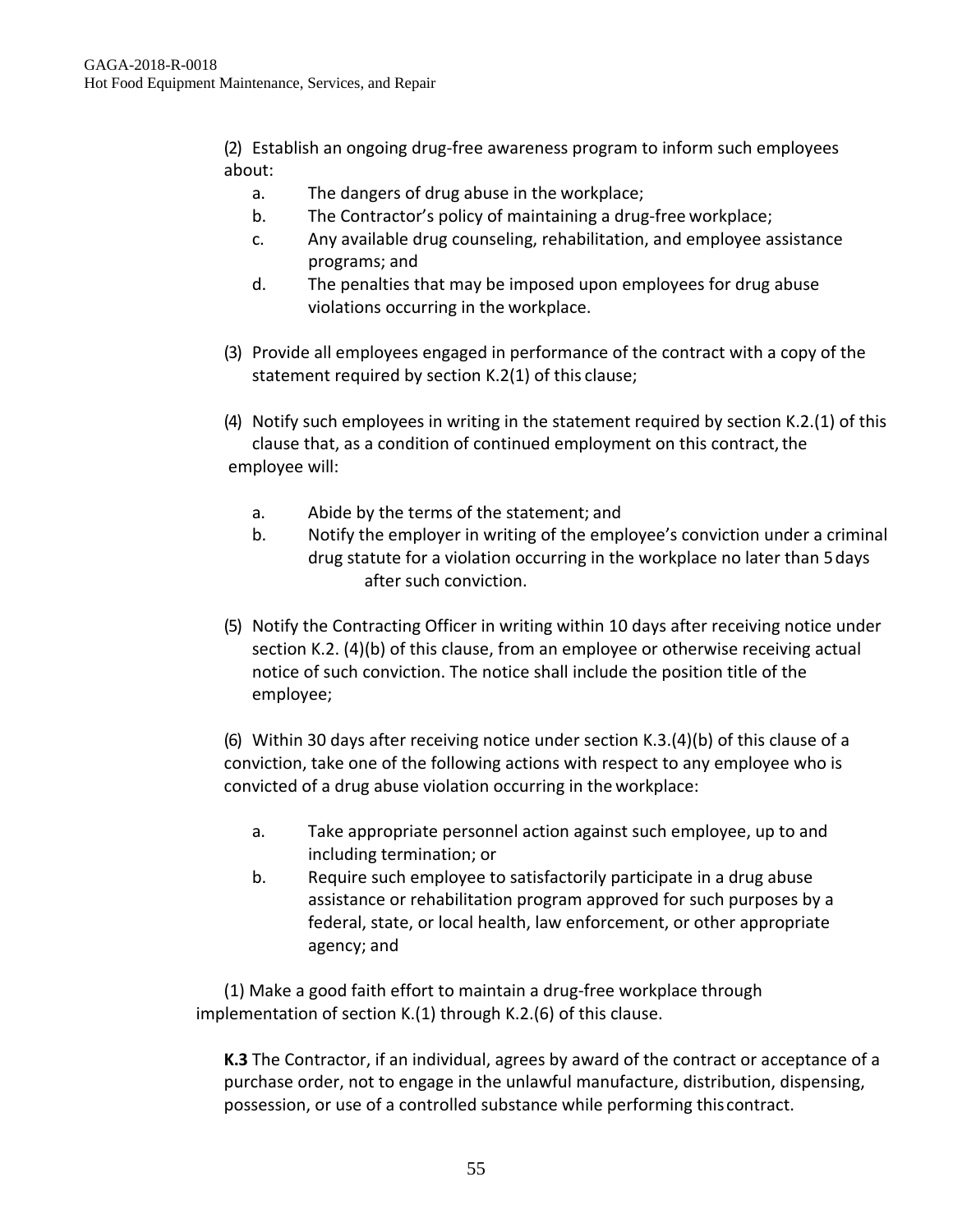(2) Establish an ongoing drug-free awareness program to inform such employees about:

a. The dangers of drug abuse in the workplace;
b. The Contractor's policy of maintaining a drug-free workplace;
c. Any available drug counseling, rehabilitation, and employee assistance programs; and
d. The penalties that may be imposed upon employees for drug abuse violations occurring in the workplace.

(3) Provide all employees engaged in performance of the contract with a copy of the statement required by section K.2(1) of this clause;

(4) Notify such employees in writing in the statement required by section K.2.(1) of this clause that, as a condition of continued employment on this contract, the employee will:

a. Abide by the terms of the statement; and
b. Notify the employer in writing of the employee's conviction under a criminal drug statute for a violation occurring in the workplace no later than 5 days after such conviction.

(5) Notify the Contracting Officer in writing within 10 days after receiving notice under section K.2. (4)(b) of this clause, from an employee or otherwise receiving actual notice of such conviction. The notice shall include the position title of the employee;

(6) Within 30 days after receiving notice under section K.3.(4)(b) of this clause of a conviction, take one of the following actions with respect to any employee who is convicted of a drug abuse violation occurring in the workplace:

a. Take appropriate personnel action against such employee, up to and including termination; or
b. Require such employee to satisfactorily participate in a drug abuse assistance or rehabilitation program approved for such purposes by a federal, state, or local health, law enforcement, or other appropriate agency; and

(1) Make a good faith effort to maintain a drug-free workplace through implementation of section K.(1) through K.2.(6) of this clause.

**K.3** The Contractor, if an individual, agrees by award of the contract or acceptance of a purchase order, not to engage in the unlawful manufacture, distribution, dispensing, possession, or use of a controlled substance while performing this contract.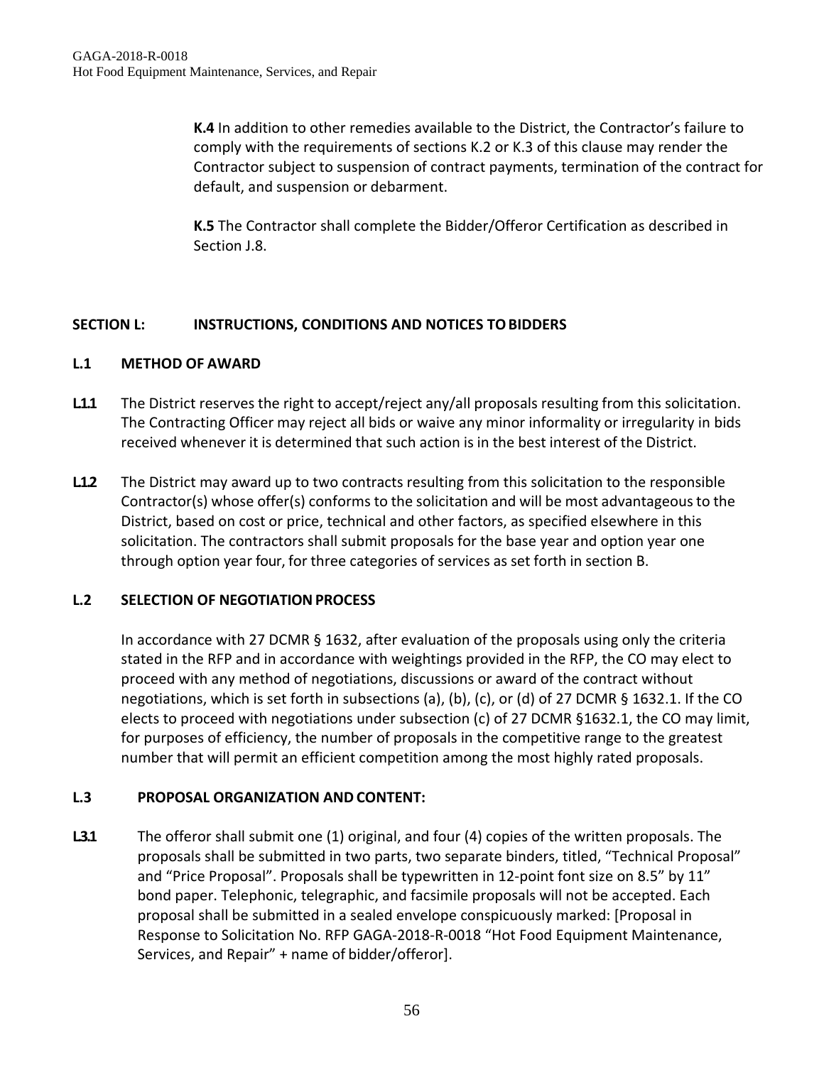**K.4** In addition to other remedies available to the District, the Contractor's failure to comply with the requirements of sections K.2 or K.3 of this clause may render the Contractor subject to suspension of contract payments, termination of the contract for default, and suspension or debarment.

**K.5** The Contractor shall complete the Bidder/Offeror Certification as described in Section J.8.

## SECTION L: INSTRUCTIONS, CONDITIONS AND NOTICES TO BIDDERS

### L.1 METHOD OF AWARD

**L.1.1** The District reserves the right to accept/reject any/all proposals resulting from this solicitation. The Contracting Officer may reject all bids or waive any minor informality or irregularity in bids received whenever it is determined that such action is in the best interest of the District.

**L.1.2** The District may award up to two contracts resulting from this solicitation to the responsible Contractor(s) whose offer(s) conforms to the solicitation and will be most advantageous to the District, based on cost or price, technical and other factors, as specified elsewhere in this solicitation. The contractors shall submit proposals for the base year and option year one through option year four, for three categories of services as set forth in section B.

### L.2 SELECTION OF NEGOTIATION PROCESS

In accordance with 27 DCMR § 1632, after evaluation of the proposals using only the criteria stated in the RFP and in accordance with weightings provided in the RFP, the CO may elect to proceed with any method of negotiations, discussions or award of the contract without negotiations, which is set forth in subsections (a), (b), (c), or (d) of 27 DCMR § 1632.1. If the CO elects to proceed with negotiations under subsection (c) of 27 DCMR §1632.1, the CO may limit, for purposes of efficiency, the number of proposals in the competitive range to the greatest number that will permit an efficient competition among the most highly rated proposals.

### L.3 PROPOSAL ORGANIZATION AND CONTENT:

**L.3.1** The offeror shall submit one (1) original, and four (4) copies of the written proposals. The proposals shall be submitted in two parts, two separate binders, titled, "Technical Proposal" and "Price Proposal". Proposals shall be typewritten in 12-point font size on 8.5" by 11" bond paper. Telephonic, telegraphic, and facsimile proposals will not be accepted. Each proposal shall be submitted in a sealed envelope conspicuously marked: [Proposal in Response to Solicitation No. RFP GAGA-2018-R-0018 "Hot Food Equipment Maintenance, Services, and Repair" + name of bidder/offeror].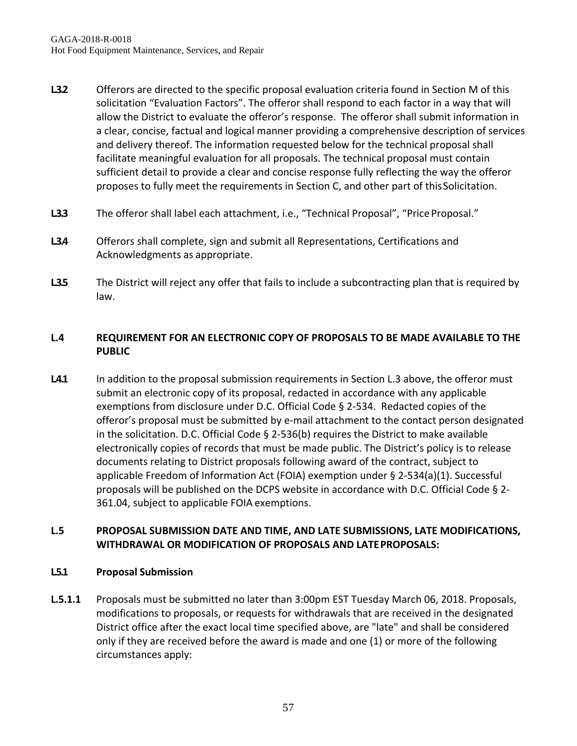**L3.2** Offerors are directed to the specific proposal evaluation criteria found in Section M of this solicitation "Evaluation Factors". The offeror shall respond to each factor in a way that will allow the District to evaluate the offeror's response. The offeror shall submit information in a clear, concise, factual and logical manner providing a comprehensive description of services and delivery thereof. The information requested below for the technical proposal shall facilitate meaningful evaluation for all proposals. The technical proposal must contain sufficient detail to provide a clear and concise response fully reflecting the way the offeror proposes to fully meet the requirements in Section C, and other part of this Solicitation.

**L3.3** The offeror shall label each attachment, i.e., "Technical Proposal", "Price Proposal."

**L3.4** Offerors shall complete, sign and submit all Representations, Certifications and Acknowledgments as appropriate.

**L3.5** The District will reject any offer that fails to include a subcontracting plan that is required by law.

## L.4 REQUIREMENT FOR AN ELECTRONIC COPY OF PROPOSALS TO BE MADE AVAILABLE TO THE PUBLIC

**L4.1** In addition to the proposal submission requirements in Section L.3 above, the offeror must submit an electronic copy of its proposal, redacted in accordance with any applicable exemptions from disclosure under D.C. Official Code § 2-534. Redacted copies of the offeror's proposal must be submitted by e-mail attachment to the contact person designated in the solicitation. D.C. Official Code § 2-536(b) requires the District to make available electronically copies of records that must be made public. The District's policy is to release documents relating to District proposals following award of the contract, subject to applicable Freedom of Information Act (FOIA) exemption under § 2-534(a)(1). Successful proposals will be published on the DCPS website in accordance with D.C. Official Code § 2-361.04, subject to applicable FOIA exemptions.

## L.5 PROPOSAL SUBMISSION DATE AND TIME, AND LATE SUBMISSIONS, LATE MODIFICATIONS, WITHDRAWAL OR MODIFICATION OF PROPOSALS AND LATE PROPOSALS:

### L5.1 Proposal Submission

**L.5.1.1** Proposals must be submitted no later than 3:00pm EST Tuesday March 06, 2018. Proposals, modifications to proposals, or requests for withdrawals that are received in the designated District office after the exact local time specified above, are "late" and shall be considered only if they are received before the award is made and one (1) or more of the following circumstances apply: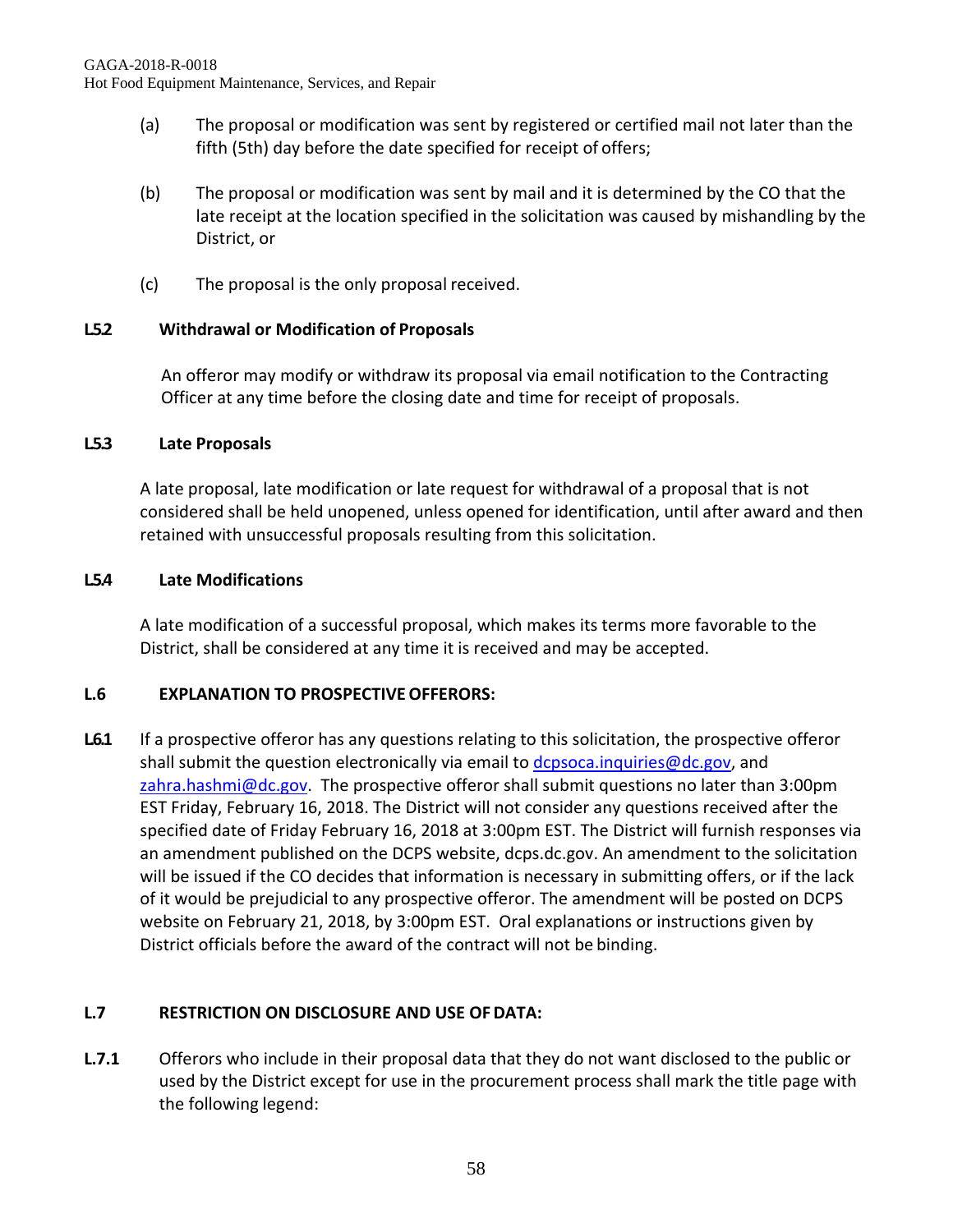(a) The proposal or modification was sent by registered or certified mail not later than the fifth (5th) day before the date specified for receipt of offers;

(b) The proposal or modification was sent by mail and it is determined by the CO that the late receipt at the location specified in the solicitation was caused by mishandling by the District, or

(c) The proposal is the only proposal received.

**L5.2 Withdrawal or Modification of Proposals**

An offeror may modify or withdraw its proposal via email notification to the Contracting Officer at any time before the closing date and time for receipt of proposals.

**L5.3 Late Proposals**

A late proposal, late modification or late request for withdrawal of a proposal that is not considered shall be held unopened, unless opened for identification, until after award and then retained with unsuccessful proposals resulting from this solicitation.

**L5.4 Late Modifications**

A late modification of a successful proposal, which makes its terms more favorable to the District, shall be considered at any time it is received and may be accepted.

**L.6 EXPLANATION TO PROSPECTIVE OFFERORS:**

**L6.1** If a prospective offeror has any questions relating to this solicitation, the prospective offeror shall submit the question electronically via email to dcpsoca.inquiries@dc.gov, and zahra.hashmi@dc.gov. The prospective offeror shall submit questions no later than 3:00pm EST Friday, February 16, 2018. The District will not consider any questions received after the specified date of Friday February 16, 2018 at 3:00pm EST. The District will furnish responses via an amendment published on the DCPS website, dcps.dc.gov. An amendment to the solicitation will be issued if the CO decides that information is necessary in submitting offers, or if the lack of it would be prejudicial to any prospective offeror. The amendment will be posted on DCPS website on February 21, 2018, by 3:00pm EST. Oral explanations or instructions given by District officials before the award of the contract will not be binding.

**L.7 RESTRICTION ON DISCLOSURE AND USE OF DATA:**

**L.7.1** Offerors who include in their proposal data that they do not want disclosed to the public or used by the District except for use in the procurement process shall mark the title page with the following legend: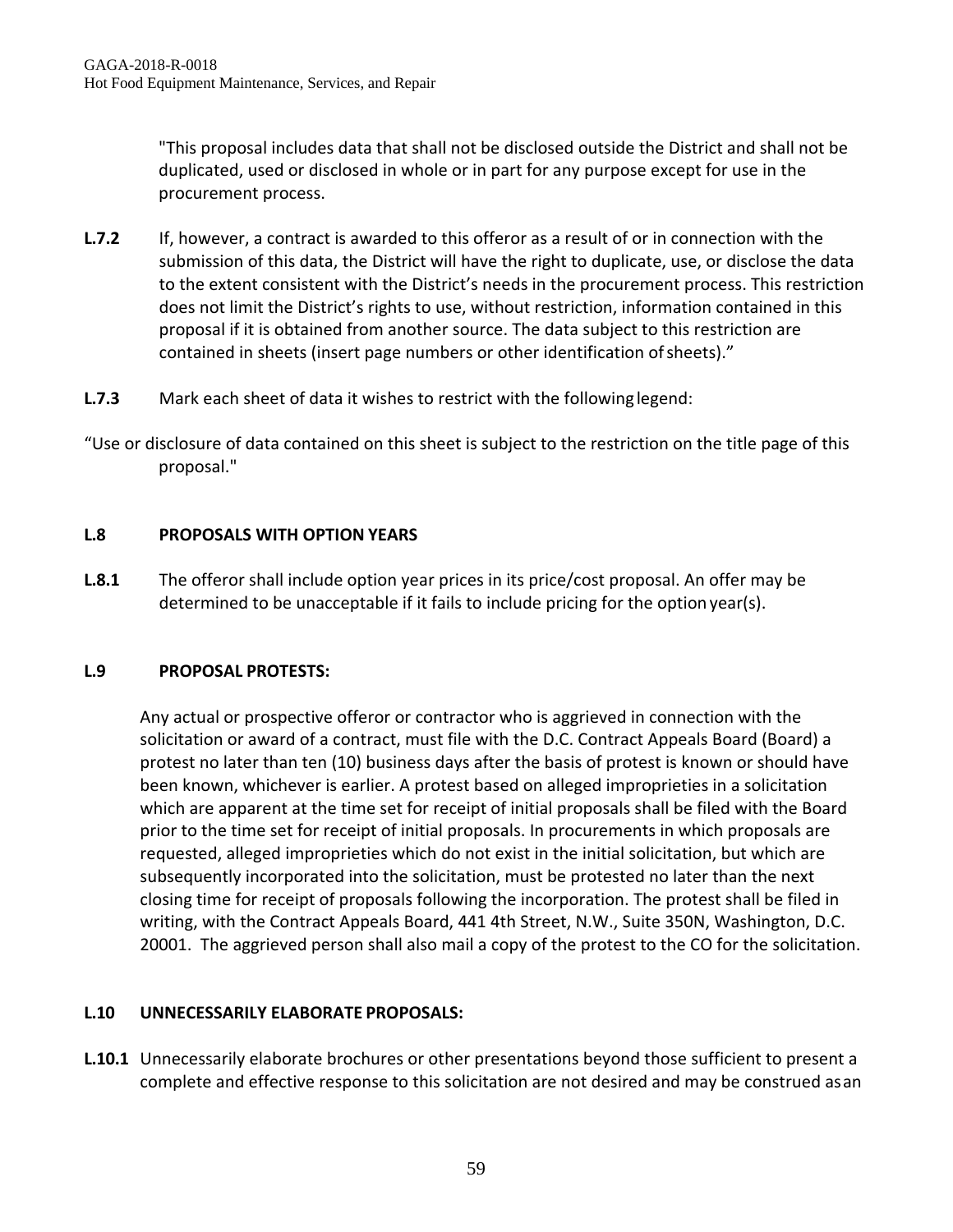"This proposal includes data that shall not be disclosed outside the District and shall not be duplicated, used or disclosed in whole or in part for any purpose except for use in the procurement process.

**L.7.2** If, however, a contract is awarded to this offeror as a result of or in connection with the submission of this data, the District will have the right to duplicate, use, or disclose the data to the extent consistent with the District's needs in the procurement process. This restriction does not limit the District's rights to use, without restriction, information contained in this proposal if it is obtained from another source. The data subject to this restriction are contained in sheets (insert page numbers or other identification of sheets)."

**L.7.3** Mark each sheet of data it wishes to restrict with the following legend:

"Use or disclosure of data contained on this sheet is subject to the restriction on the title page of this proposal."

**L.8 PROPOSALS WITH OPTION YEARS**

**L.8.1** The offeror shall include option year prices in its price/cost proposal. An offer may be determined to be unacceptable if it fails to include pricing for the option year(s).

**L.9 PROPOSAL PROTESTS:**

Any actual or prospective offeror or contractor who is aggrieved in connection with the solicitation or award of a contract, must file with the D.C. Contract Appeals Board (Board) a protest no later than ten (10) business days after the basis of protest is known or should have been known, whichever is earlier. A protest based on alleged improprieties in a solicitation which are apparent at the time set for receipt of initial proposals shall be filed with the Board prior to the time set for receipt of initial proposals. In procurements in which proposals are requested, alleged improprieties which do not exist in the initial solicitation, but which are subsequently incorporated into the solicitation, must be protested no later than the next closing time for receipt of proposals following the incorporation. The protest shall be filed in writing, with the Contract Appeals Board, 441 4th Street, N.W., Suite 350N, Washington, D.C. 20001. The aggrieved person shall also mail a copy of the protest to the CO for the solicitation.

**L.10 UNNECESSARILY ELABORATE PROPOSALS:**

**L.10.1** Unnecessarily elaborate brochures or other presentations beyond those sufficient to present a complete and effective response to this solicitation are not desired and may be construed as an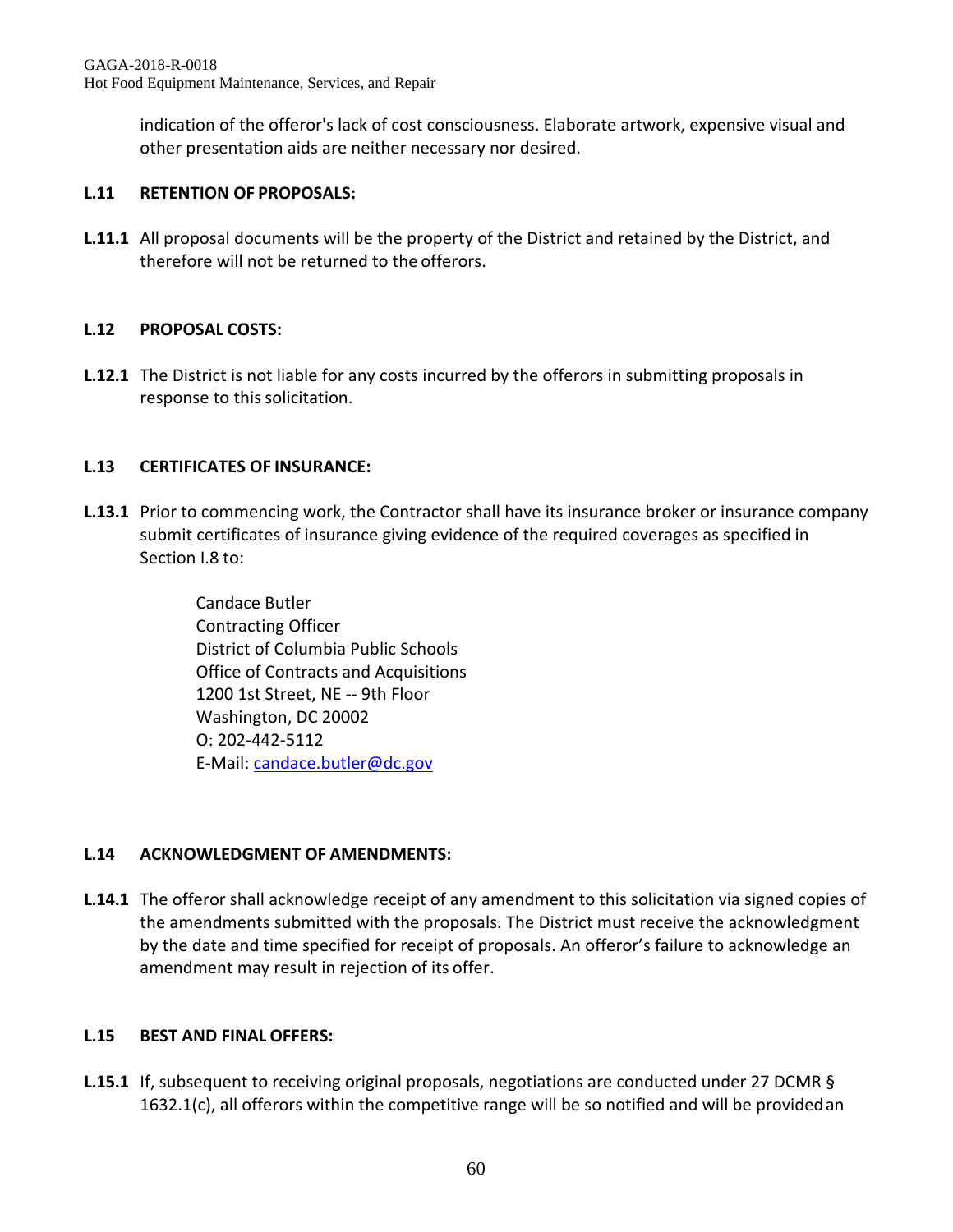indication of the offeror's lack of cost consciousness. Elaborate artwork, expensive visual and other presentation aids are neither necessary nor desired.

### L.11 RETENTION OF PROPOSALS:

**L.11.1** All proposal documents will be the property of the District and retained by the District, and therefore will not be returned to the offerors.

### L.12 PROPOSAL COSTS:

**L.12.1** The District is not liable for any costs incurred by the offerors in submitting proposals in response to this solicitation.

### L.13 CERTIFICATES OF INSURANCE:

**L.13.1** Prior to commencing work, the Contractor shall have its insurance broker or insurance company submit certificates of insurance giving evidence of the required coverages as specified in Section I.8 to:

Candace Butler
Contracting Officer
District of Columbia Public Schools
Office of Contracts and Acquisitions
1200 1st Street, NE -- 9th Floor
Washington, DC 20002
O: 202-442-5112
E-Mail: candace.butler@dc.gov

### L.14 ACKNOWLEDGMENT OF AMENDMENTS:

**L.14.1** The offeror shall acknowledge receipt of any amendment to this solicitation via signed copies of the amendments submitted with the proposals. The District must receive the acknowledgment by the date and time specified for receipt of proposals. An offeror's failure to acknowledge an amendment may result in rejection of its offer.

### L.15 BEST AND FINAL OFFERS:

**L.15.1** If, subsequent to receiving original proposals, negotiations are conducted under 27 DCMR § 1632.1(c), all offerors within the competitive range will be so notified and will be provided an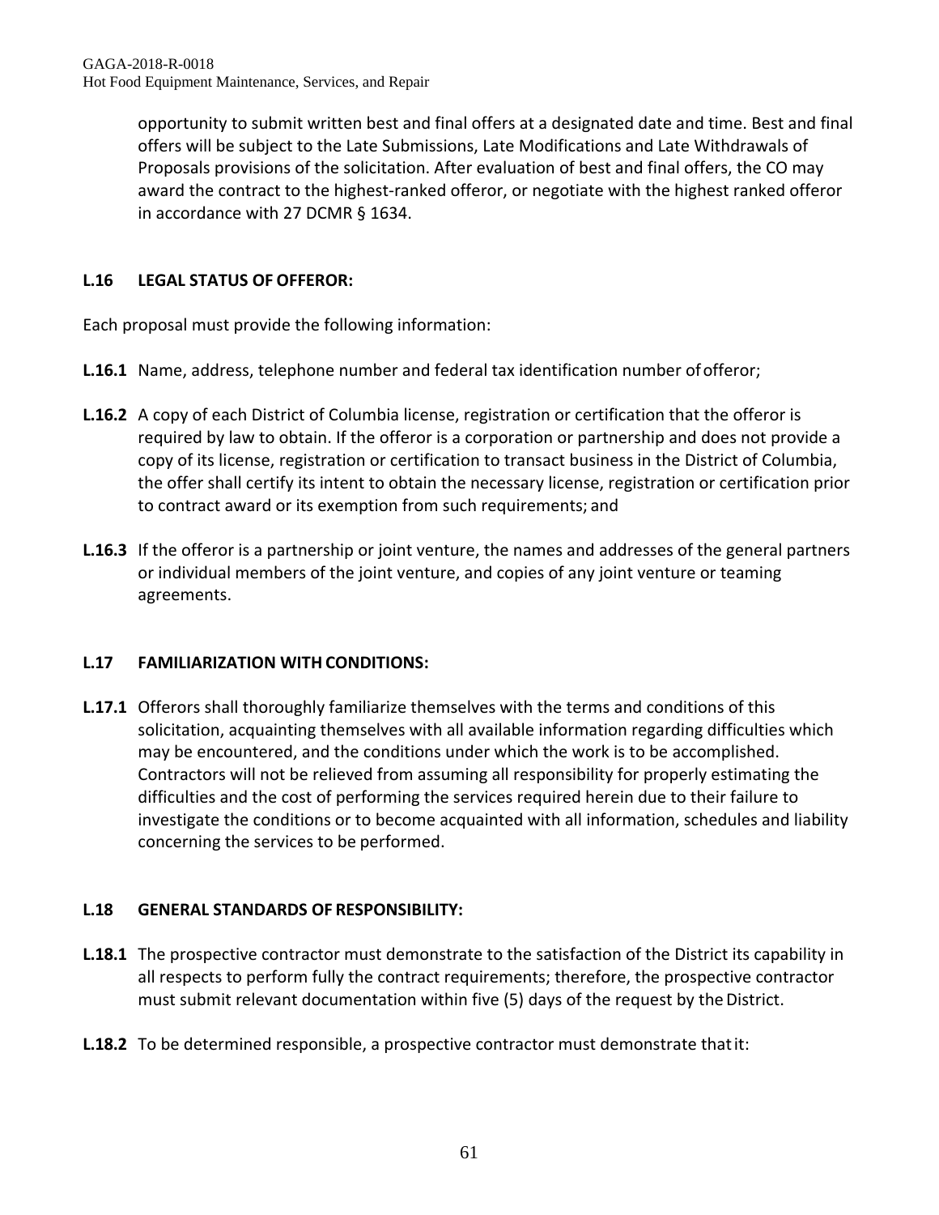opportunity to submit written best and final offers at a designated date and time. Best and final offers will be subject to the Late Submissions, Late Modifications and Late Withdrawals of Proposals provisions of the solicitation. After evaluation of best and final offers, the CO may award the contract to the highest-ranked offeror, or negotiate with the highest ranked offeror in accordance with 27 DCMR § 1634.

### L.16 LEGAL STATUS OF OFFEROR:

Each proposal must provide the following information:

**L.16.1** Name, address, telephone number and federal tax identification number of offeror;

**L.16.2** A copy of each District of Columbia license, registration or certification that the offeror is required by law to obtain. If the offeror is a corporation or partnership and does not provide a copy of its license, registration or certification to transact business in the District of Columbia, the offer shall certify its intent to obtain the necessary license, registration or certification prior to contract award or its exemption from such requirements; and

**L.16.3** If the offeror is a partnership or joint venture, the names and addresses of the general partners or individual members of the joint venture, and copies of any joint venture or teaming agreements.

### L.17 FAMILIARIZATION WITH CONDITIONS:

**L.17.1** Offerors shall thoroughly familiarize themselves with the terms and conditions of this solicitation, acquainting themselves with all available information regarding difficulties which may be encountered, and the conditions under which the work is to be accomplished. Contractors will not be relieved from assuming all responsibility for properly estimating the difficulties and the cost of performing the services required herein due to their failure to investigate the conditions or to become acquainted with all information, schedules and liability concerning the services to be performed.

### L.18 GENERAL STANDARDS OF RESPONSIBILITY:

**L.18.1** The prospective contractor must demonstrate to the satisfaction of the District its capability in all respects to perform fully the contract requirements; therefore, the prospective contractor must submit relevant documentation within five (5) days of the request by the District.

**L.18.2** To be determined responsible, a prospective contractor must demonstrate that it: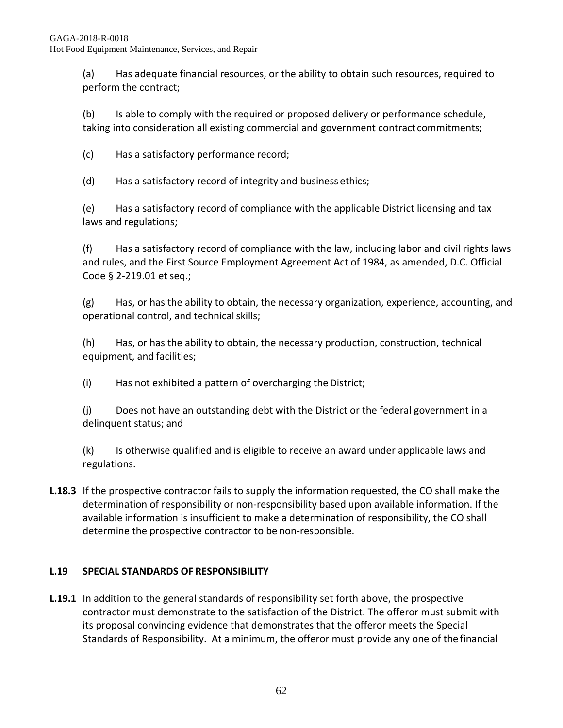(a) Has adequate financial resources, or the ability to obtain such resources, required to perform the contract;

(b) Is able to comply with the required or proposed delivery or performance schedule, taking into consideration all existing commercial and government contract commitments;

(c) Has a satisfactory performance record;

(d) Has a satisfactory record of integrity and business ethics;

(e) Has a satisfactory record of compliance with the applicable District licensing and tax laws and regulations;

(f) Has a satisfactory record of compliance with the law, including labor and civil rights laws and rules, and the First Source Employment Agreement Act of 1984, as amended, D.C. Official Code § 2-219.01 et seq.;

(g) Has, or has the ability to obtain, the necessary organization, experience, accounting, and operational control, and technical skills;

(h) Has, or has the ability to obtain, the necessary production, construction, technical equipment, and facilities;

(i) Has not exhibited a pattern of overcharging the District;

(j) Does not have an outstanding debt with the District or the federal government in a delinquent status; and

(k) Is otherwise qualified and is eligible to receive an award under applicable laws and regulations.

**L.18.3** If the prospective contractor fails to supply the information requested, the CO shall make the determination of responsibility or non-responsibility based upon available information. If the available information is insufficient to make a determination of responsibility, the CO shall determine the prospective contractor to be non-responsible.

## L.19 SPECIAL STANDARDS OF RESPONSIBILITY

**L.19.1** In addition to the general standards of responsibility set forth above, the prospective contractor must demonstrate to the satisfaction of the District. The offeror must submit with its proposal convincing evidence that demonstrates that the offeror meets the Special Standards of Responsibility. At a minimum, the offeror must provide any one of the financial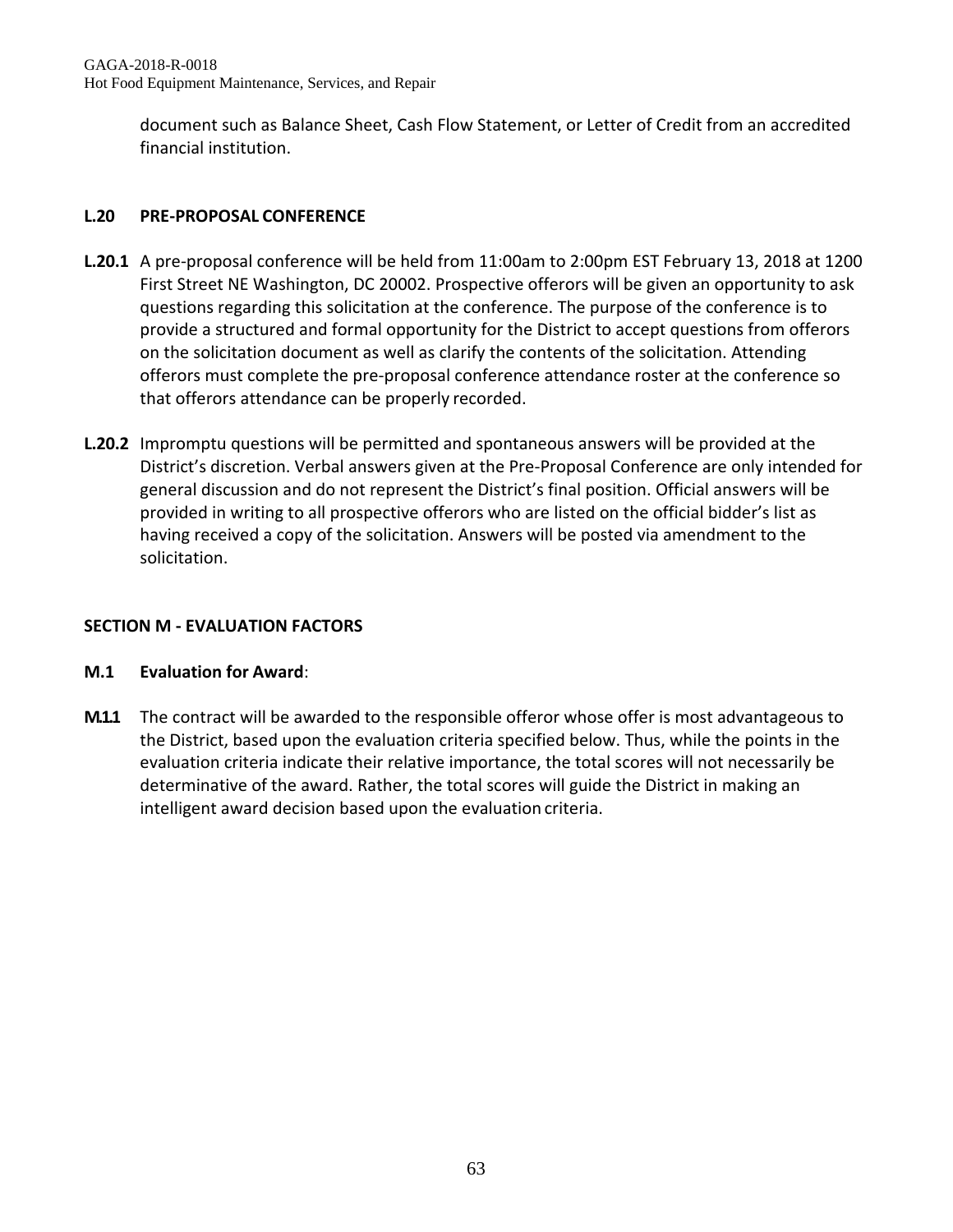document such as Balance Sheet, Cash Flow Statement, or Letter of Credit from an accredited financial institution.

**L.20 PRE-PROPOSAL CONFERENCE**

**L.20.1** A pre-proposal conference will be held from 11:00am to 2:00pm EST February 13, 2018 at 1200 First Street NE Washington, DC 20002. Prospective offerors will be given an opportunity to ask questions regarding this solicitation at the conference. The purpose of the conference is to provide a structured and formal opportunity for the District to accept questions from offerors on the solicitation document as well as clarify the contents of the solicitation. Attending offerors must complete the pre-proposal conference attendance roster at the conference so that offerors attendance can be properly recorded.

**L.20.2** Impromptu questions will be permitted and spontaneous answers will be provided at the District's discretion. Verbal answers given at the Pre-Proposal Conference are only intended for general discussion and do not represent the District's final position. Official answers will be provided in writing to all prospective offerors who are listed on the official bidder's list as having received a copy of the solicitation. Answers will be posted via amendment to the solicitation.

**SECTION M - EVALUATION FACTORS**

**M.1 Evaluation for Award**:

**M.1.1** The contract will be awarded to the responsible offeror whose offer is most advantageous to the District, based upon the evaluation criteria specified below. Thus, while the points in the evaluation criteria indicate their relative importance, the total scores will not necessarily be determinative of the award. Rather, the total scores will guide the District in making an intelligent award decision based upon the evaluation criteria.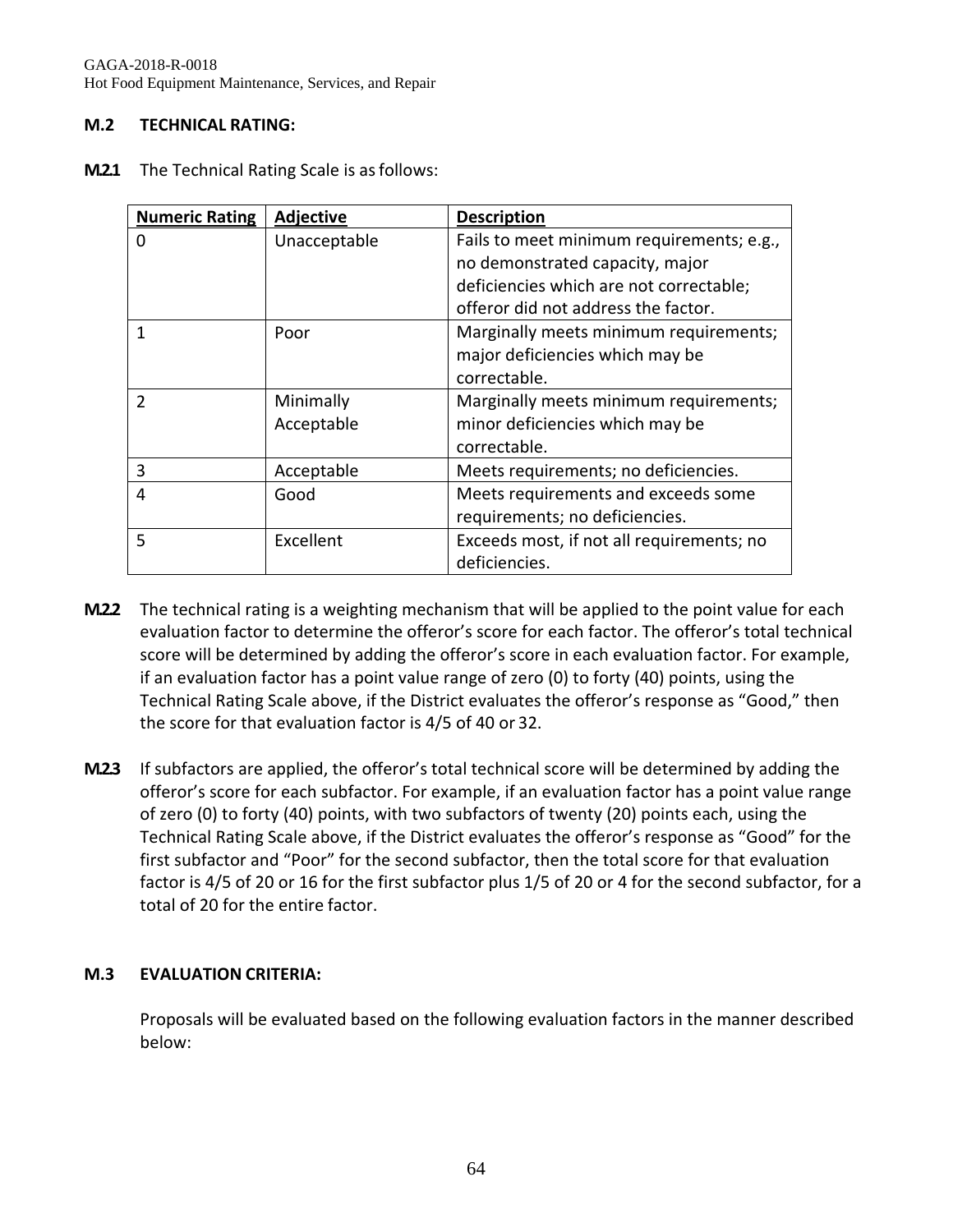**M.2 TECHNICAL RATING:**

**M.2.1** The Technical Rating Scale is as follows:

| Numeric Rating | Adjective | Description |
|---|---|---|
| 0 | Unacceptable | Fails to meet minimum requirements; e.g., no demonstrated capacity, major deficiencies which are not correctable; offeror did not address the factor. |
| 1 | Poor | Marginally meets minimum requirements; major deficiencies which may be correctable. |
| 2 | Minimally Acceptable | Marginally meets minimum requirements; minor deficiencies which may be correctable. |
| 3 | Acceptable | Meets requirements; no deficiencies. |
| 4 | Good | Meets requirements and exceeds some requirements; no deficiencies. |
| 5 | Excellent | Exceeds most, if not all requirements; no deficiencies. |

**M.2.2** The technical rating is a weighting mechanism that will be applied to the point value for each evaluation factor to determine the offeror's score for each factor. The offeror's total technical score will be determined by adding the offeror's score in each evaluation factor. For example, if an evaluation factor has a point value range of zero (0) to forty (40) points, using the Technical Rating Scale above, if the District evaluates the offeror's response as "Good," then the score for that evaluation factor is 4/5 of 40 or 32.

**M.2.3** If subfactors are applied, the offeror's total technical score will be determined by adding the offeror's score for each subfactor. For example, if an evaluation factor has a point value range of zero (0) to forty (40) points, with two subfactors of twenty (20) points each, using the Technical Rating Scale above, if the District evaluates the offeror's response as "Good" for the first subfactor and "Poor" for the second subfactor, then the total score for that evaluation factor is 4/5 of 20 or 16 for the first subfactor plus 1/5 of 20 or 4 for the second subfactor, for a total of 20 for the entire factor.

**M.3 EVALUATION CRITERIA:**

Proposals will be evaluated based on the following evaluation factors in the manner described below: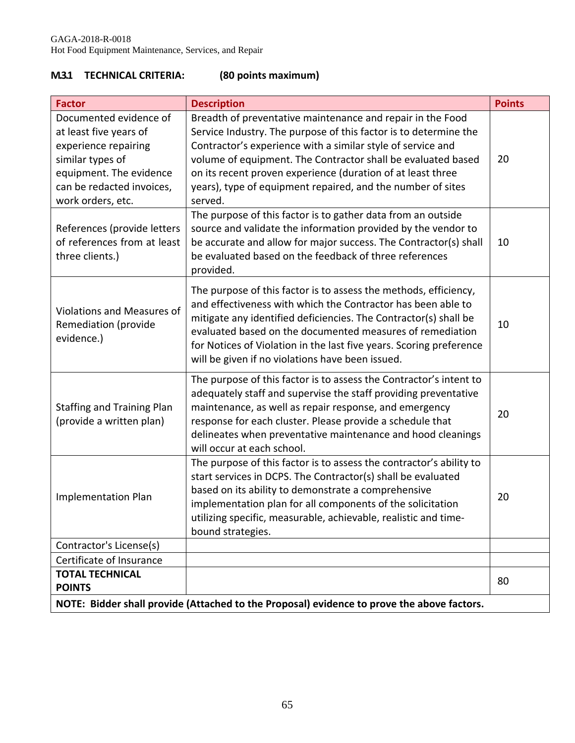### M.3.1 TECHNICAL CRITERIA: (80 points maximum)

| Factor | Description | Points |
|---|---|---|
| Documented evidence of at least five years of experience repairing similar types of equipment. The evidence can be redacted invoices, work orders, etc. | Breadth of preventative maintenance and repair in the Food Service Industry. The purpose of this factor is to determine the Contractor's experience with a similar style of service and volume of equipment. The Contractor shall be evaluated based on its recent proven experience (duration of at least three years), type of equipment repaired, and the number of sites served. | 20 |
| References (provide letters of references from at least three clients.) | The purpose of this factor is to gather data from an outside source and validate the information provided by the vendor to be accurate and allow for major success. The Contractor(s) shall be evaluated based on the feedback of three references provided. | 10 |
| Violations and Measures of Remediation (provide evidence.) | The purpose of this factor is to assess the methods, efficiency, and effectiveness with which the Contractor has been able to mitigate any identified deficiencies. The Contractor(s) shall be evaluated based on the documented measures of remediation for Notices of Violation in the last five years. Scoring preference will be given if no violations have been issued. | 10 |
| Staffing and Training Plan (provide a written plan) | The purpose of this factor is to assess the Contractor's intent to adequately staff and supervise the staff providing preventative maintenance, as well as repair response, and emergency response for each cluster. Please provide a schedule that delineates when preventative maintenance and hood cleanings will occur at each school. | 20 |
| Implementation Plan | The purpose of this factor is to assess the contractor's ability to start services in DCPS. The Contractor(s) shall be evaluated based on its ability to demonstrate a comprehensive implementation plan for all components of the solicitation utilizing specific, measurable, achievable, realistic and time-bound strategies. | 20 |
| Contractor's License(s) | | |
| Certificate of Insurance | | |
| **TOTAL TECHNICAL POINTS** | | 80 |
| **NOTE: Bidder shall provide (Attached to the Proposal) evidence to prove the above factors.** | | |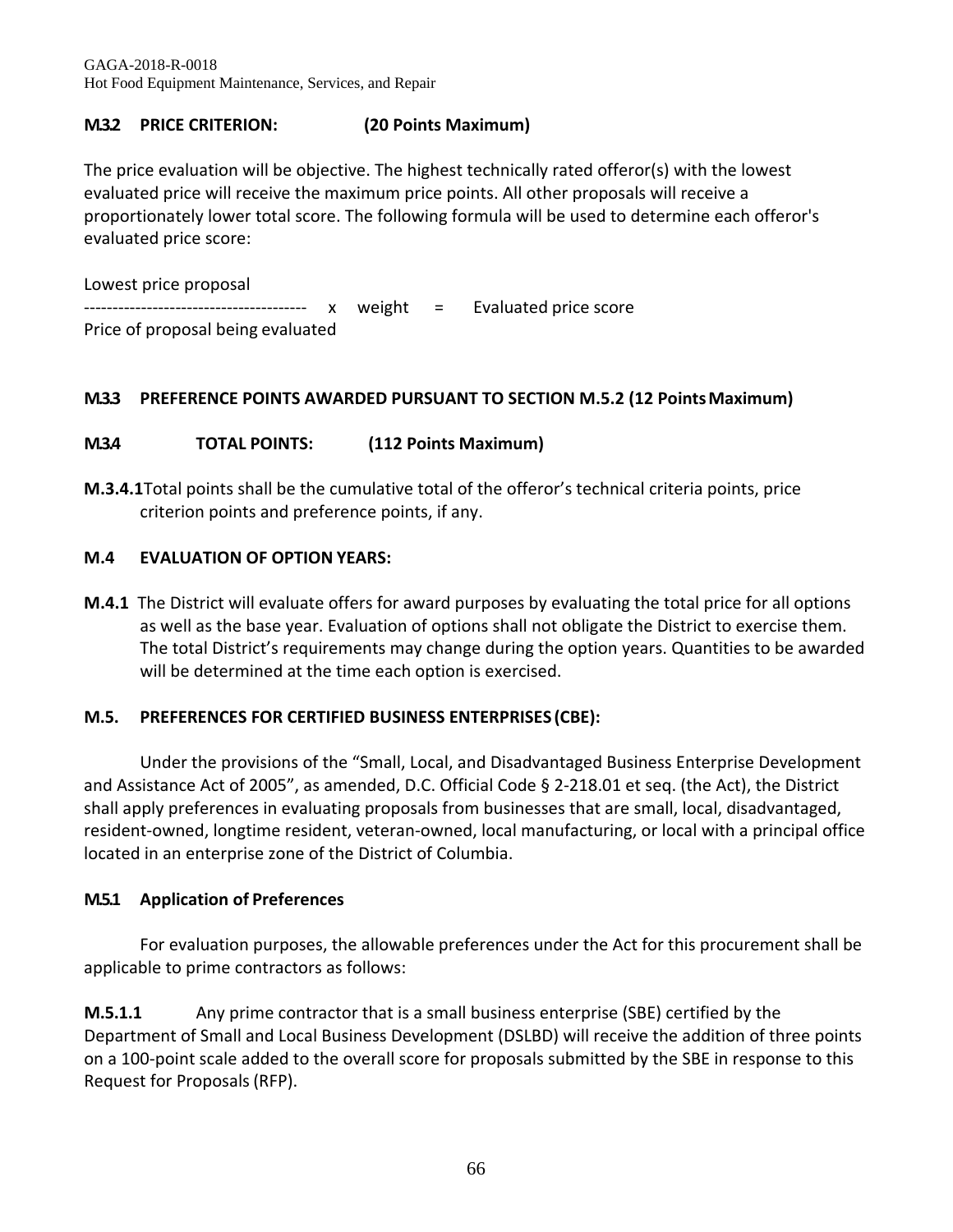**M.3.2 PRICE CRITERION: (20 Points Maximum)**

The price evaluation will be objective. The highest technically rated offeror(s) with the lowest evaluated price will receive the maximum price points. All other proposals will receive a proportionately lower total score. The following formula will be used to determine each offeror's evaluated price score:

$$\frac{\text{Lowest price proposal}}{\text{Price of proposal being evaluated}} \times \text{weight} = \text{Evaluated price score}$$

**M.3.3 PREFERENCE POINTS AWARDED PURSUANT TO SECTION M.5.2 (12 Points Maximum)**

**M.3.4 TOTAL POINTS: (112 Points Maximum)**

**M.3.4.1** Total points shall be the cumulative total of the offeror's technical criteria points, price criterion points and preference points, if any.

**M.4 EVALUATION OF OPTION YEARS:**

**M.4.1** The District will evaluate offers for award purposes by evaluating the total price for all options as well as the base year. Evaluation of options shall not obligate the District to exercise them. The total District's requirements may change during the option years. Quantities to be awarded will be determined at the time each option is exercised.

**M.5. PREFERENCES FOR CERTIFIED BUSINESS ENTERPRISES (CBE):**

Under the provisions of the "Small, Local, and Disadvantaged Business Enterprise Development and Assistance Act of 2005", as amended, D.C. Official Code § 2-218.01 et seq. (the Act), the District shall apply preferences in evaluating proposals from businesses that are small, local, disadvantaged, resident-owned, longtime resident, veteran-owned, local manufacturing, or local with a principal office located in an enterprise zone of the District of Columbia.

**M.5.1 Application of Preferences**

For evaluation purposes, the allowable preferences under the Act for this procurement shall be applicable to prime contractors as follows:

**M.5.1.1** Any prime contractor that is a small business enterprise (SBE) certified by the Department of Small and Local Business Development (DSLBD) will receive the addition of three points on a 100-point scale added to the overall score for proposals submitted by the SBE in response to this Request for Proposals (RFP).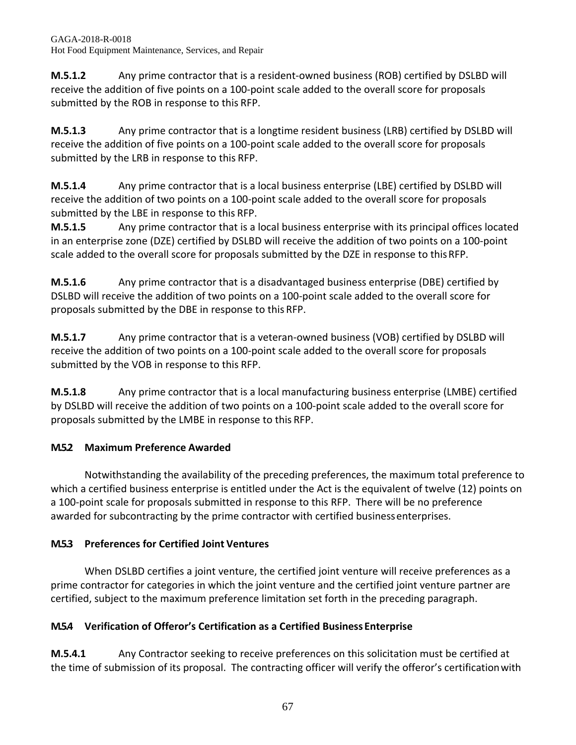**M.5.1.2** Any prime contractor that is a resident-owned business (ROB) certified by DSLBD will receive the addition of five points on a 100-point scale added to the overall score for proposals submitted by the ROB in response to this RFP.

**M.5.1.3** Any prime contractor that is a longtime resident business (LRB) certified by DSLBD will receive the addition of five points on a 100-point scale added to the overall score for proposals submitted by the LRB in response to this RFP.

**M.5.1.4** Any prime contractor that is a local business enterprise (LBE) certified by DSLBD will receive the addition of two points on a 100-point scale added to the overall score for proposals submitted by the LBE in response to this RFP.

**M.5.1.5** Any prime contractor that is a local business enterprise with its principal offices located in an enterprise zone (DZE) certified by DSLBD will receive the addition of two points on a 100-point scale added to the overall score for proposals submitted by the DZE in response to this RFP.

**M.5.1.6** Any prime contractor that is a disadvantaged business enterprise (DBE) certified by DSLBD will receive the addition of two points on a 100-point scale added to the overall score for proposals submitted by the DBE in response to this RFP.

**M.5.1.7** Any prime contractor that is a veteran-owned business (VOB) certified by DSLBD will receive the addition of two points on a 100-point scale added to the overall score for proposals submitted by the VOB in response to this RFP.

**M.5.1.8** Any prime contractor that is a local manufacturing business enterprise (LMBE) certified by DSLBD will receive the addition of two points on a 100-point scale added to the overall score for proposals submitted by the LMBE in response to this RFP.

**M.5.2 Maximum Preference Awarded**

Notwithstanding the availability of the preceding preferences, the maximum total preference to which a certified business enterprise is entitled under the Act is the equivalent of twelve (12) points on a 100-point scale for proposals submitted in response to this RFP. There will be no preference awarded for subcontracting by the prime contractor with certified business enterprises.

**M.5.3 Preferences for Certified Joint Ventures**

When DSLBD certifies a joint venture, the certified joint venture will receive preferences as a prime contractor for categories in which the joint venture and the certified joint venture partner are certified, subject to the maximum preference limitation set forth in the preceding paragraph.

**M.5.4 Verification of Offeror's Certification as a Certified Business Enterprise**

**M.5.4.1** Any Contractor seeking to receive preferences on this solicitation must be certified at the time of submission of its proposal. The contracting officer will verify the offeror's certification with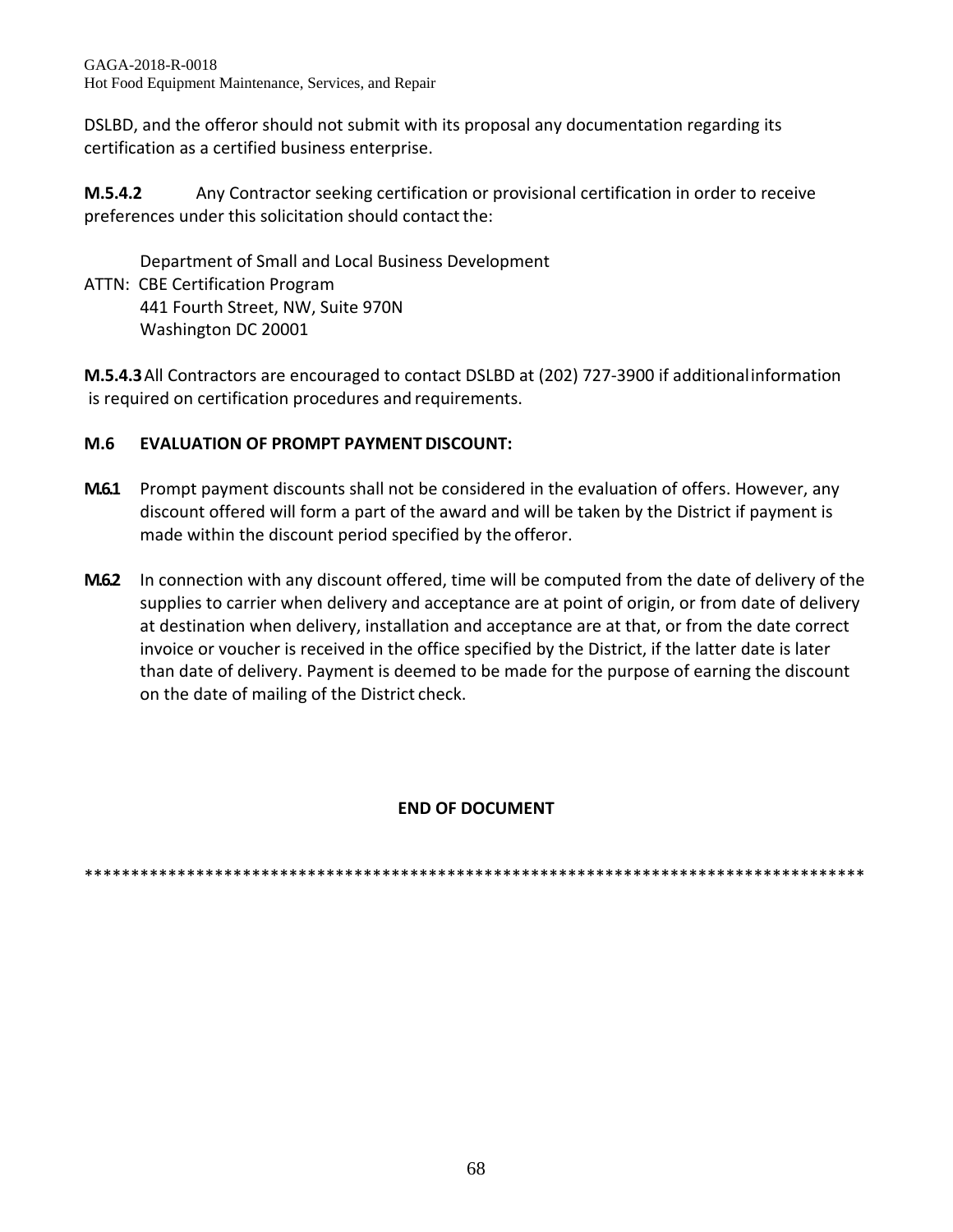DSLBD, and the offeror should not submit with its proposal any documentation regarding its certification as a certified business enterprise.

**M.5.4.2** Any Contractor seeking certification or provisional certification in order to receive preferences under this solicitation should contact the:

Department of Small and Local Business Development
ATTN: CBE Certification Program
441 Fourth Street, NW, Suite 970N
Washington DC 20001

**M.5.4.3** All Contractors are encouraged to contact DSLBD at (202) 727-3900 if additional information is required on certification procedures and requirements.

### M.6 EVALUATION OF PROMPT PAYMENT DISCOUNT:

**M.6.1** Prompt payment discounts shall not be considered in the evaluation of offers. However, any discount offered will form a part of the award and will be taken by the District if payment is made within the discount period specified by the offeror.

**M.6.2** In connection with any discount offered, time will be computed from the date of delivery of the supplies to carrier when delivery and acceptance are at point of origin, or from date of delivery at destination when delivery, installation and acceptance are at that, or from the date correct invoice or voucher is received in the office specified by the District, if the latter date is later than date of delivery. Payment is deemed to be made for the purpose of earning the discount on the date of mailing of the District check.

**END OF DOCUMENT**

*************************************************************************************